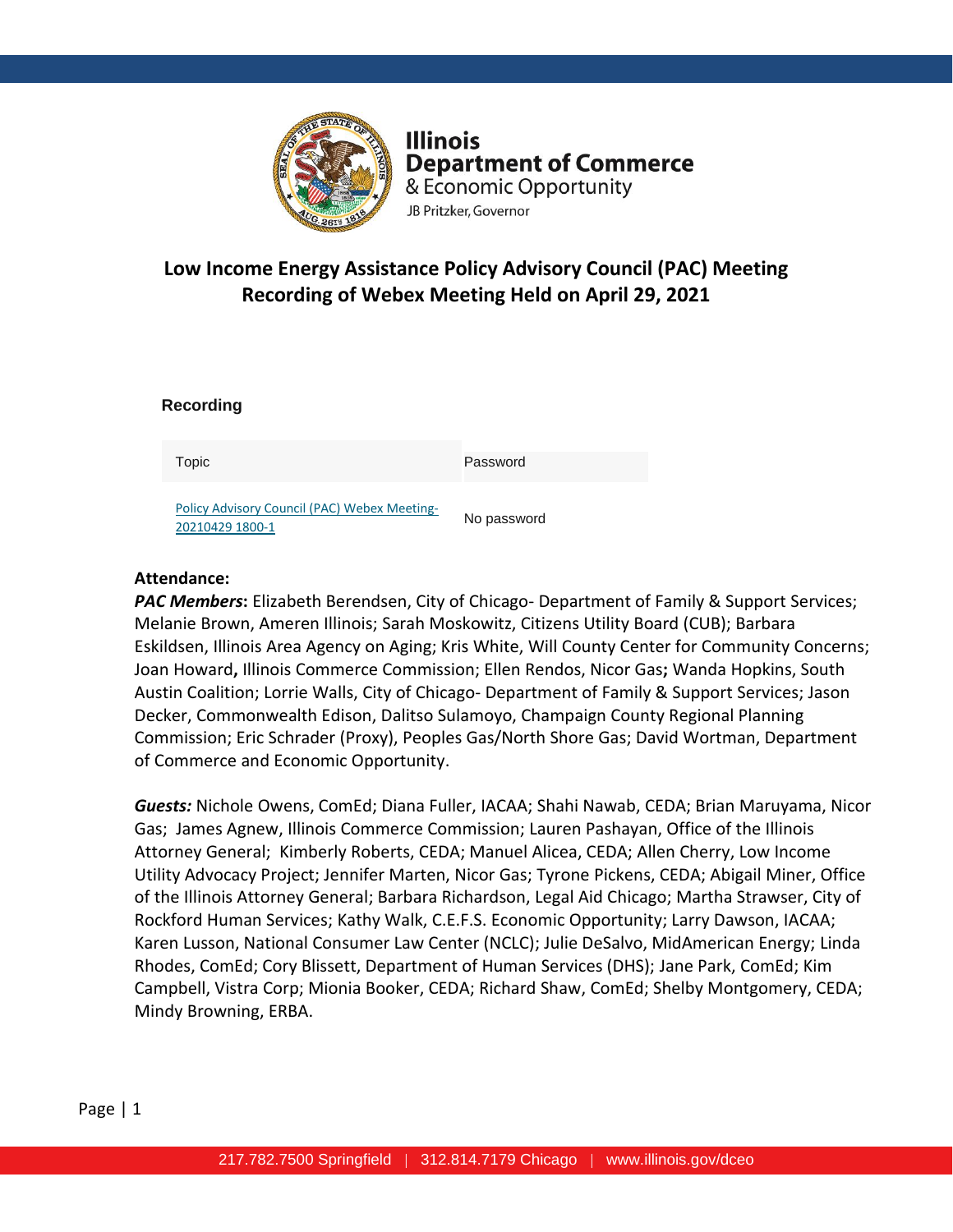Illinois
Department of Commerce
& Economic Opportunity
JB Pritzker, Governor

# Low Income Energy Assistance Policy Advisory Council (PAC) Meeting
# Recording of Webex Meeting Held on April 29, 2021

### Recording

| Topic | Password |
| --- | --- |
| Policy Advisory Council (PAC) Webex Meeting-20210429 1800-1 | No password |

**Attendance:**

***PAC Members*:** Elizabeth Berendsen, City of Chicago- Department of Family & Support Services; Melanie Brown, Ameren Illinois; Sarah Moskowitz, Citizens Utility Board (CUB); Barbara Eskildsen, Illinois Area Agency on Aging; Kris White, Will County Center for Community Concerns; Joan Howard**,** Illinois Commerce Commission; Ellen Rendos, Nicor Gas**;** Wanda Hopkins, South Austin Coalition; Lorrie Walls, City of Chicago- Department of Family & Support Services; Jason Decker, Commonwealth Edison, Dalitso Sulamoyo, Champaign County Regional Planning Commission; Eric Schrader (Proxy), Peoples Gas/North Shore Gas; David Wortman, Department of Commerce and Economic Opportunity.

***Guests:*** Nichole Owens, ComEd; Diana Fuller, IACAA; Shahi Nawab, CEDA; Brian Maruyama, Nicor Gas; James Agnew, Illinois Commerce Commission; Lauren Pashayan, Office of the Illinois Attorney General; Kimberly Roberts, CEDA; Manuel Alicea, CEDA; Allen Cherry, Low Income Utility Advocacy Project; Jennifer Marten, Nicor Gas; Tyrone Pickens, CEDA; Abigail Miner, Office of the Illinois Attorney General; Barbara Richardson, Legal Aid Chicago; Martha Strawser, City of Rockford Human Services; Kathy Walk, C.E.F.S. Economic Opportunity; Larry Dawson, IACAA; Karen Lusson, National Consumer Law Center (NCLC); Julie DeSalvo, MidAmerican Energy; Linda Rhodes, ComEd; Cory Blissett, Department of Human Services (DHS); Jane Park, ComEd; Kim Campbell, Vistra Corp; Mionia Booker, CEDA; Richard Shaw, ComEd; Shelby Montgomery, CEDA; Mindy Browning, ERBA.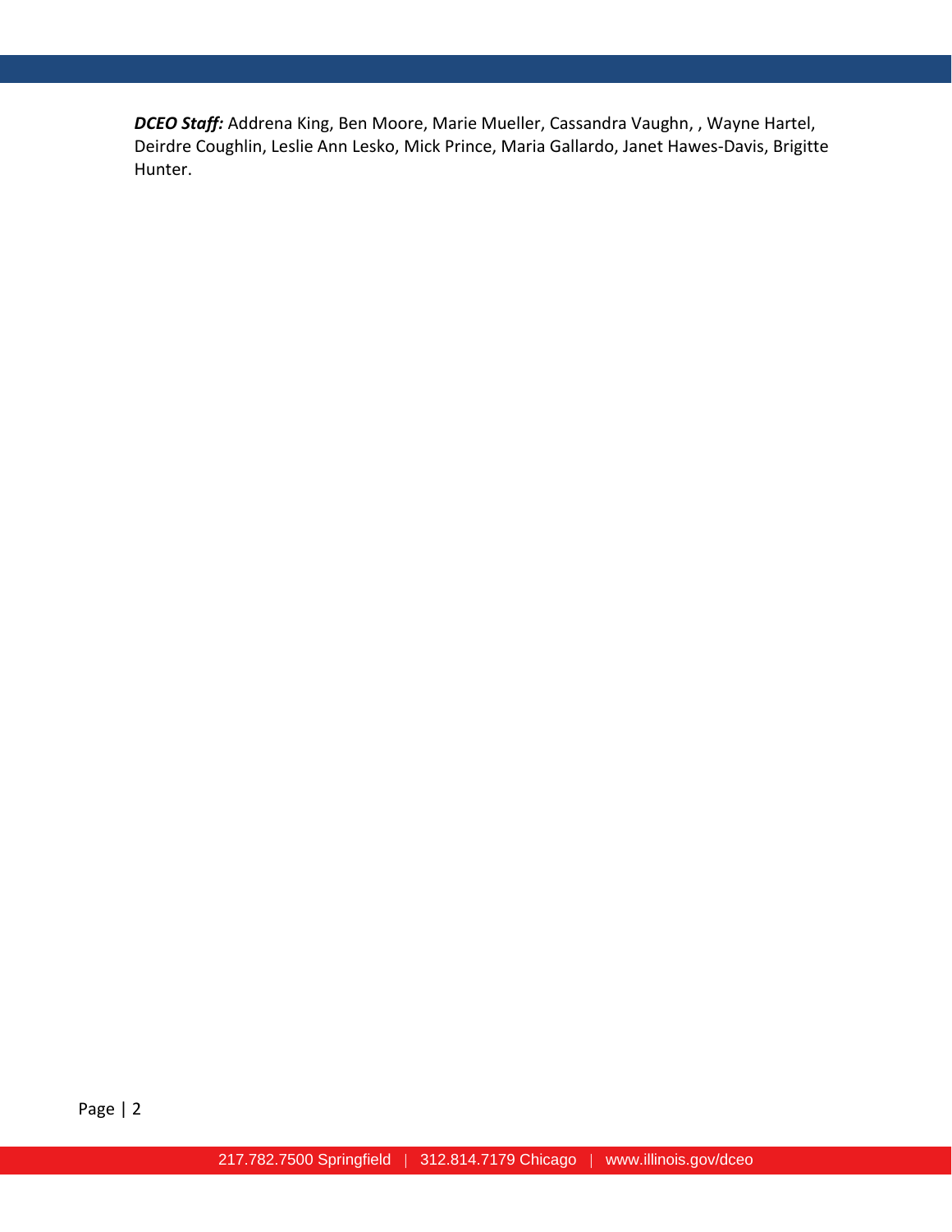***DCEO Staff:*** Addrena King, Ben Moore, Marie Mueller, Cassandra Vaughn, , Wayne Hartel, Deirdre Coughlin, Leslie Ann Lesko, Mick Prince, Maria Gallardo, Janet Hawes-Davis, Brigitte Hunter.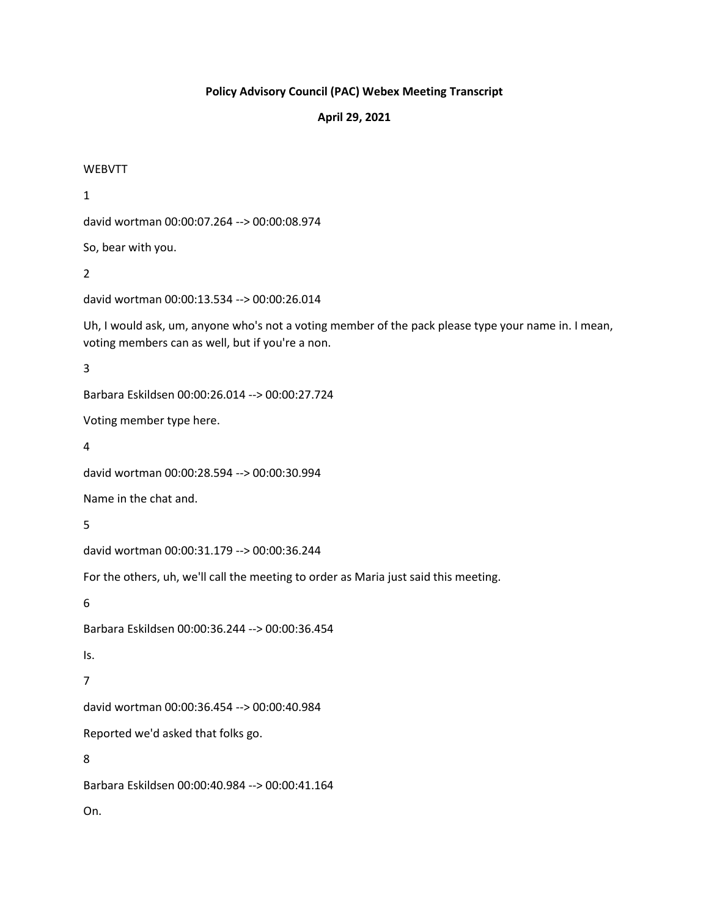**Policy Advisory Council (PAC) Webex Meeting Transcript**

**April 29, 2021**

WEBVTT

1

david wortman 00:00:07.264 --> 00:00:08.974

So, bear with you.

2

david wortman 00:00:13.534 --> 00:00:26.014

Uh, I would ask, um, anyone who's not a voting member of the pack please type your name in. I mean, voting members can as well, but if you're a non.

3

Barbara Eskildsen 00:00:26.014 --> 00:00:27.724

Voting member type here.

4

david wortman 00:00:28.594 --> 00:00:30.994

Name in the chat and.

5

david wortman 00:00:31.179 --> 00:00:36.244

For the others, uh, we'll call the meeting to order as Maria just said this meeting.

6

Barbara Eskildsen 00:00:36.244 --> 00:00:36.454

Is.

7

david wortman 00:00:36.454 --> 00:00:40.984

Reported we'd asked that folks go.

8

Barbara Eskildsen 00:00:40.984 --> 00:00:41.164

On.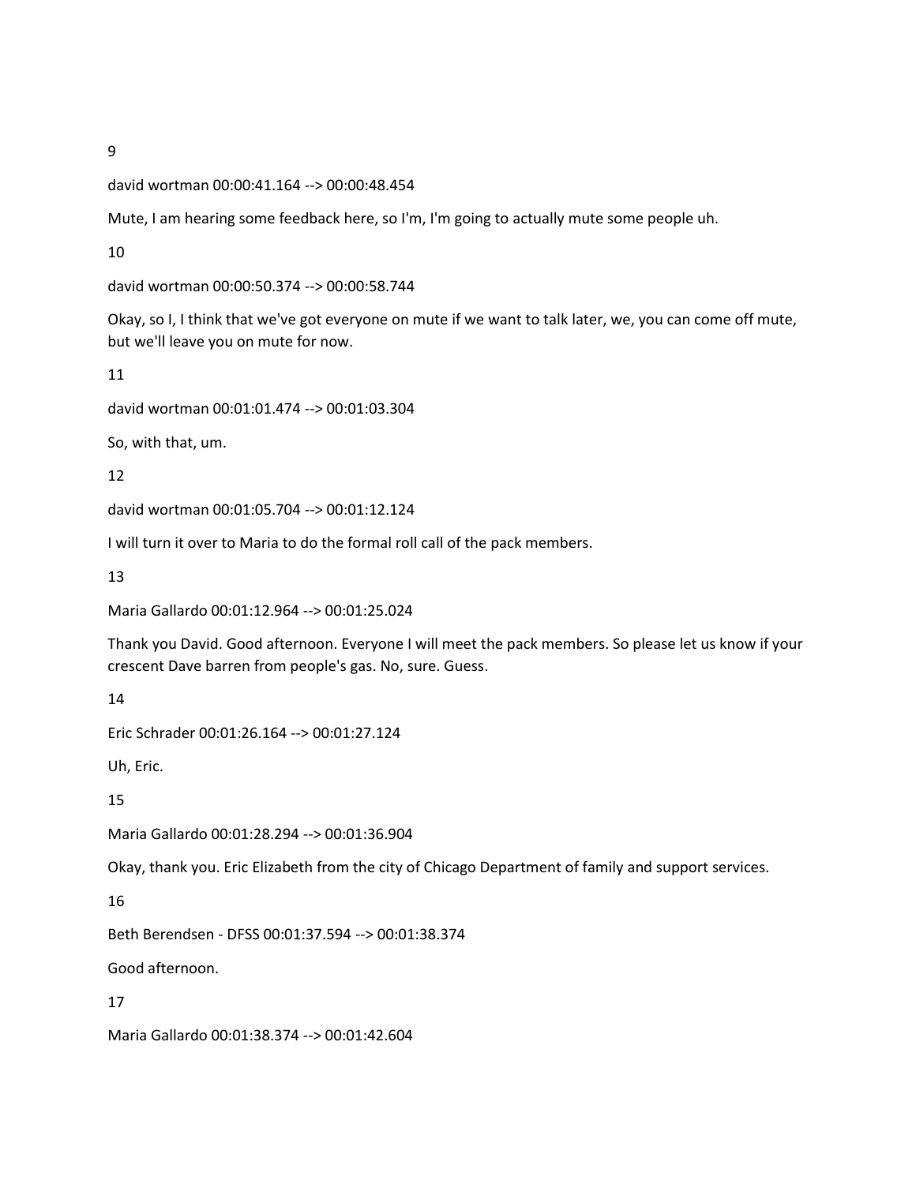9

david wortman 00:00:41.164 --> 00:00:48.454

Mute, I am hearing some feedback here, so I'm, I'm going to actually mute some people uh.

10

david wortman 00:00:50.374 --> 00:00:58.744

Okay, so I, I think that we've got everyone on mute if we want to talk later, we, you can come off mute, but we'll leave you on mute for now.

11

david wortman 00:01:01.474 --> 00:01:03.304

So, with that, um.

12

david wortman 00:01:05.704 --> 00:01:12.124

I will turn it over to Maria to do the formal roll call of the pack members.

13

Maria Gallardo 00:01:12.964 --> 00:01:25.024

Thank you David. Good afternoon. Everyone I will meet the pack members. So please let us know if your crescent Dave barren from people's gas. No, sure. Guess.

14

Eric Schrader 00:01:26.164 --> 00:01:27.124

Uh, Eric.

15

Maria Gallardo 00:01:28.294 --> 00:01:36.904

Okay, thank you. Eric Elizabeth from the city of Chicago Department of family and support services.

16

Beth Berendsen - DFSS 00:01:37.594 --> 00:01:38.374

Good afternoon.

17

Maria Gallardo 00:01:38.374 --> 00:01:42.604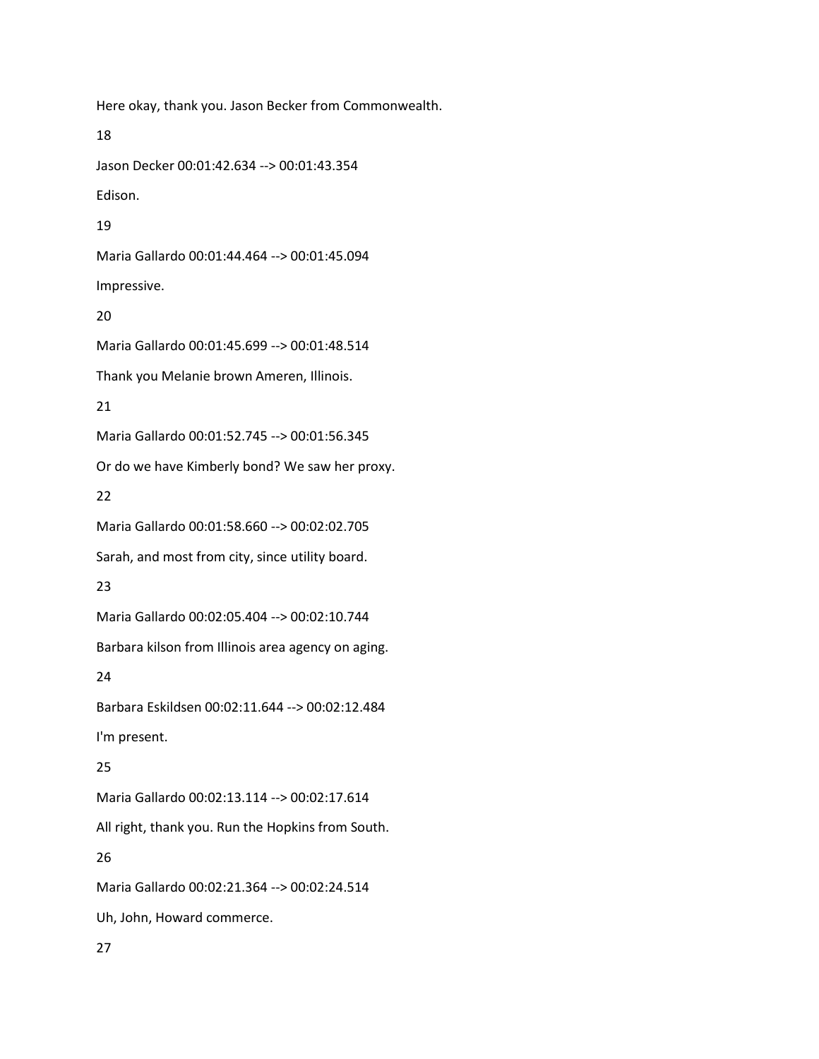Here okay, thank you. Jason Becker from Commonwealth.

18

Jason Decker 00:01:42.634 --> 00:01:43.354

Edison.

19

Maria Gallardo 00:01:44.464 --> 00:01:45.094

Impressive.

20

Maria Gallardo 00:01:45.699 --> 00:01:48.514

Thank you Melanie brown Ameren, Illinois.

21

Maria Gallardo 00:01:52.745 --> 00:01:56.345

Or do we have Kimberly bond? We saw her proxy.

22

Maria Gallardo 00:01:58.660 --> 00:02:02.705

Sarah, and most from city, since utility board.

23

Maria Gallardo 00:02:05.404 --> 00:02:10.744

Barbara kilson from Illinois area agency on aging.

24

Barbara Eskildsen 00:02:11.644 --> 00:02:12.484

I'm present.

25

Maria Gallardo 00:02:13.114 --> 00:02:17.614

All right, thank you. Run the Hopkins from South.

26

Maria Gallardo 00:02:21.364 --> 00:02:24.514

Uh, John, Howard commerce.

27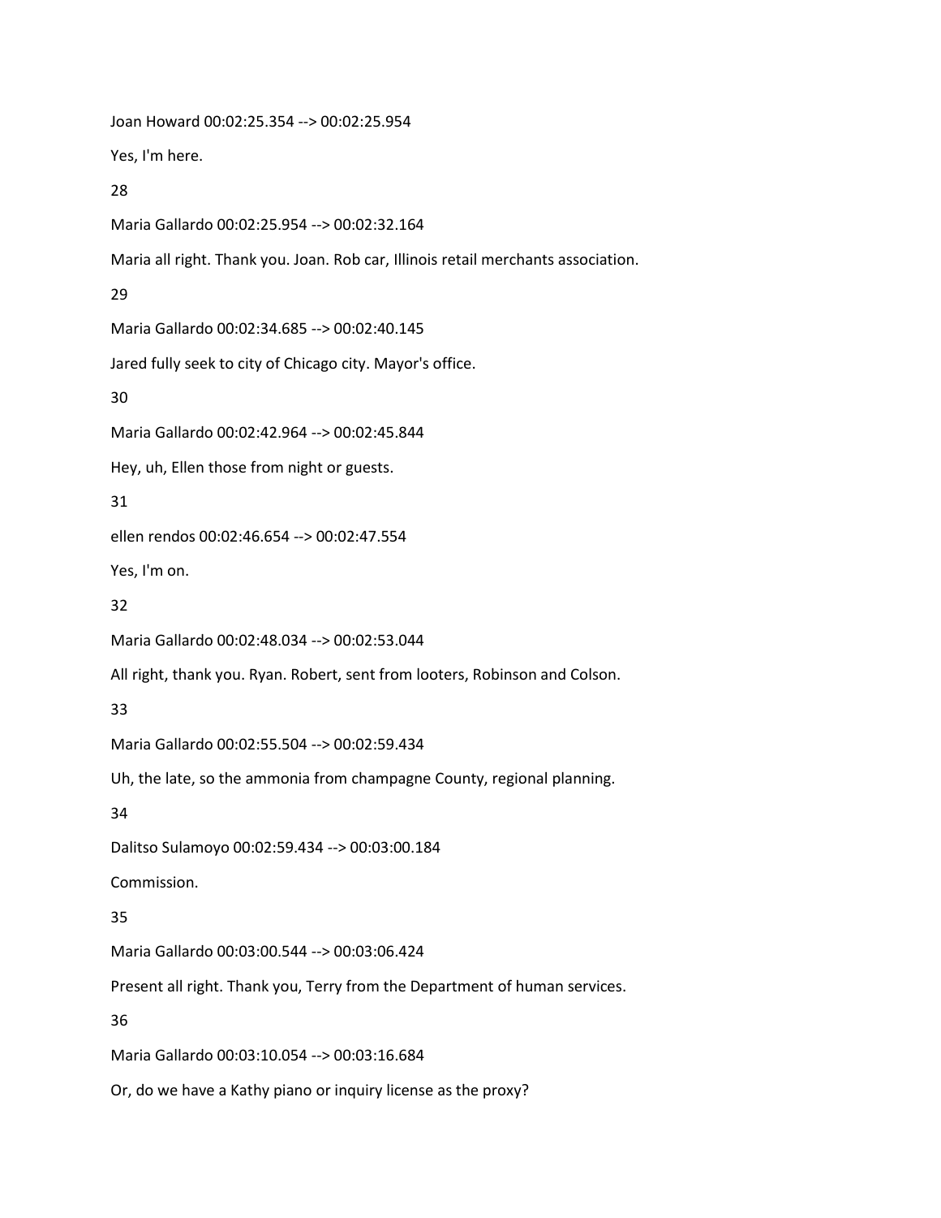Joan Howard 00:02:25.354 --> 00:02:25.954

Yes, I'm here.

28

Maria Gallardo 00:02:25.954 --> 00:02:32.164

Maria all right. Thank you. Joan. Rob car, Illinois retail merchants association.

29

Maria Gallardo 00:02:34.685 --> 00:02:40.145

Jared fully seek to city of Chicago city. Mayor's office.

30

Maria Gallardo 00:02:42.964 --> 00:02:45.844

Hey, uh, Ellen those from night or guests.

31

ellen rendos 00:02:46.654 --> 00:02:47.554

Yes, I'm on.

32

Maria Gallardo 00:02:48.034 --> 00:02:53.044

All right, thank you. Ryan. Robert, sent from looters, Robinson and Colson.

33

Maria Gallardo 00:02:55.504 --> 00:02:59.434

Uh, the late, so the ammonia from champagne County, regional planning.

34

Dalitso Sulamoyo 00:02:59.434 --> 00:03:00.184

Commission.

35

Maria Gallardo 00:03:00.544 --> 00:03:06.424

Present all right. Thank you, Terry from the Department of human services.

36

Maria Gallardo 00:03:10.054 --> 00:03:16.684

Or, do we have a Kathy piano or inquiry license as the proxy?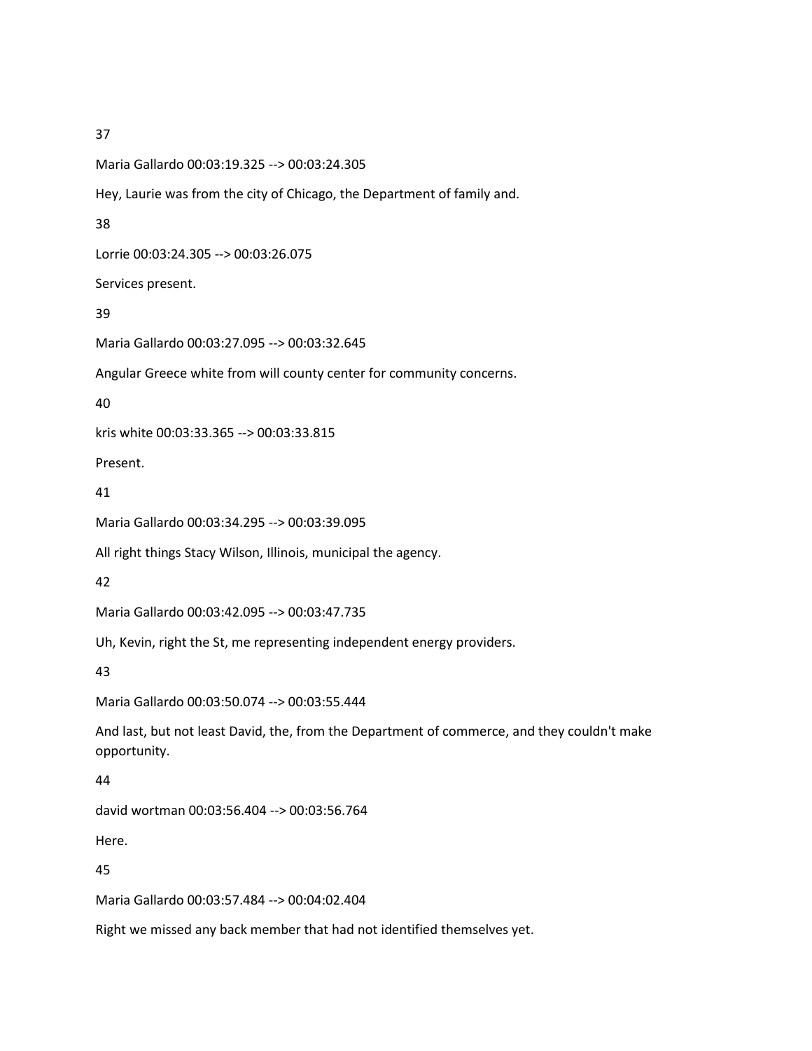37

Maria Gallardo 00:03:19.325 --> 00:03:24.305

Hey, Laurie was from the city of Chicago, the Department of family and.

38

Lorrie 00:03:24.305 --> 00:03:26.075

Services present.

39

Maria Gallardo 00:03:27.095 --> 00:03:32.645

Angular Greece white from will county center for community concerns.

40

kris white 00:03:33.365 --> 00:03:33.815

Present.

41

Maria Gallardo 00:03:34.295 --> 00:03:39.095

All right things Stacy Wilson, Illinois, municipal the agency.

42

Maria Gallardo 00:03:42.095 --> 00:03:47.735

Uh, Kevin, right the St, me representing independent energy providers.

43

Maria Gallardo 00:03:50.074 --> 00:03:55.444

And last, but not least David, the, from the Department of commerce, and they couldn't make opportunity.

44

david wortman 00:03:56.404 --> 00:03:56.764

Here.

45

Maria Gallardo 00:03:57.484 --> 00:04:02.404

Right we missed any back member that had not identified themselves yet.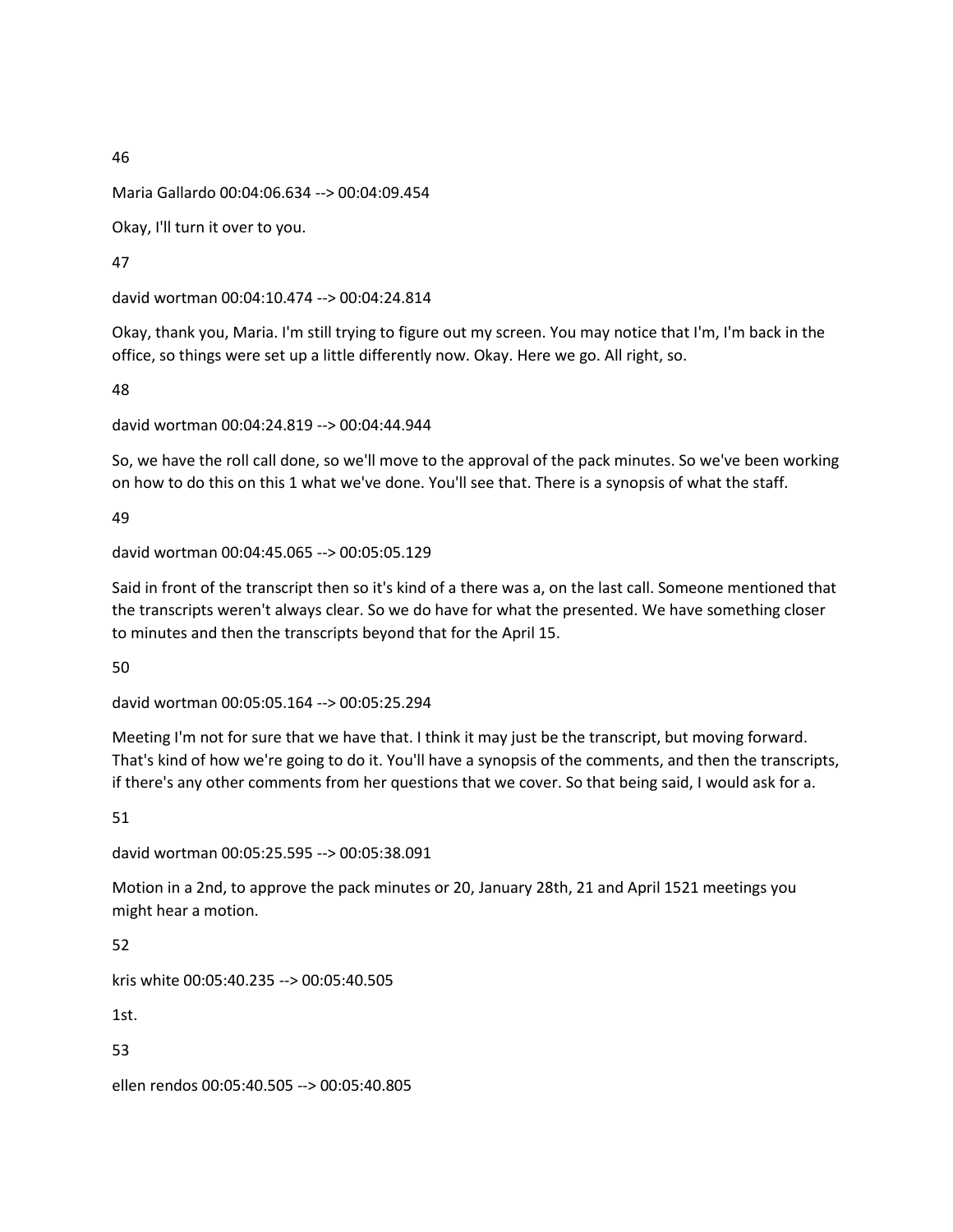46

Maria Gallardo 00:04:06.634 --> 00:04:09.454

Okay, I'll turn it over to you.

47

david wortman 00:04:10.474 --> 00:04:24.814

Okay, thank you, Maria. I'm still trying to figure out my screen. You may notice that I'm, I'm back in the office, so things were set up a little differently now. Okay. Here we go. All right, so.

48

david wortman 00:04:24.819 --> 00:04:44.944

So, we have the roll call done, so we'll move to the approval of the pack minutes. So we've been working on how to do this on this 1 what we've done. You'll see that. There is a synopsis of what the staff.

49

david wortman 00:04:45.065 --> 00:05:05.129

Said in front of the transcript then so it's kind of a there was a, on the last call. Someone mentioned that the transcripts weren't always clear. So we do have for what the presented. We have something closer to minutes and then the transcripts beyond that for the April 15.

50

david wortman 00:05:05.164 --> 00:05:25.294

Meeting I'm not for sure that we have that. I think it may just be the transcript, but moving forward. That's kind of how we're going to do it. You'll have a synopsis of the comments, and then the transcripts, if there's any other comments from her questions that we cover. So that being said, I would ask for a.

51

david wortman 00:05:25.595 --> 00:05:38.091

Motion in a 2nd, to approve the pack minutes or 20, January 28th, 21 and April 1521 meetings you might hear a motion.

52

kris white 00:05:40.235 --> 00:05:40.505

1st.

53

ellen rendos 00:05:40.505 --> 00:05:40.805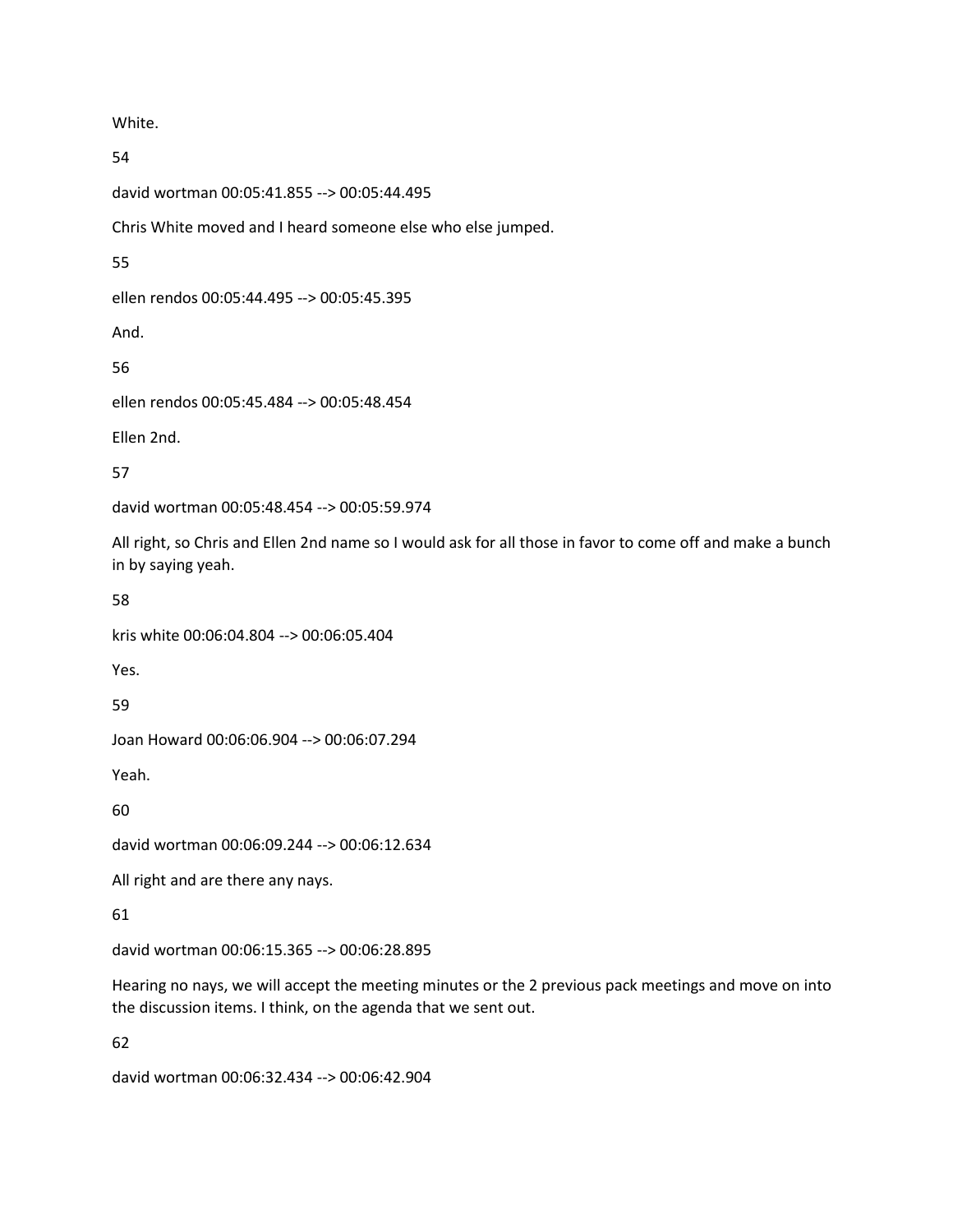White.

54

david wortman 00:05:41.855 --> 00:05:44.495

Chris White moved and I heard someone else who else jumped.

55

ellen rendos 00:05:44.495 --> 00:05:45.395

And.

56

ellen rendos 00:05:45.484 --> 00:05:48.454

Ellen 2nd.

57

david wortman 00:05:48.454 --> 00:05:59.974

All right, so Chris and Ellen 2nd name so I would ask for all those in favor to come off and make a bunch in by saying yeah.

58

kris white 00:06:04.804 --> 00:06:05.404

Yes.

59

Joan Howard 00:06:06.904 --> 00:06:07.294

Yeah.

60

david wortman 00:06:09.244 --> 00:06:12.634

All right and are there any nays.

61

david wortman 00:06:15.365 --> 00:06:28.895

Hearing no nays, we will accept the meeting minutes or the 2 previous pack meetings and move on into the discussion items. I think, on the agenda that we sent out.

62

david wortman 00:06:32.434 --> 00:06:42.904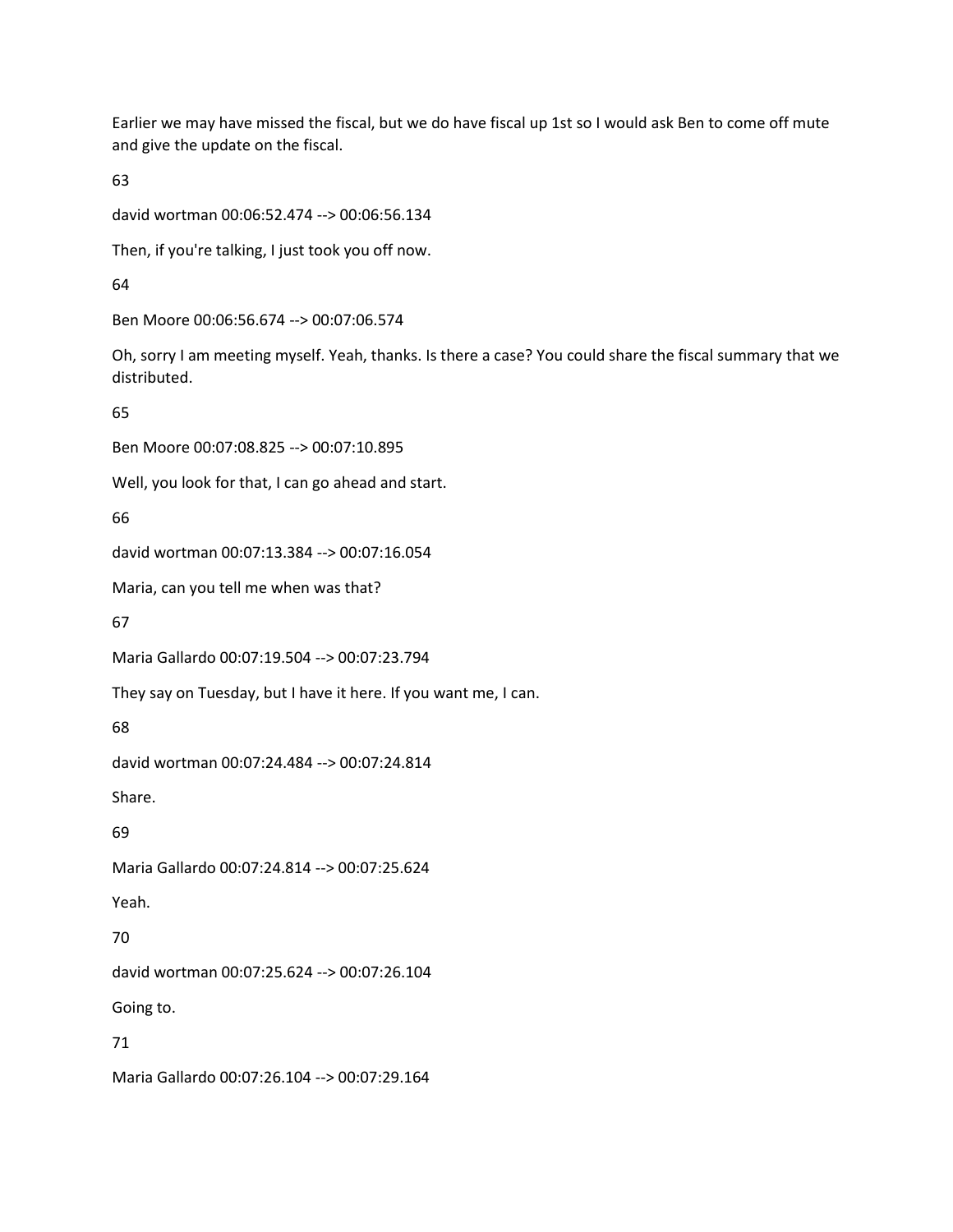Earlier we may have missed the fiscal, but we do have fiscal up 1st so I would ask Ben to come off mute and give the update on the fiscal.

63

david wortman 00:06:52.474 --> 00:06:56.134

Then, if you're talking, I just took you off now.

64

Ben Moore 00:06:56.674 --> 00:07:06.574

Oh, sorry I am meeting myself. Yeah, thanks. Is there a case? You could share the fiscal summary that we distributed.

65

Ben Moore 00:07:08.825 --> 00:07:10.895

Well, you look for that, I can go ahead and start.

66

david wortman 00:07:13.384 --> 00:07:16.054

Maria, can you tell me when was that?

67

Maria Gallardo 00:07:19.504 --> 00:07:23.794

They say on Tuesday, but I have it here. If you want me, I can.

68

david wortman 00:07:24.484 --> 00:07:24.814

Share.

69

Maria Gallardo 00:07:24.814 --> 00:07:25.624

Yeah.

70

david wortman 00:07:25.624 --> 00:07:26.104

Going to.

71

Maria Gallardo 00:07:26.104 --> 00:07:29.164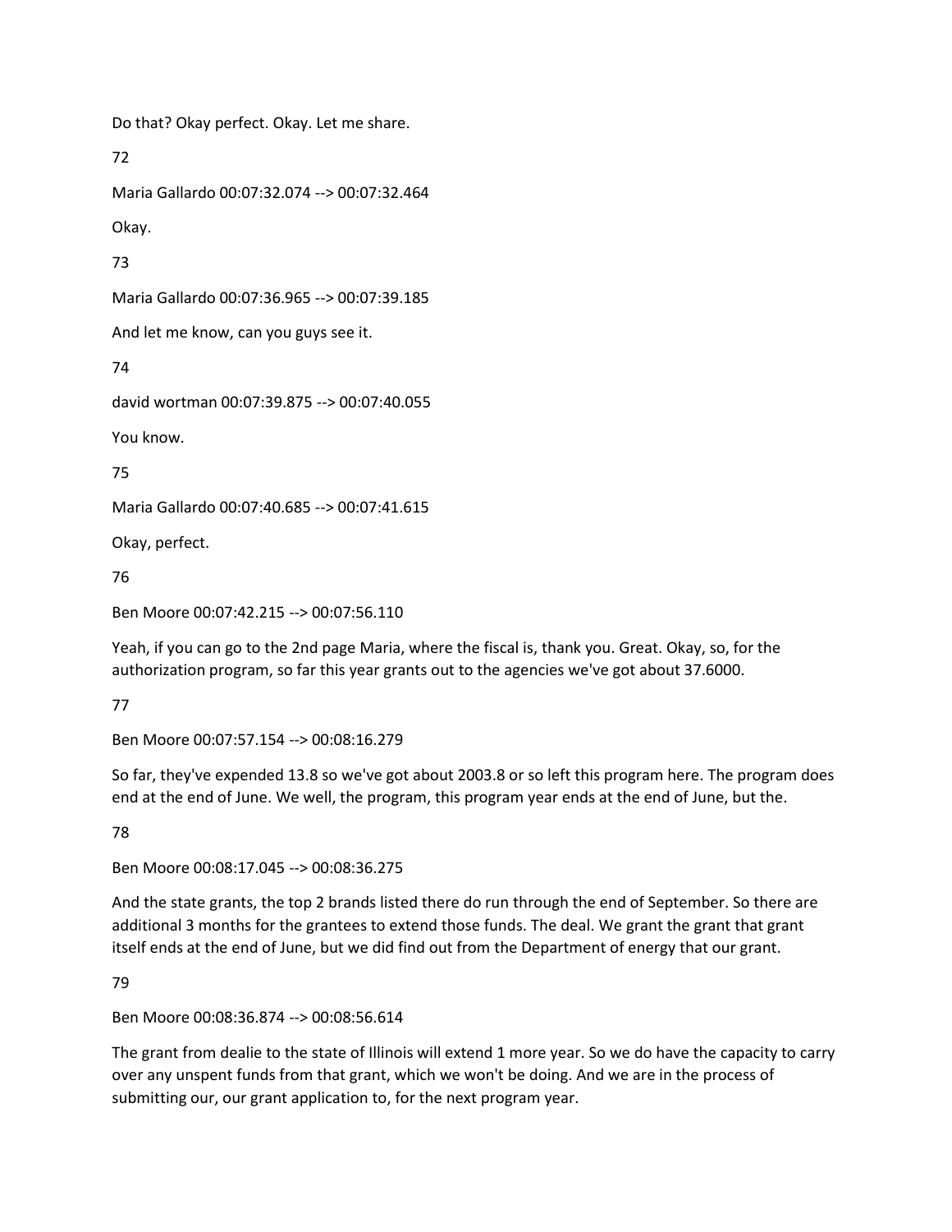Do that? Okay perfect. Okay. Let me share.

72

Maria Gallardo 00:07:32.074 --> 00:07:32.464

Okay.

73

Maria Gallardo 00:07:36.965 --> 00:07:39.185

And let me know, can you guys see it.

74

david wortman 00:07:39.875 --> 00:07:40.055

You know.

75

Maria Gallardo 00:07:40.685 --> 00:07:41.615

Okay, perfect.

76

Ben Moore 00:07:42.215 --> 00:07:56.110

Yeah, if you can go to the 2nd page Maria, where the fiscal is, thank you. Great. Okay, so, for the authorization program, so far this year grants out to the agencies we've got about 37.6000.

77

Ben Moore 00:07:57.154 --> 00:08:16.279

So far, they've expended 13.8 so we've got about 2003.8 or so left this program here. The program does end at the end of June. We well, the program, this program year ends at the end of June, but the.

78

Ben Moore 00:08:17.045 --> 00:08:36.275

And the state grants, the top 2 brands listed there do run through the end of September. So there are additional 3 months for the grantees to extend those funds. The deal. We grant the grant that grant itself ends at the end of June, but we did find out from the Department of energy that our grant.

79

Ben Moore 00:08:36.874 --> 00:08:56.614

The grant from dealie to the state of Illinois will extend 1 more year. So we do have the capacity to carry over any unspent funds from that grant, which we won't be doing. And we are in the process of submitting our, our grant application to, for the next program year.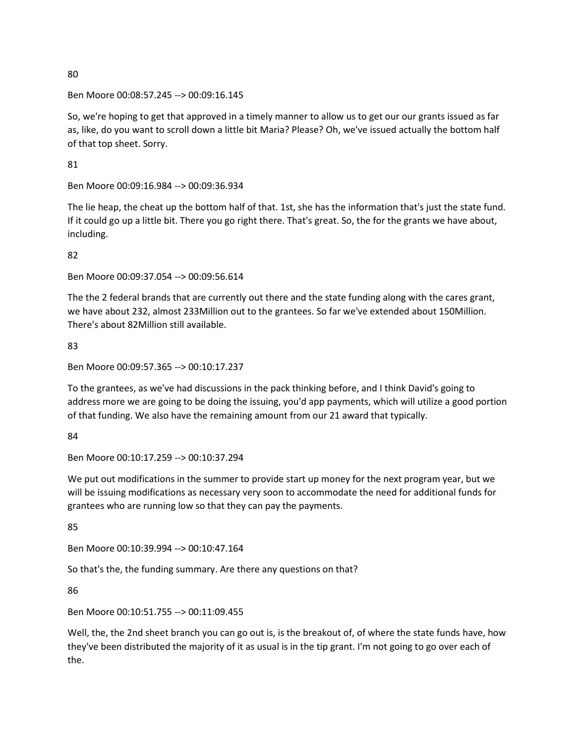80

Ben Moore 00:08:57.245 --> 00:09:16.145

So, we're hoping to get that approved in a timely manner to allow us to get our our grants issued as far as, like, do you want to scroll down a little bit Maria? Please? Oh, we've issued actually the bottom half of that top sheet. Sorry.

81

Ben Moore 00:09:16.984 --> 00:09:36.934

The lie heap, the cheat up the bottom half of that. 1st, she has the information that's just the state fund. If it could go up a little bit. There you go right there. That's great. So, the for the grants we have about, including.

82

Ben Moore 00:09:37.054 --> 00:09:56.614

The the 2 federal brands that are currently out there and the state funding along with the cares grant, we have about 232, almost 233Million out to the grantees. So far we've extended about 150Million. There's about 82Million still available.

83

Ben Moore 00:09:57.365 --> 00:10:17.237

To the grantees, as we've had discussions in the pack thinking before, and I think David's going to address more we are going to be doing the issuing, you'd app payments, which will utilize a good portion of that funding. We also have the remaining amount from our 21 award that typically.

84

Ben Moore 00:10:17.259 --> 00:10:37.294

We put out modifications in the summer to provide start up money for the next program year, but we will be issuing modifications as necessary very soon to accommodate the need for additional funds for grantees who are running low so that they can pay the payments.

85

Ben Moore 00:10:39.994 --> 00:10:47.164

So that's the, the funding summary. Are there any questions on that?

86

Ben Moore 00:10:51.755 --> 00:11:09.455

Well, the, the 2nd sheet branch you can go out is, is the breakout of, of where the state funds have, how they've been distributed the majority of it as usual is in the tip grant. I'm not going to go over each of the.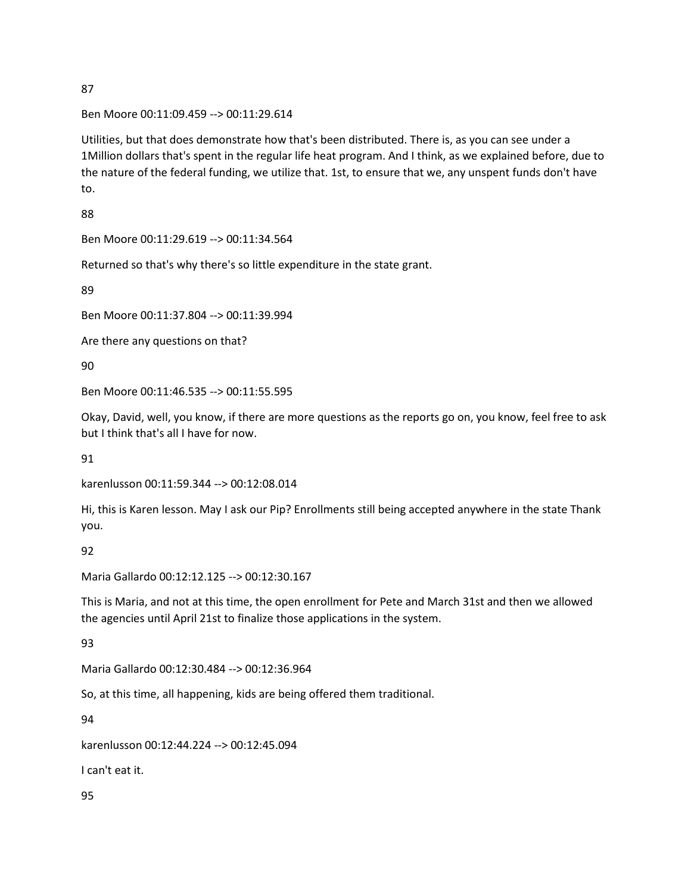87

Ben Moore 00:11:09.459 --> 00:11:29.614

Utilities, but that does demonstrate how that's been distributed. There is, as you can see under a 1Million dollars that's spent in the regular life heat program. And I think, as we explained before, due to the nature of the federal funding, we utilize that. 1st, to ensure that we, any unspent funds don't have to.

88

Ben Moore 00:11:29.619 --> 00:11:34.564

Returned so that's why there's so little expenditure in the state grant.

89

Ben Moore 00:11:37.804 --> 00:11:39.994

Are there any questions on that?

90

Ben Moore 00:11:46.535 --> 00:11:55.595

Okay, David, well, you know, if there are more questions as the reports go on, you know, feel free to ask but I think that's all I have for now.

91

karenlusson 00:11:59.344 --> 00:12:08.014

Hi, this is Karen lesson. May I ask our Pip? Enrollments still being accepted anywhere in the state Thank you.

92

Maria Gallardo 00:12:12.125 --> 00:12:30.167

This is Maria, and not at this time, the open enrollment for Pete and March 31st and then we allowed the agencies until April 21st to finalize those applications in the system.

93

Maria Gallardo 00:12:30.484 --> 00:12:36.964

So, at this time, all happening, kids are being offered them traditional.

94

karenlusson 00:12:44.224 --> 00:12:45.094

I can't eat it.

95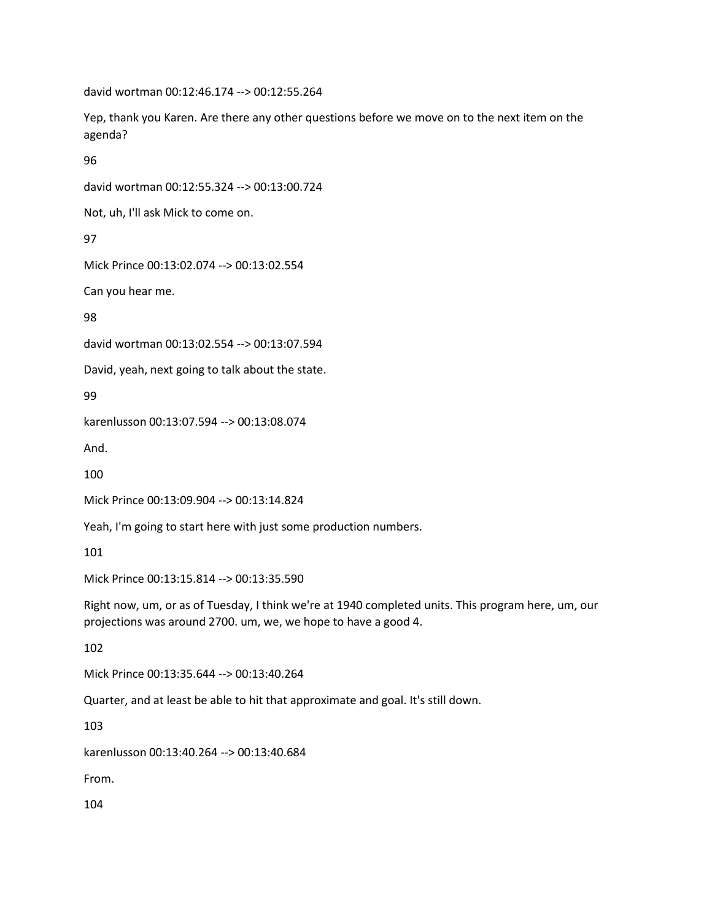david wortman 00:12:46.174 --> 00:12:55.264

Yep, thank you Karen. Are there any other questions before we move on to the next item on the agenda?

96

david wortman 00:12:55.324 --> 00:13:00.724

Not, uh, I'll ask Mick to come on.

97

Mick Prince 00:13:02.074 --> 00:13:02.554

Can you hear me.

98

david wortman 00:13:02.554 --> 00:13:07.594

David, yeah, next going to talk about the state.

99

karenlusson 00:13:07.594 --> 00:13:08.074

And.

100

Mick Prince 00:13:09.904 --> 00:13:14.824

Yeah, I'm going to start here with just some production numbers.

101

Mick Prince 00:13:15.814 --> 00:13:35.590

Right now, um, or as of Tuesday, I think we're at 1940 completed units. This program here, um, our projections was around 2700. um, we, we hope to have a good 4.

102

Mick Prince 00:13:35.644 --> 00:13:40.264

Quarter, and at least be able to hit that approximate and goal. It's still down.

103

karenlusson 00:13:40.264 --> 00:13:40.684

From.

104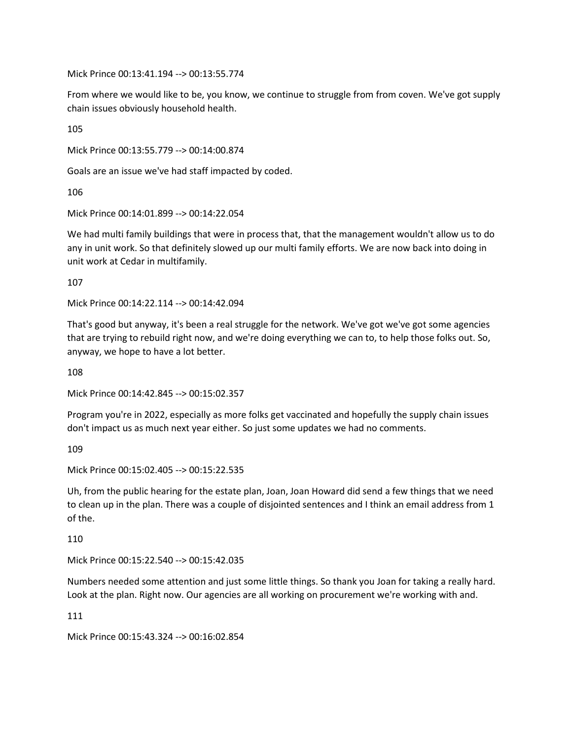Mick Prince 00:13:41.194 --> 00:13:55.774

From where we would like to be, you know, we continue to struggle from from coven. We've got supply chain issues obviously household health.

105

Mick Prince 00:13:55.779 --> 00:14:00.874

Goals are an issue we've had staff impacted by coded.

106

Mick Prince 00:14:01.899 --> 00:14:22.054

We had multi family buildings that were in process that, that the management wouldn't allow us to do any in unit work. So that definitely slowed up our multi family efforts. We are now back into doing in unit work at Cedar in multifamily.

107

Mick Prince 00:14:22.114 --> 00:14:42.094

That's good but anyway, it's been a real struggle for the network. We've got we've got some agencies that are trying to rebuild right now, and we're doing everything we can to, to help those folks out. So, anyway, we hope to have a lot better.

108

Mick Prince 00:14:42.845 --> 00:15:02.357

Program you're in 2022, especially as more folks get vaccinated and hopefully the supply chain issues don't impact us as much next year either. So just some updates we had no comments.

109

Mick Prince 00:15:02.405 --> 00:15:22.535

Uh, from the public hearing for the estate plan, Joan, Joan Howard did send a few things that we need to clean up in the plan. There was a couple of disjointed sentences and I think an email address from 1 of the.

110

Mick Prince 00:15:22.540 --> 00:15:42.035

Numbers needed some attention and just some little things. So thank you Joan for taking a really hard. Look at the plan. Right now. Our agencies are all working on procurement we're working with and.

111

Mick Prince 00:15:43.324 --> 00:16:02.854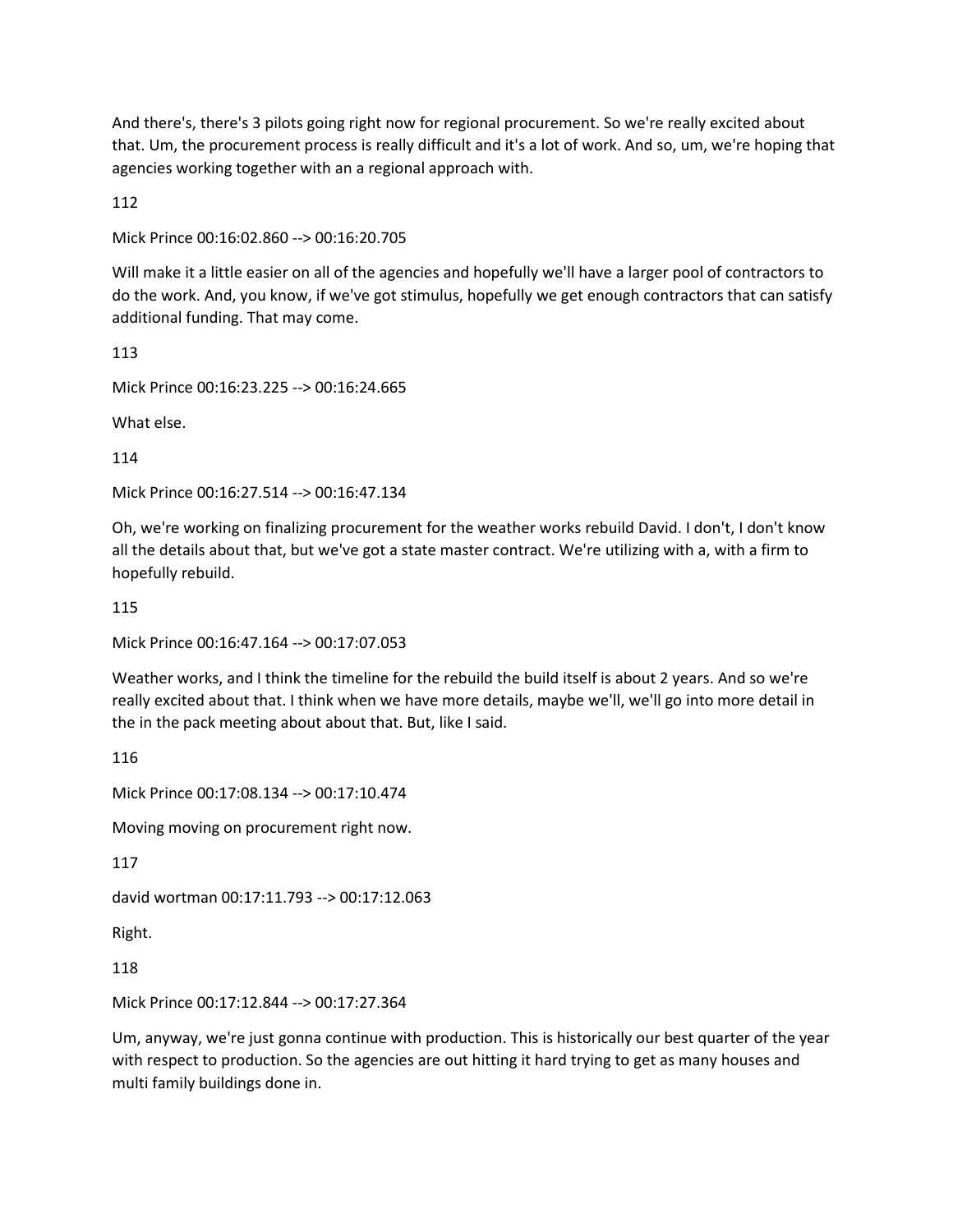And there's, there's 3 pilots going right now for regional procurement. So we're really excited about that. Um, the procurement process is really difficult and it's a lot of work. And so, um, we're hoping that agencies working together with an a regional approach with.

112

Mick Prince 00:16:02.860 --> 00:16:20.705

Will make it a little easier on all of the agencies and hopefully we'll have a larger pool of contractors to do the work. And, you know, if we've got stimulus, hopefully we get enough contractors that can satisfy additional funding. That may come.

113

Mick Prince 00:16:23.225 --> 00:16:24.665

What else.

114

Mick Prince 00:16:27.514 --> 00:16:47.134

Oh, we're working on finalizing procurement for the weather works rebuild David. I don't, I don't know all the details about that, but we've got a state master contract. We're utilizing with a, with a firm to hopefully rebuild.

115

Mick Prince 00:16:47.164 --> 00:17:07.053

Weather works, and I think the timeline for the rebuild the build itself is about 2 years. And so we're really excited about that. I think when we have more details, maybe we'll, we'll go into more detail in the in the pack meeting about about that. But, like I said.

116

Mick Prince 00:17:08.134 --> 00:17:10.474

Moving moving on procurement right now.

117

david wortman 00:17:11.793 --> 00:17:12.063

Right.

118

Mick Prince 00:17:12.844 --> 00:17:27.364

Um, anyway, we're just gonna continue with production. This is historically our best quarter of the year with respect to production. So the agencies are out hitting it hard trying to get as many houses and multi family buildings done in.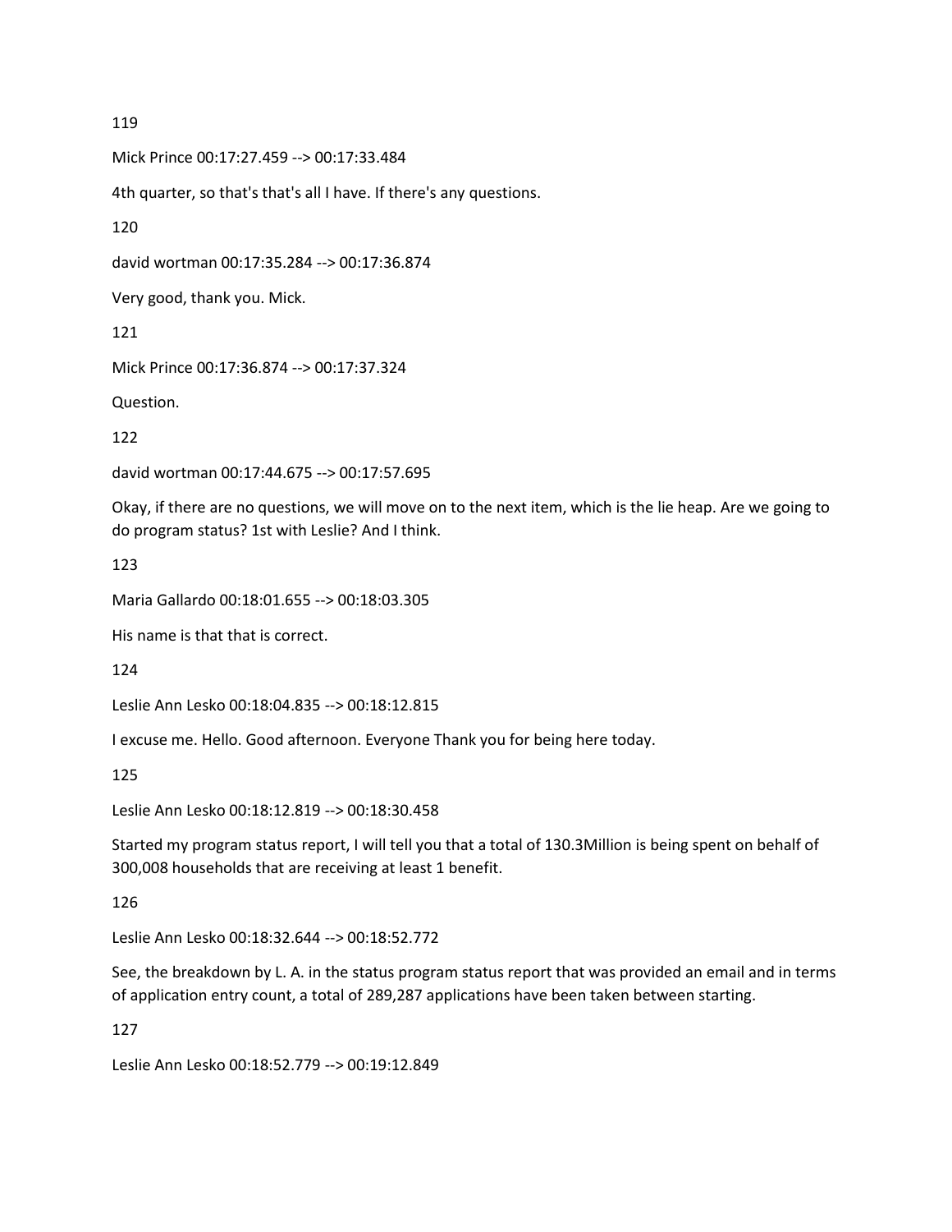119

Mick Prince 00:17:27.459 --> 00:17:33.484

4th quarter, so that's that's all I have. If there's any questions.

120

david wortman 00:17:35.284 --> 00:17:36.874

Very good, thank you. Mick.

121

Mick Prince 00:17:36.874 --> 00:17:37.324

Question.

122

david wortman 00:17:44.675 --> 00:17:57.695

Okay, if there are no questions, we will move on to the next item, which is the lie heap. Are we going to do program status? 1st with Leslie? And I think.

123

Maria Gallardo 00:18:01.655 --> 00:18:03.305

His name is that that is correct.

124

Leslie Ann Lesko 00:18:04.835 --> 00:18:12.815

I excuse me. Hello. Good afternoon. Everyone Thank you for being here today.

125

Leslie Ann Lesko 00:18:12.819 --> 00:18:30.458

Started my program status report, I will tell you that a total of 130.3Million is being spent on behalf of 300,008 households that are receiving at least 1 benefit.

126

Leslie Ann Lesko 00:18:32.644 --> 00:18:52.772

See, the breakdown by L. A. in the status program status report that was provided an email and in terms of application entry count, a total of 289,287 applications have been taken between starting.

127

Leslie Ann Lesko 00:18:52.779 --> 00:19:12.849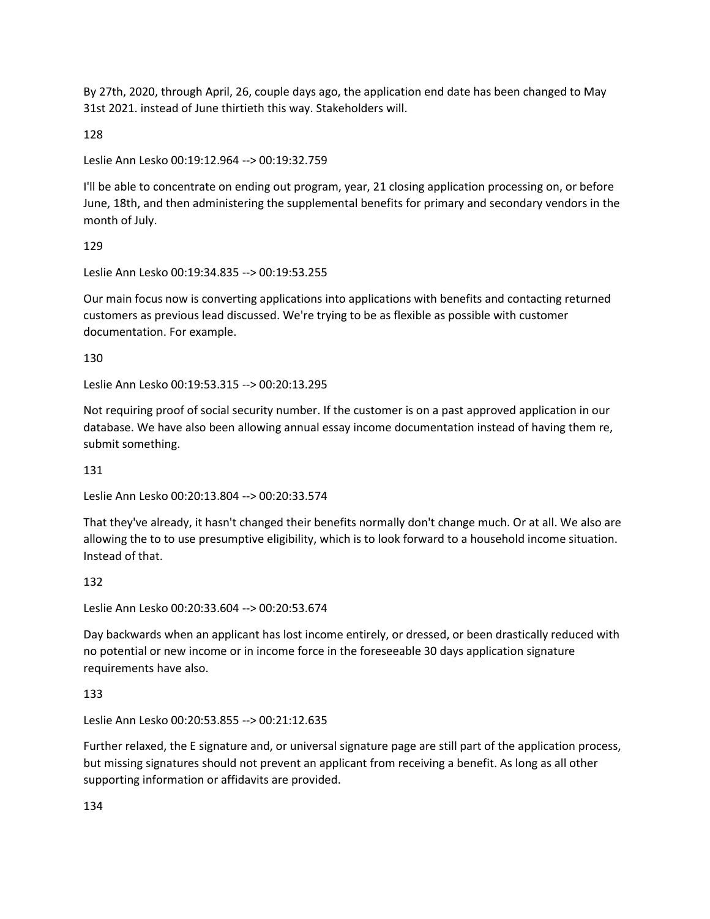By 27th, 2020, through April, 26, couple days ago, the application end date has been changed to May 31st 2021. instead of June thirtieth this way. Stakeholders will.

128

Leslie Ann Lesko 00:19:12.964 --> 00:19:32.759

I'll be able to concentrate on ending out program, year, 21 closing application processing on, or before June, 18th, and then administering the supplemental benefits for primary and secondary vendors in the month of July.

129

Leslie Ann Lesko 00:19:34.835 --> 00:19:53.255

Our main focus now is converting applications into applications with benefits and contacting returned customers as previous lead discussed. We're trying to be as flexible as possible with customer documentation. For example.

130

Leslie Ann Lesko 00:19:53.315 --> 00:20:13.295

Not requiring proof of social security number. If the customer is on a past approved application in our database. We have also been allowing annual essay income documentation instead of having them re, submit something.

131

Leslie Ann Lesko 00:20:13.804 --> 00:20:33.574

That they've already, it hasn't changed their benefits normally don't change much. Or at all. We also are allowing the to to use presumptive eligibility, which is to look forward to a household income situation. Instead of that.

132

Leslie Ann Lesko 00:20:33.604 --> 00:20:53.674

Day backwards when an applicant has lost income entirely, or dressed, or been drastically reduced with no potential or new income or in income force in the foreseeable 30 days application signature requirements have also.

133

Leslie Ann Lesko 00:20:53.855 --> 00:21:12.635

Further relaxed, the E signature and, or universal signature page are still part of the application process, but missing signatures should not prevent an applicant from receiving a benefit. As long as all other supporting information or affidavits are provided.

134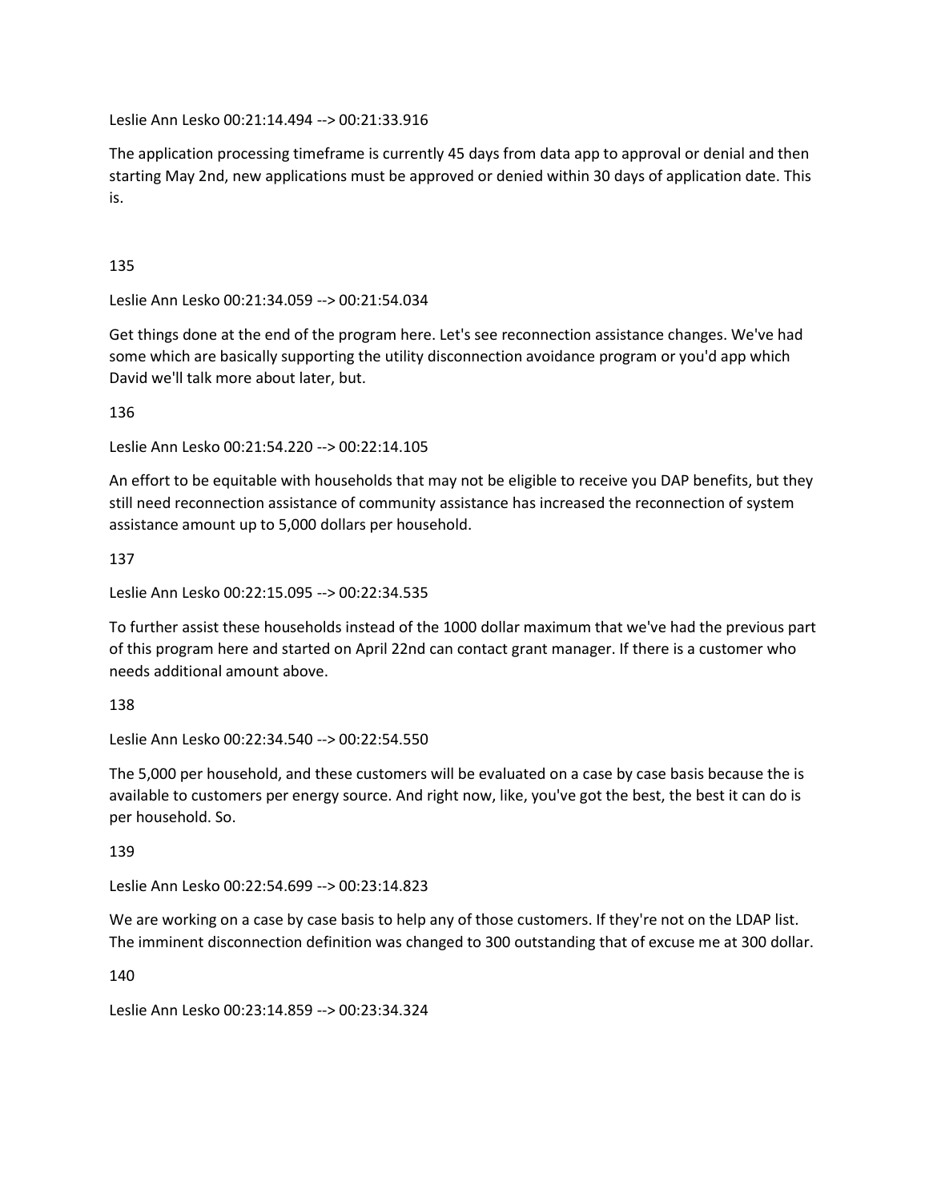Leslie Ann Lesko 00:21:14.494 --> 00:21:33.916

The application processing timeframe is currently 45 days from data app to approval or denial and then starting May 2nd, new applications must be approved or denied within 30 days of application date. This is.

135

Leslie Ann Lesko 00:21:34.059 --> 00:21:54.034

Get things done at the end of the program here. Let's see reconnection assistance changes. We've had some which are basically supporting the utility disconnection avoidance program or you'd app which David we'll talk more about later, but.

136

Leslie Ann Lesko 00:21:54.220 --> 00:22:14.105

An effort to be equitable with households that may not be eligible to receive you DAP benefits, but they still need reconnection assistance of community assistance has increased the reconnection of system assistance amount up to 5,000 dollars per household.

137

Leslie Ann Lesko 00:22:15.095 --> 00:22:34.535

To further assist these households instead of the 1000 dollar maximum that we've had the previous part of this program here and started on April 22nd can contact grant manager. If there is a customer who needs additional amount above.

138

Leslie Ann Lesko 00:22:34.540 --> 00:22:54.550

The 5,000 per household, and these customers will be evaluated on a case by case basis because the is available to customers per energy source. And right now, like, you've got the best, the best it can do is per household. So.

139

Leslie Ann Lesko 00:22:54.699 --> 00:23:14.823

We are working on a case by case basis to help any of those customers. If they're not on the LDAP list. The imminent disconnection definition was changed to 300 outstanding that of excuse me at 300 dollar.

140

Leslie Ann Lesko 00:23:14.859 --> 00:23:34.324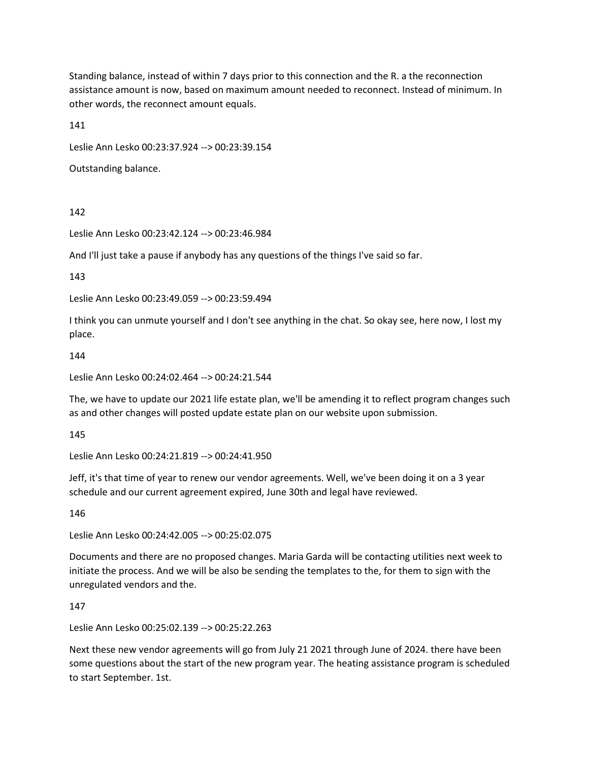Standing balance, instead of within 7 days prior to this connection and the R. a the reconnection assistance amount is now, based on maximum amount needed to reconnect. Instead of minimum. In other words, the reconnect amount equals.

141

Leslie Ann Lesko 00:23:37.924 --> 00:23:39.154

Outstanding balance.

142

Leslie Ann Lesko 00:23:42.124 --> 00:23:46.984

And I'll just take a pause if anybody has any questions of the things I've said so far.

143

Leslie Ann Lesko 00:23:49.059 --> 00:23:59.494

I think you can unmute yourself and I don't see anything in the chat. So okay see, here now, I lost my place.

144

Leslie Ann Lesko 00:24:02.464 --> 00:24:21.544

The, we have to update our 2021 life estate plan, we'll be amending it to reflect program changes such as and other changes will posted update estate plan on our website upon submission.

145

Leslie Ann Lesko 00:24:21.819 --> 00:24:41.950

Jeff, it's that time of year to renew our vendor agreements. Well, we've been doing it on a 3 year schedule and our current agreement expired, June 30th and legal have reviewed.

146

Leslie Ann Lesko 00:24:42.005 --> 00:25:02.075

Documents and there are no proposed changes. Maria Garda will be contacting utilities next week to initiate the process. And we will be also be sending the templates to the, for them to sign with the unregulated vendors and the.

147

Leslie Ann Lesko 00:25:02.139 --> 00:25:22.263

Next these new vendor agreements will go from July 21 2021 through June of 2024. there have been some questions about the start of the new program year. The heating assistance program is scheduled to start September. 1st.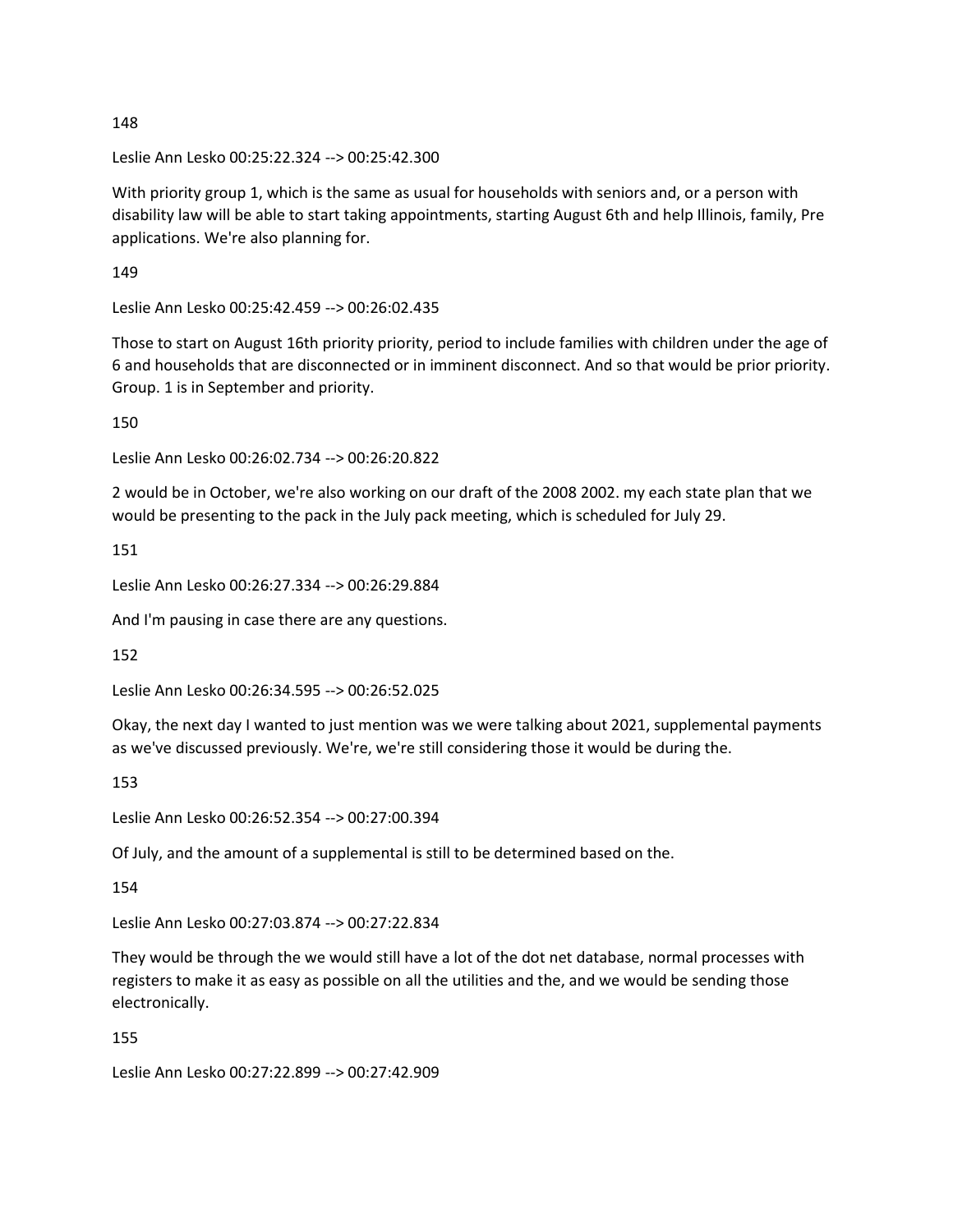148

Leslie Ann Lesko 00:25:22.324 --> 00:25:42.300

With priority group 1, which is the same as usual for households with seniors and, or a person with disability law will be able to start taking appointments, starting August 6th and help Illinois, family, Pre applications. We're also planning for.

149

Leslie Ann Lesko 00:25:42.459 --> 00:26:02.435

Those to start on August 16th priority priority, period to include families with children under the age of 6 and households that are disconnected or in imminent disconnect. And so that would be prior priority. Group. 1 is in September and priority.

150

Leslie Ann Lesko 00:26:02.734 --> 00:26:20.822

2 would be in October, we're also working on our draft of the 2008 2002. my each state plan that we would be presenting to the pack in the July pack meeting, which is scheduled for July 29.

151

Leslie Ann Lesko 00:26:27.334 --> 00:26:29.884

And I'm pausing in case there are any questions.

152

Leslie Ann Lesko 00:26:34.595 --> 00:26:52.025

Okay, the next day I wanted to just mention was we were talking about 2021, supplemental payments as we've discussed previously. We're, we're still considering those it would be during the.

153

Leslie Ann Lesko 00:26:52.354 --> 00:27:00.394

Of July, and the amount of a supplemental is still to be determined based on the.

154

Leslie Ann Lesko 00:27:03.874 --> 00:27:22.834

They would be through the we would still have a lot of the dot net database, normal processes with registers to make it as easy as possible on all the utilities and the, and we would be sending those electronically.

155

Leslie Ann Lesko 00:27:22.899 --> 00:27:42.909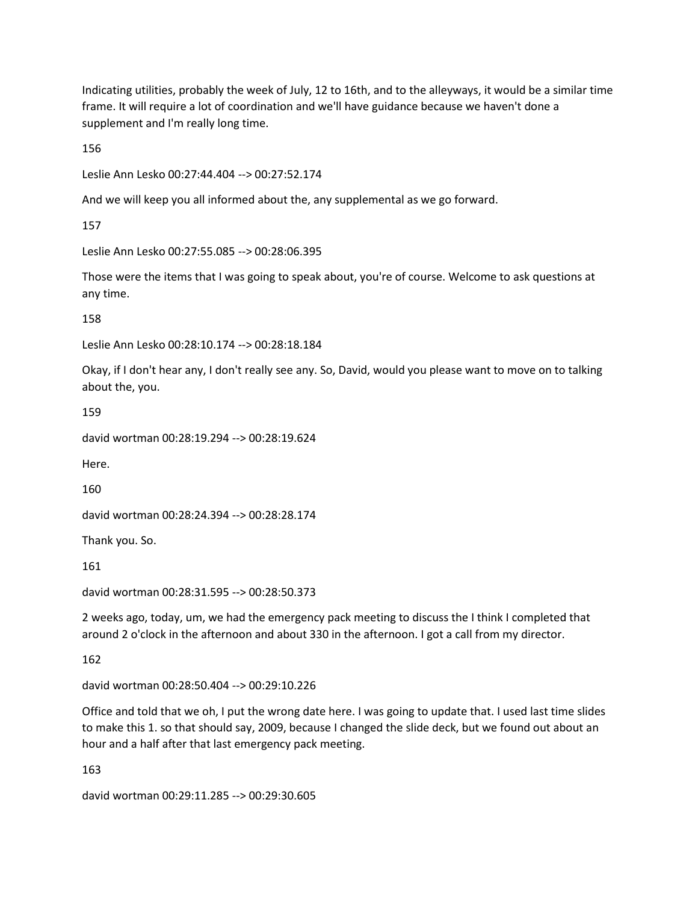Indicating utilities, probably the week of July, 12 to 16th, and to the alleyways, it would be a similar time frame. It will require a lot of coordination and we'll have guidance because we haven't done a supplement and I'm really long time.

156

Leslie Ann Lesko 00:27:44.404 --> 00:27:52.174

And we will keep you all informed about the, any supplemental as we go forward.

157

Leslie Ann Lesko 00:27:55.085 --> 00:28:06.395

Those were the items that I was going to speak about, you're of course. Welcome to ask questions at any time.

158

Leslie Ann Lesko 00:28:10.174 --> 00:28:18.184

Okay, if I don't hear any, I don't really see any. So, David, would you please want to move on to talking about the, you.

159

david wortman 00:28:19.294 --> 00:28:19.624

Here.

160

david wortman 00:28:24.394 --> 00:28:28.174

Thank you. So.

161

david wortman 00:28:31.595 --> 00:28:50.373

2 weeks ago, today, um, we had the emergency pack meeting to discuss the I think I completed that around 2 o'clock in the afternoon and about 330 in the afternoon. I got a call from my director.

162

david wortman 00:28:50.404 --> 00:29:10.226

Office and told that we oh, I put the wrong date here. I was going to update that. I used last time slides to make this 1. so that should say, 2009, because I changed the slide deck, but we found out about an hour and a half after that last emergency pack meeting.

163

david wortman 00:29:11.285 --> 00:29:30.605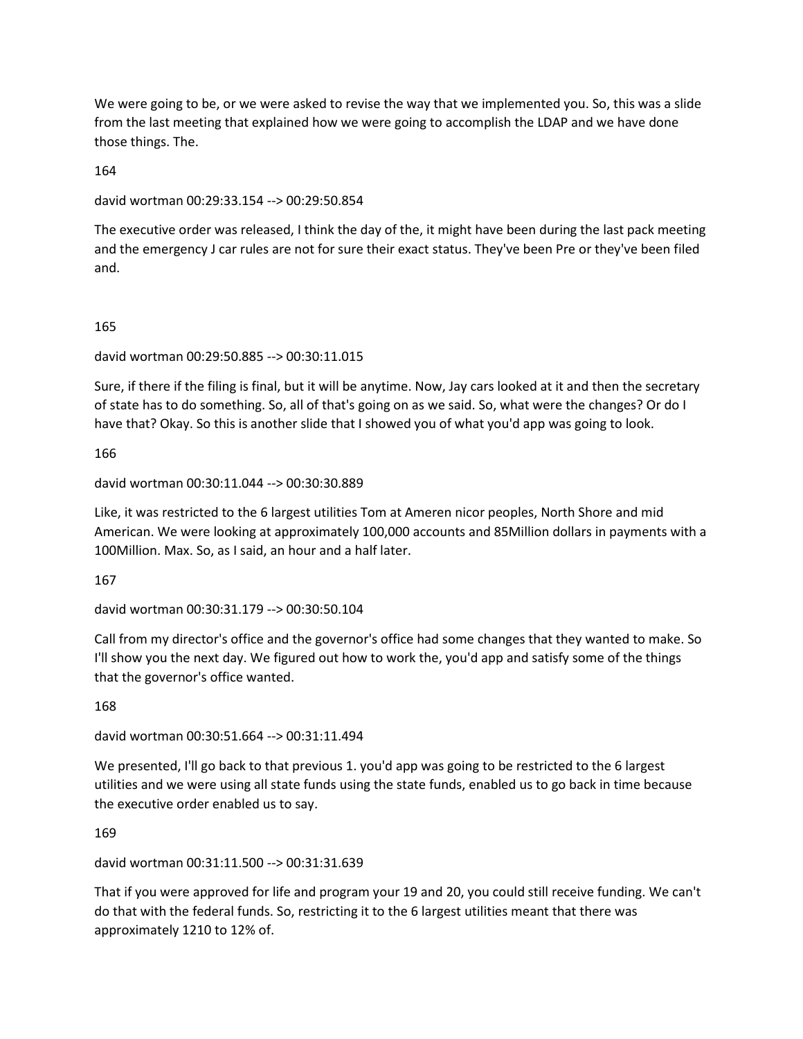We were going to be, or we were asked to revise the way that we implemented you. So, this was a slide from the last meeting that explained how we were going to accomplish the LDAP and we have done those things. The.

164

david wortman 00:29:33.154 --> 00:29:50.854

The executive order was released, I think the day of the, it might have been during the last pack meeting and the emergency J car rules are not for sure their exact status. They've been Pre or they've been filed and.

165

david wortman 00:29:50.885 --> 00:30:11.015

Sure, if there if the filing is final, but it will be anytime. Now, Jay cars looked at it and then the secretary of state has to do something. So, all of that's going on as we said. So, what were the changes? Or do I have that? Okay. So this is another slide that I showed you of what you'd app was going to look.

166

david wortman 00:30:11.044 --> 00:30:30.889

Like, it was restricted to the 6 largest utilities Tom at Ameren nicor peoples, North Shore and mid American. We were looking at approximately 100,000 accounts and 85Million dollars in payments with a 100Million. Max. So, as I said, an hour and a half later.

167

david wortman 00:30:31.179 --> 00:30:50.104

Call from my director's office and the governor's office had some changes that they wanted to make. So I'll show you the next day. We figured out how to work the, you'd app and satisfy some of the things that the governor's office wanted.

168

david wortman 00:30:51.664 --> 00:31:11.494

We presented, I'll go back to that previous 1. you'd app was going to be restricted to the 6 largest utilities and we were using all state funds using the state funds, enabled us to go back in time because the executive order enabled us to say.

169

david wortman 00:31:11.500 --> 00:31:31.639

That if you were approved for life and program your 19 and 20, you could still receive funding. We can't do that with the federal funds. So, restricting it to the 6 largest utilities meant that there was approximately 1210 to 12% of.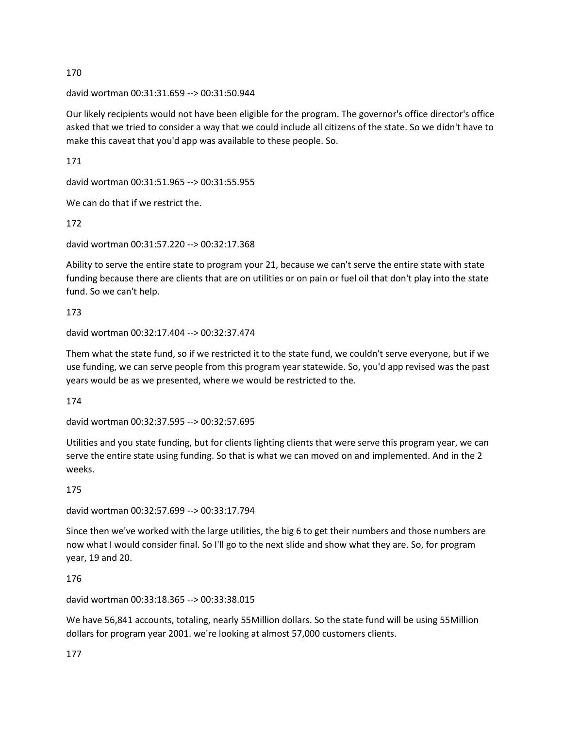170

david wortman 00:31:31.659 --> 00:31:50.944

Our likely recipients would not have been eligible for the program. The governor's office director's office asked that we tried to consider a way that we could include all citizens of the state. So we didn't have to make this caveat that you'd app was available to these people. So.

171

david wortman 00:31:51.965 --> 00:31:55.955

We can do that if we restrict the.

172

david wortman 00:31:57.220 --> 00:32:17.368

Ability to serve the entire state to program your 21, because we can't serve the entire state with state funding because there are clients that are on utilities or on pain or fuel oil that don't play into the state fund. So we can't help.

173

david wortman 00:32:17.404 --> 00:32:37.474

Them what the state fund, so if we restricted it to the state fund, we couldn't serve everyone, but if we use funding, we can serve people from this program year statewide. So, you'd app revised was the past years would be as we presented, where we would be restricted to the.

174

david wortman 00:32:37.595 --> 00:32:57.695

Utilities and you state funding, but for clients lighting clients that were serve this program year, we can serve the entire state using funding. So that is what we can moved on and implemented. And in the 2 weeks.

175

david wortman 00:32:57.699 --> 00:33:17.794

Since then we've worked with the large utilities, the big 6 to get their numbers and those numbers are now what I would consider final. So I'll go to the next slide and show what they are. So, for program year, 19 and 20.

176

david wortman 00:33:18.365 --> 00:33:38.015

We have 56,841 accounts, totaling, nearly 55Million dollars. So the state fund will be using 55Million dollars for program year 2001. we're looking at almost 57,000 customers clients.

177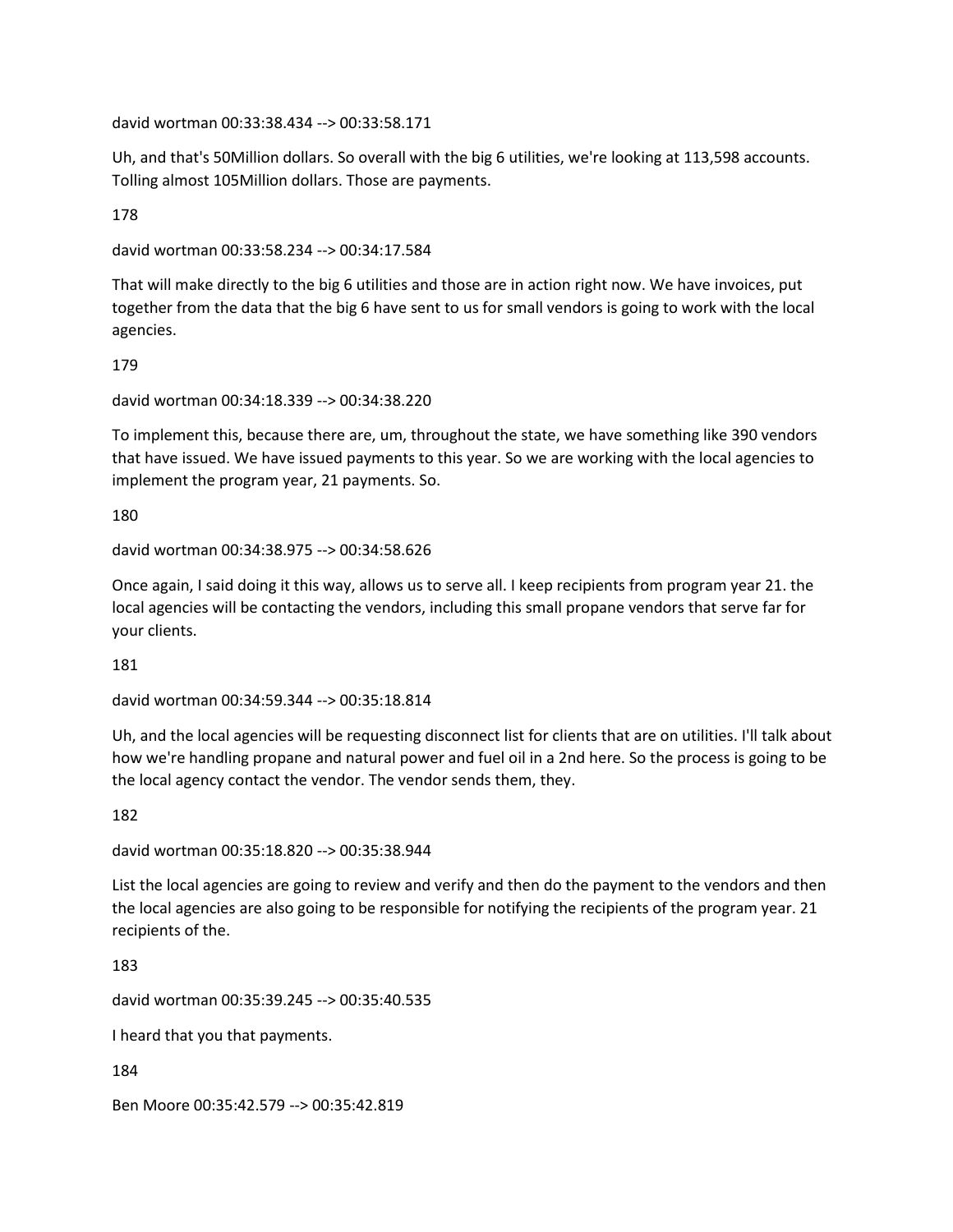david wortman 00:33:38.434 --> 00:33:58.171

Uh, and that's 50Million dollars. So overall with the big 6 utilities, we're looking at 113,598 accounts. Tolling almost 105Million dollars. Those are payments.

178

david wortman 00:33:58.234 --> 00:34:17.584

That will make directly to the big 6 utilities and those are in action right now. We have invoices, put together from the data that the big 6 have sent to us for small vendors is going to work with the local agencies.

179

david wortman 00:34:18.339 --> 00:34:38.220

To implement this, because there are, um, throughout the state, we have something like 390 vendors that have issued. We have issued payments to this year. So we are working with the local agencies to implement the program year, 21 payments. So.

180

david wortman 00:34:38.975 --> 00:34:58.626

Once again, I said doing it this way, allows us to serve all. I keep recipients from program year 21. the local agencies will be contacting the vendors, including this small propane vendors that serve far for your clients.

181

david wortman 00:34:59.344 --> 00:35:18.814

Uh, and the local agencies will be requesting disconnect list for clients that are on utilities. I'll talk about how we're handling propane and natural power and fuel oil in a 2nd here. So the process is going to be the local agency contact the vendor. The vendor sends them, they.

182

david wortman 00:35:18.820 --> 00:35:38.944

List the local agencies are going to review and verify and then do the payment to the vendors and then the local agencies are also going to be responsible for notifying the recipients of the program year. 21 recipients of the.

183

david wortman 00:35:39.245 --> 00:35:40.535

I heard that you that payments.

184

Ben Moore 00:35:42.579 --> 00:35:42.819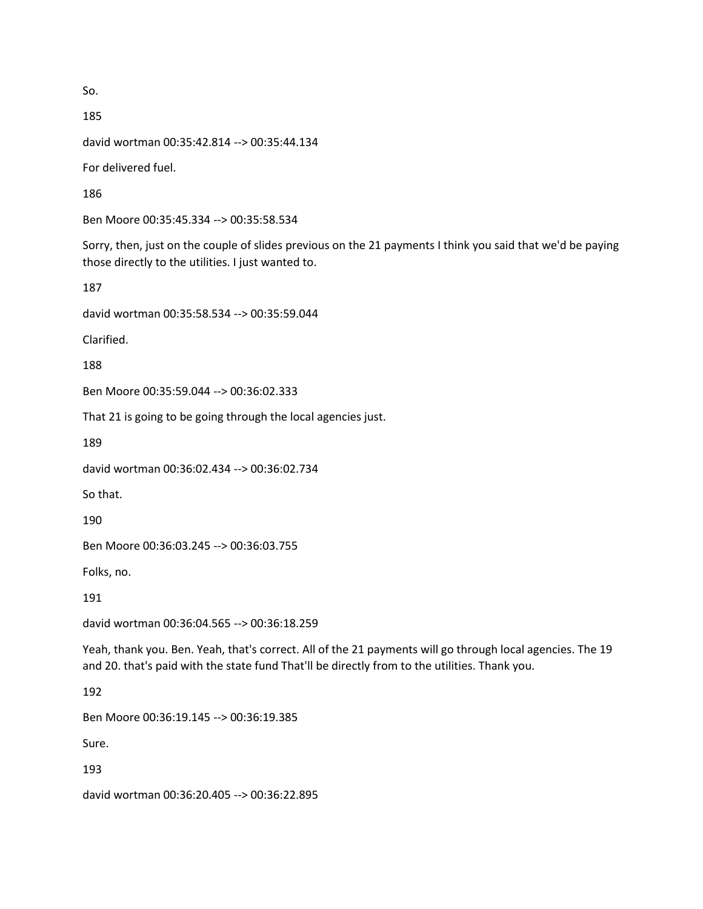So.

185

david wortman 00:35:42.814 --> 00:35:44.134

For delivered fuel.

186

Ben Moore 00:35:45.334 --> 00:35:58.534

Sorry, then, just on the couple of slides previous on the 21 payments I think you said that we'd be paying those directly to the utilities. I just wanted to.

187

david wortman 00:35:58.534 --> 00:35:59.044

Clarified.

188

Ben Moore 00:35:59.044 --> 00:36:02.333

That 21 is going to be going through the local agencies just.

189

david wortman 00:36:02.434 --> 00:36:02.734

So that.

190

Ben Moore 00:36:03.245 --> 00:36:03.755

Folks, no.

191

david wortman 00:36:04.565 --> 00:36:18.259

Yeah, thank you. Ben. Yeah, that's correct. All of the 21 payments will go through local agencies. The 19 and 20. that's paid with the state fund That'll be directly from to the utilities. Thank you.

192

Ben Moore 00:36:19.145 --> 00:36:19.385

Sure.

193

david wortman 00:36:20.405 --> 00:36:22.895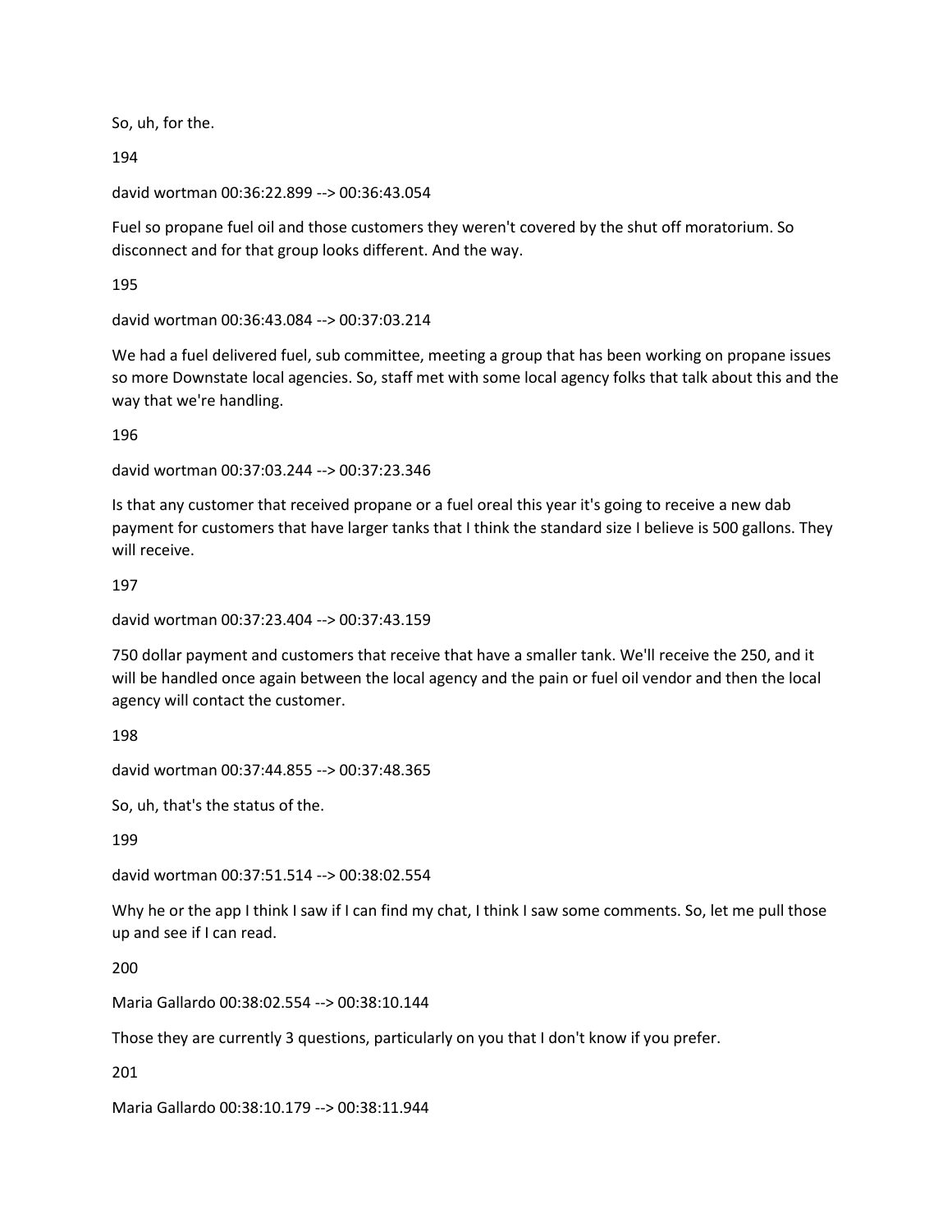So, uh, for the.

194

david wortman 00:36:22.899 --> 00:36:43.054

Fuel so propane fuel oil and those customers they weren't covered by the shut off moratorium. So disconnect and for that group looks different. And the way.

195

david wortman 00:36:43.084 --> 00:37:03.214

We had a fuel delivered fuel, sub committee, meeting a group that has been working on propane issues so more Downstate local agencies. So, staff met with some local agency folks that talk about this and the way that we're handling.

196

david wortman 00:37:03.244 --> 00:37:23.346

Is that any customer that received propane or a fuel oreal this year it's going to receive a new dab payment for customers that have larger tanks that I think the standard size I believe is 500 gallons. They will receive.

197

david wortman 00:37:23.404 --> 00:37:43.159

750 dollar payment and customers that receive that have a smaller tank. We'll receive the 250, and it will be handled once again between the local agency and the pain or fuel oil vendor and then the local agency will contact the customer.

198

david wortman 00:37:44.855 --> 00:37:48.365

So, uh, that's the status of the.

199

david wortman 00:37:51.514 --> 00:38:02.554

Why he or the app I think I saw if I can find my chat, I think I saw some comments. So, let me pull those up and see if I can read.

200

Maria Gallardo 00:38:02.554 --> 00:38:10.144

Those they are currently 3 questions, particularly on you that I don't know if you prefer.

201

Maria Gallardo 00:38:10.179 --> 00:38:11.944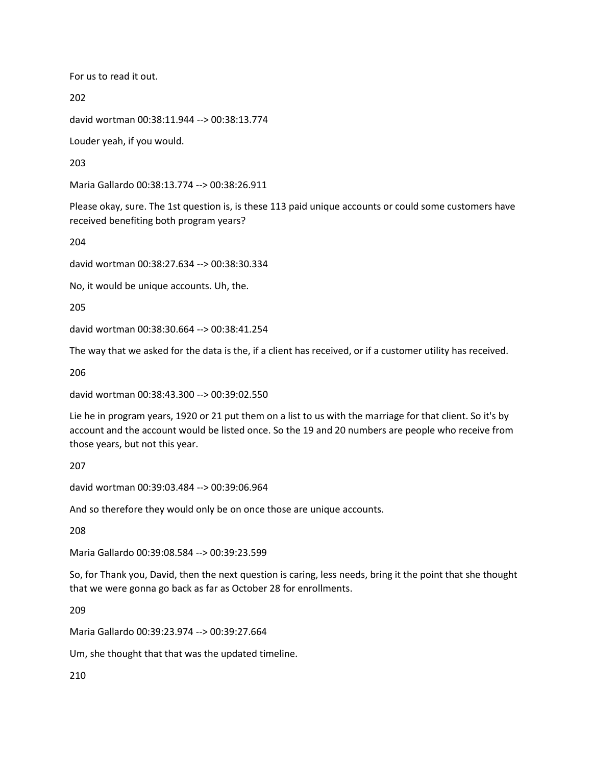For us to read it out.

202

david wortman 00:38:11.944 --> 00:38:13.774

Louder yeah, if you would.

203

Maria Gallardo 00:38:13.774 --> 00:38:26.911

Please okay, sure. The 1st question is, is these 113 paid unique accounts or could some customers have received benefiting both program years?

204

david wortman 00:38:27.634 --> 00:38:30.334

No, it would be unique accounts. Uh, the.

205

david wortman 00:38:30.664 --> 00:38:41.254

The way that we asked for the data is the, if a client has received, or if a customer utility has received.

206

david wortman 00:38:43.300 --> 00:39:02.550

Lie he in program years, 1920 or 21 put them on a list to us with the marriage for that client. So it's by account and the account would be listed once. So the 19 and 20 numbers are people who receive from those years, but not this year.

207

david wortman 00:39:03.484 --> 00:39:06.964

And so therefore they would only be on once those are unique accounts.

208

Maria Gallardo 00:39:08.584 --> 00:39:23.599

So, for Thank you, David, then the next question is caring, less needs, bring it the point that she thought that we were gonna go back as far as October 28 for enrollments.

209

Maria Gallardo 00:39:23.974 --> 00:39:27.664

Um, she thought that that was the updated timeline.

210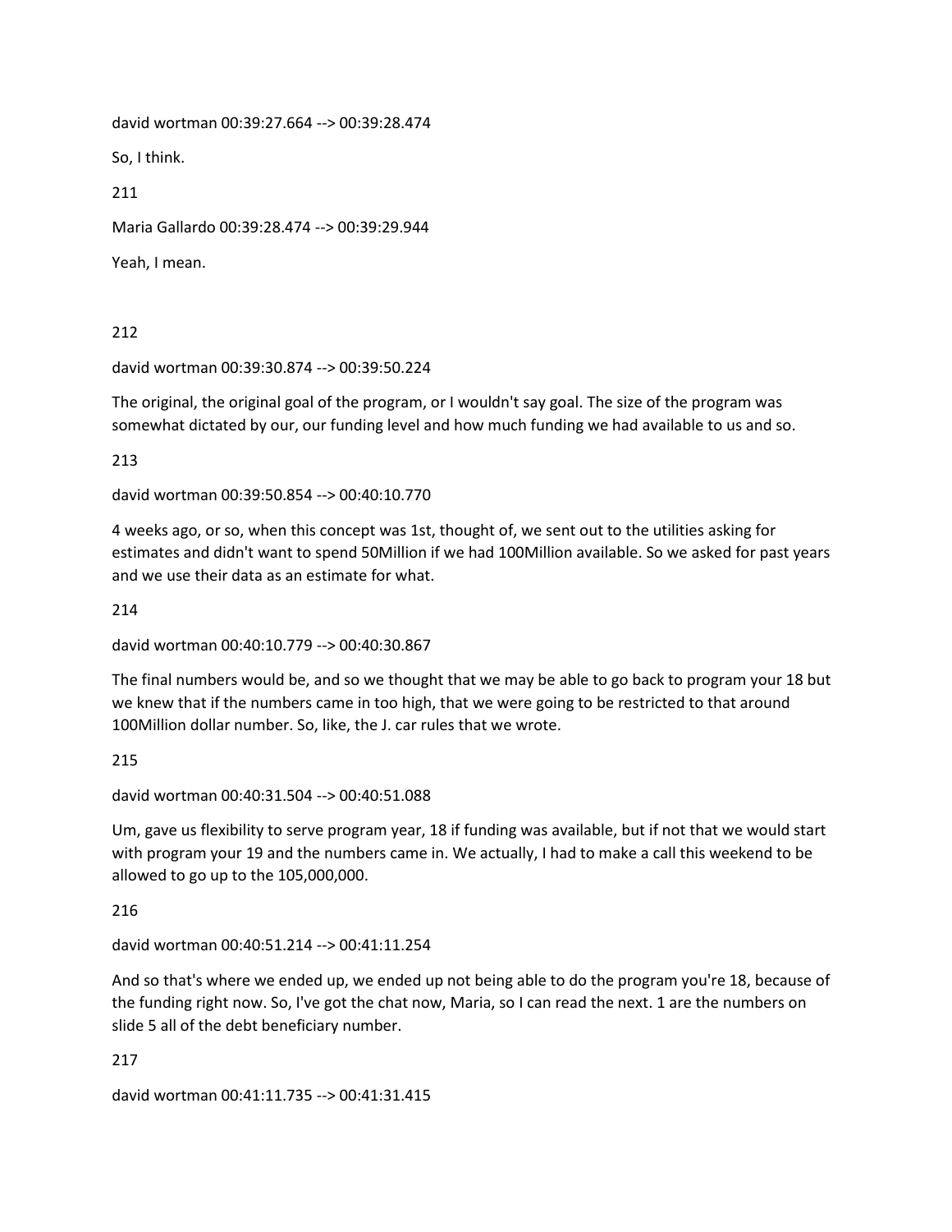david wortman 00:39:27.664 --> 00:39:28.474

So, I think.

211

Maria Gallardo 00:39:28.474 --> 00:39:29.944

Yeah, I mean.

212

david wortman 00:39:30.874 --> 00:39:50.224

The original, the original goal of the program, or I wouldn't say goal. The size of the program was somewhat dictated by our, our funding level and how much funding we had available to us and so.

213

david wortman 00:39:50.854 --> 00:40:10.770

4 weeks ago, or so, when this concept was 1st, thought of, we sent out to the utilities asking for estimates and didn't want to spend 50Million if we had 100Million available. So we asked for past years and we use their data as an estimate for what.

214

david wortman 00:40:10.779 --> 00:40:30.867

The final numbers would be, and so we thought that we may be able to go back to program your 18 but we knew that if the numbers came in too high, that we were going to be restricted to that around 100Million dollar number. So, like, the J. car rules that we wrote.

215

david wortman 00:40:31.504 --> 00:40:51.088

Um, gave us flexibility to serve program year, 18 if funding was available, but if not that we would start with program your 19 and the numbers came in. We actually, I had to make a call this weekend to be allowed to go up to the 105,000,000.

216

david wortman 00:40:51.214 --> 00:41:11.254

And so that's where we ended up, we ended up not being able to do the program you're 18, because of the funding right now. So, I've got the chat now, Maria, so I can read the next. 1 are the numbers on slide 5 all of the debt beneficiary number.

217

david wortman 00:41:11.735 --> 00:41:31.415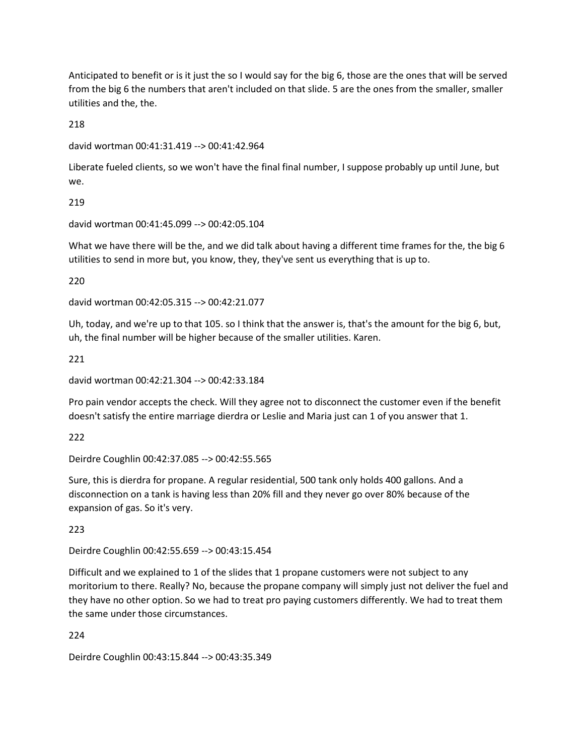Anticipated to benefit or is it just the so I would say for the big 6, those are the ones that will be served from the big 6 the numbers that aren't included on that slide. 5 are the ones from the smaller, smaller utilities and the, the.

218

david wortman 00:41:31.419 --> 00:41:42.964

Liberate fueled clients, so we won't have the final final number, I suppose probably up until June, but we.

219

david wortman 00:41:45.099 --> 00:42:05.104

What we have there will be the, and we did talk about having a different time frames for the, the big 6 utilities to send in more but, you know, they, they've sent us everything that is up to.

220

david wortman 00:42:05.315 --> 00:42:21.077

Uh, today, and we're up to that 105. so I think that the answer is, that's the amount for the big 6, but, uh, the final number will be higher because of the smaller utilities. Karen.

221

david wortman 00:42:21.304 --> 00:42:33.184

Pro pain vendor accepts the check. Will they agree not to disconnect the customer even if the benefit doesn't satisfy the entire marriage dierdra or Leslie and Maria just can 1 of you answer that 1.

222

Deirdre Coughlin 00:42:37.085 --> 00:42:55.565

Sure, this is dierdra for propane. A regular residential, 500 tank only holds 400 gallons. And a disconnection on a tank is having less than 20% fill and they never go over 80% because of the expansion of gas. So it's very.

223

Deirdre Coughlin 00:42:55.659 --> 00:43:15.454

Difficult and we explained to 1 of the slides that 1 propane customers were not subject to any moritorium to there. Really? No, because the propane company will simply just not deliver the fuel and they have no other option. So we had to treat pro paying customers differently. We had to treat them the same under those circumstances.

224

Deirdre Coughlin 00:43:15.844 --> 00:43:35.349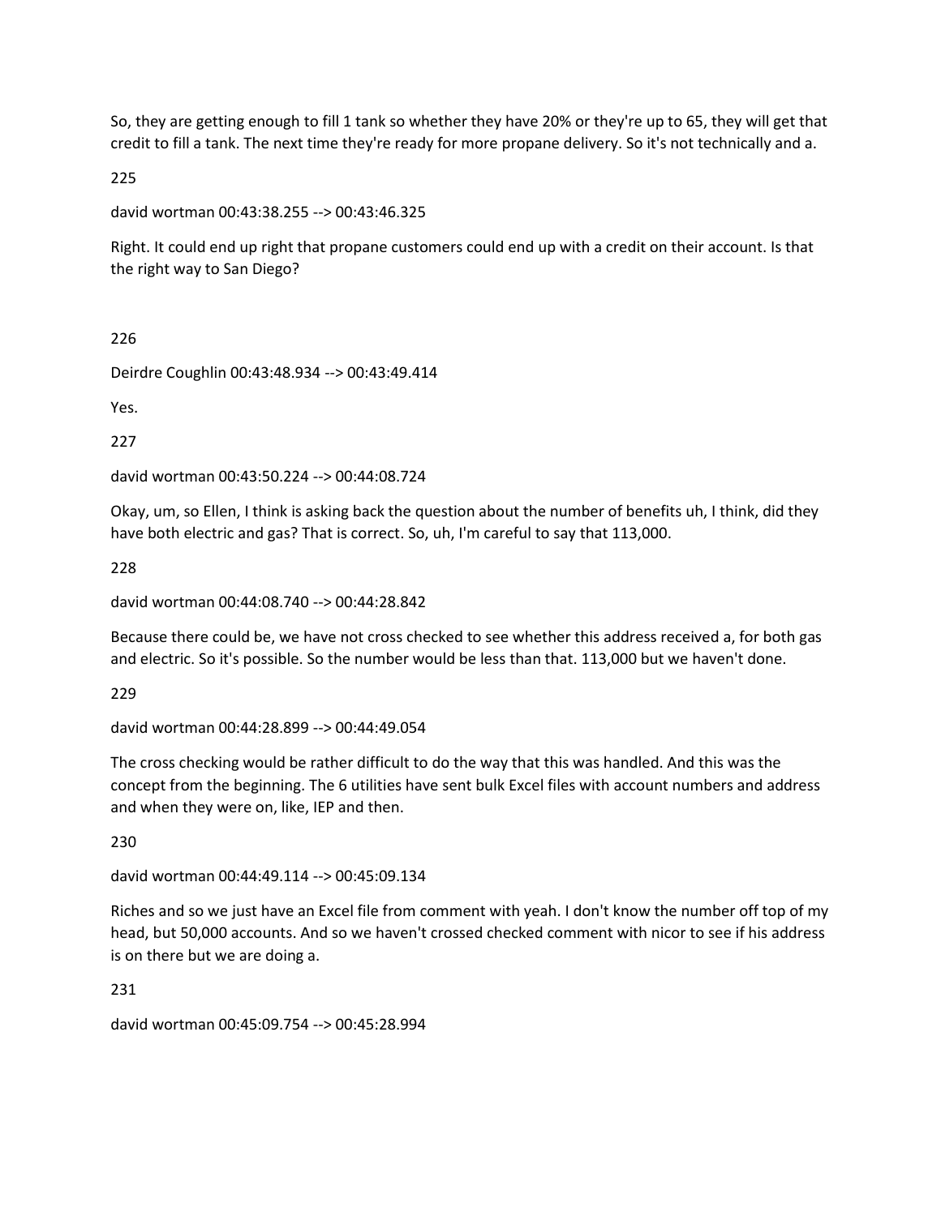So, they are getting enough to fill 1 tank so whether they have 20% or they're up to 65, they will get that credit to fill a tank. The next time they're ready for more propane delivery. So it's not technically and a.

225

david wortman 00:43:38.255 --> 00:43:46.325

Right. It could end up right that propane customers could end up with a credit on their account. Is that the right way to San Diego?

226

Deirdre Coughlin 00:43:48.934 --> 00:43:49.414

Yes.

227

david wortman 00:43:50.224 --> 00:44:08.724

Okay, um, so Ellen, I think is asking back the question about the number of benefits uh, I think, did they have both electric and gas? That is correct. So, uh, I'm careful to say that 113,000.

228

david wortman 00:44:08.740 --> 00:44:28.842

Because there could be, we have not cross checked to see whether this address received a, for both gas and electric. So it's possible. So the number would be less than that. 113,000 but we haven't done.

229

david wortman 00:44:28.899 --> 00:44:49.054

The cross checking would be rather difficult to do the way that this was handled. And this was the concept from the beginning. The 6 utilities have sent bulk Excel files with account numbers and address and when they were on, like, IEP and then.

230

david wortman 00:44:49.114 --> 00:45:09.134

Riches and so we just have an Excel file from comment with yeah. I don't know the number off top of my head, but 50,000 accounts. And so we haven't crossed checked comment with nicor to see if his address is on there but we are doing a.

231

david wortman 00:45:09.754 --> 00:45:28.994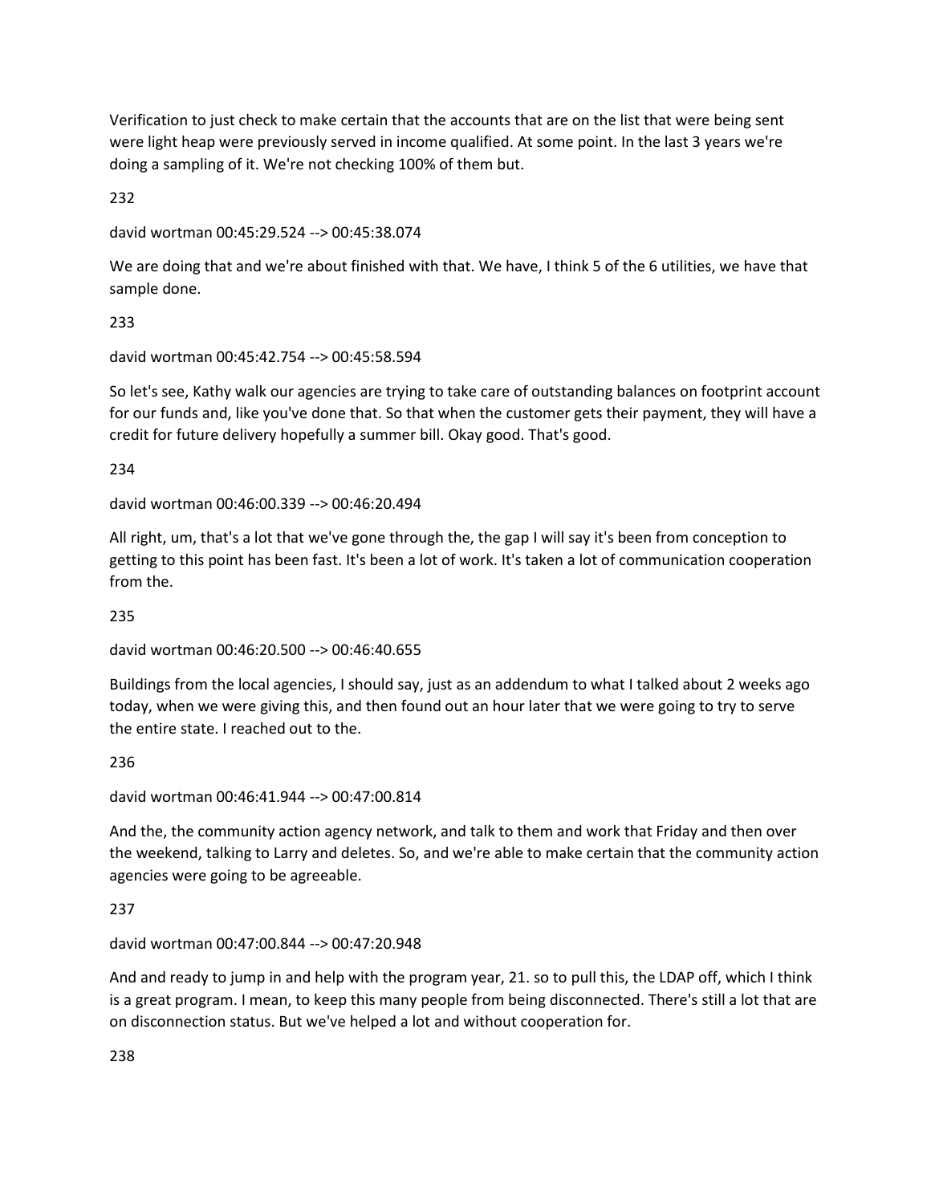Verification to just check to make certain that the accounts that are on the list that were being sent were light heap were previously served in income qualified. At some point. In the last 3 years we're doing a sampling of it. We're not checking 100% of them but.

232

david wortman 00:45:29.524 --> 00:45:38.074

We are doing that and we're about finished with that. We have, I think 5 of the 6 utilities, we have that sample done.

233

david wortman 00:45:42.754 --> 00:45:58.594

So let's see, Kathy walk our agencies are trying to take care of outstanding balances on footprint account for our funds and, like you've done that. So that when the customer gets their payment, they will have a credit for future delivery hopefully a summer bill. Okay good. That's good.

234

david wortman 00:46:00.339 --> 00:46:20.494

All right, um, that's a lot that we've gone through the, the gap I will say it's been from conception to getting to this point has been fast. It's been a lot of work. It's taken a lot of communication cooperation from the.

235

david wortman 00:46:20.500 --> 00:46:40.655

Buildings from the local agencies, I should say, just as an addendum to what I talked about 2 weeks ago today, when we were giving this, and then found out an hour later that we were going to try to serve the entire state. I reached out to the.

236

david wortman 00:46:41.944 --> 00:47:00.814

And the, the community action agency network, and talk to them and work that Friday and then over the weekend, talking to Larry and deletes. So, and we're able to make certain that the community action agencies were going to be agreeable.

237

david wortman 00:47:00.844 --> 00:47:20.948

And and ready to jump in and help with the program year, 21. so to pull this, the LDAP off, which I think is a great program. I mean, to keep this many people from being disconnected. There's still a lot that are on disconnection status. But we've helped a lot and without cooperation for.

238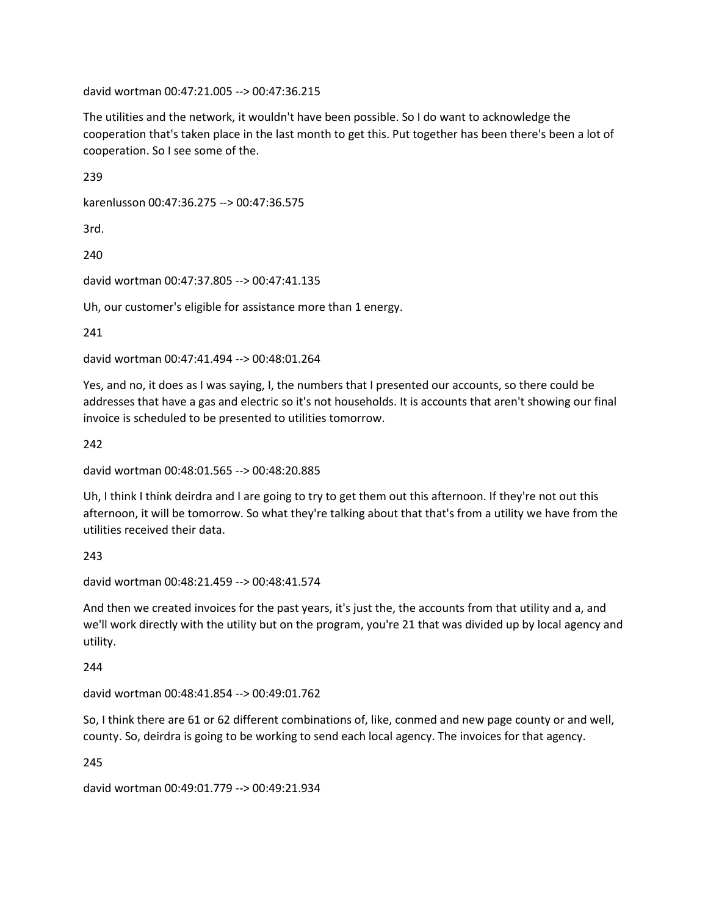david wortman 00:47:21.005 --> 00:47:36.215

The utilities and the network, it wouldn't have been possible. So I do want to acknowledge the cooperation that's taken place in the last month to get this. Put together has been there's been a lot of cooperation. So I see some of the.

239

karenlusson 00:47:36.275 --> 00:47:36.575

3rd.

240

david wortman 00:47:37.805 --> 00:47:41.135

Uh, our customer's eligible for assistance more than 1 energy.

241

david wortman 00:47:41.494 --> 00:48:01.264

Yes, and no, it does as I was saying, I, the numbers that I presented our accounts, so there could be addresses that have a gas and electric so it's not households. It is accounts that aren't showing our final invoice is scheduled to be presented to utilities tomorrow.

242

david wortman 00:48:01.565 --> 00:48:20.885

Uh, I think I think deirdra and I are going to try to get them out this afternoon. If they're not out this afternoon, it will be tomorrow. So what they're talking about that that's from a utility we have from the utilities received their data.

243

david wortman 00:48:21.459 --> 00:48:41.574

And then we created invoices for the past years, it's just the, the accounts from that utility and a, and we'll work directly with the utility but on the program, you're 21 that was divided up by local agency and utility.

244

david wortman 00:48:41.854 --> 00:49:01.762

So, I think there are 61 or 62 different combinations of, like, conmed and new page county or and well, county. So, deirdra is going to be working to send each local agency. The invoices for that agency.

245

david wortman 00:49:01.779 --> 00:49:21.934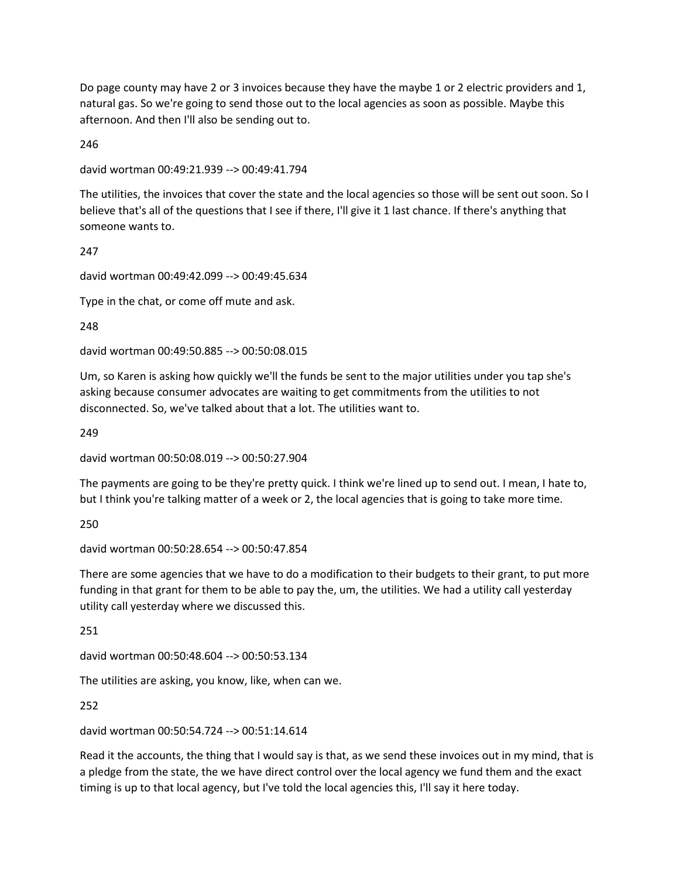Do page county may have 2 or 3 invoices because they have the maybe 1 or 2 electric providers and 1, natural gas. So we're going to send those out to the local agencies as soon as possible. Maybe this afternoon. And then I'll also be sending out to.

246

david wortman 00:49:21.939 --> 00:49:41.794

The utilities, the invoices that cover the state and the local agencies so those will be sent out soon. So I believe that's all of the questions that I see if there, I'll give it 1 last chance. If there's anything that someone wants to.

247

david wortman 00:49:42.099 --> 00:49:45.634

Type in the chat, or come off mute and ask.

248

david wortman 00:49:50.885 --> 00:50:08.015

Um, so Karen is asking how quickly we'll the funds be sent to the major utilities under you tap she's asking because consumer advocates are waiting to get commitments from the utilities to not disconnected. So, we've talked about that a lot. The utilities want to.

249

david wortman 00:50:08.019 --> 00:50:27.904

The payments are going to be they're pretty quick. I think we're lined up to send out. I mean, I hate to, but I think you're talking matter of a week or 2, the local agencies that is going to take more time.

250

david wortman 00:50:28.654 --> 00:50:47.854

There are some agencies that we have to do a modification to their budgets to their grant, to put more funding in that grant for them to be able to pay the, um, the utilities. We had a utility call yesterday utility call yesterday where we discussed this.

251

david wortman 00:50:48.604 --> 00:50:53.134

The utilities are asking, you know, like, when can we.

252

david wortman 00:50:54.724 --> 00:51:14.614

Read it the accounts, the thing that I would say is that, as we send these invoices out in my mind, that is a pledge from the state, the we have direct control over the local agency we fund them and the exact timing is up to that local agency, but I've told the local agencies this, I'll say it here today.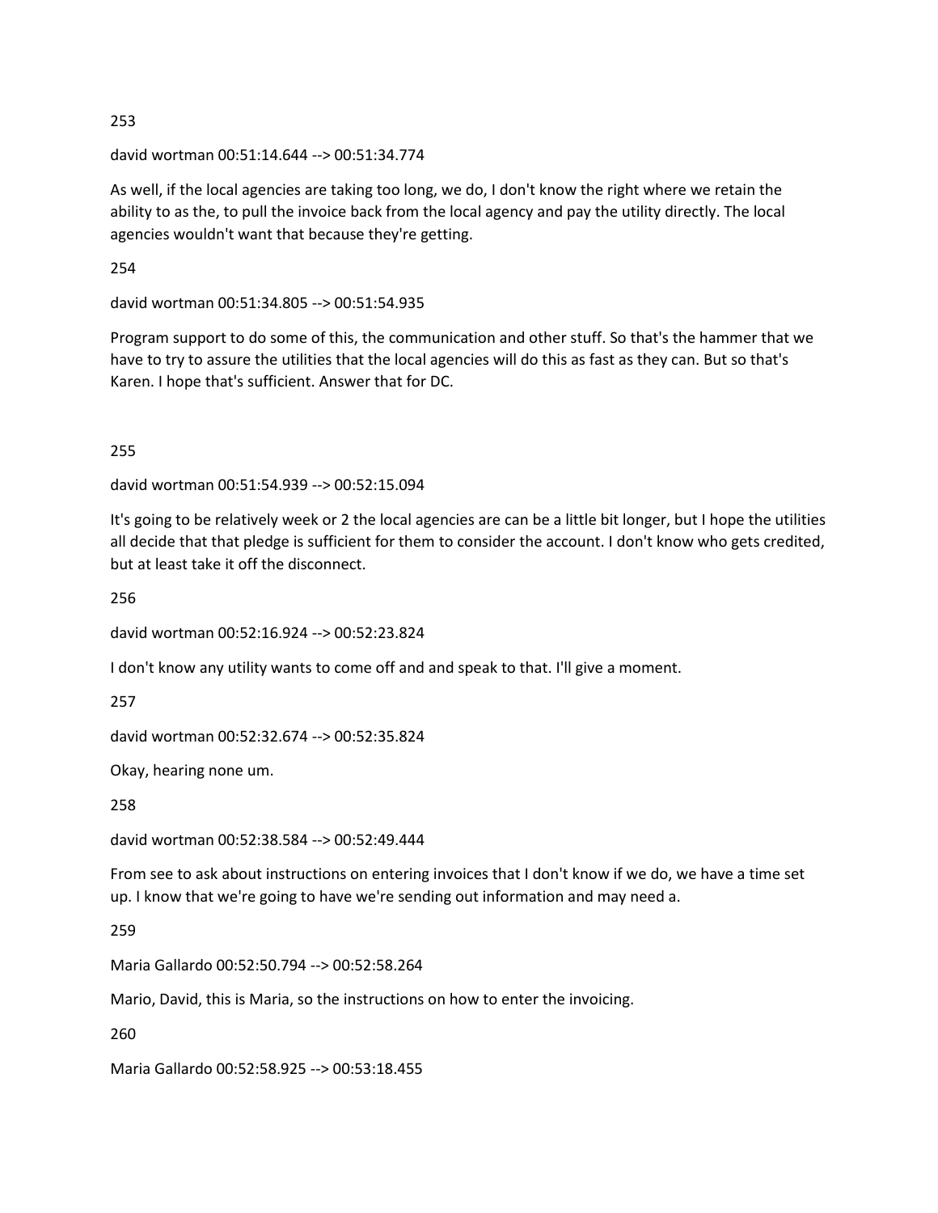253

david wortman 00:51:14.644 --> 00:51:34.774

As well, if the local agencies are taking too long, we do, I don't know the right where we retain the ability to as the, to pull the invoice back from the local agency and pay the utility directly. The local agencies wouldn't want that because they're getting.

254

david wortman 00:51:34.805 --> 00:51:54.935

Program support to do some of this, the communication and other stuff. So that's the hammer that we have to try to assure the utilities that the local agencies will do this as fast as they can. But so that's Karen. I hope that's sufficient. Answer that for DC.

255

david wortman 00:51:54.939 --> 00:52:15.094

It's going to be relatively week or 2 the local agencies are can be a little bit longer, but I hope the utilities all decide that that pledge is sufficient for them to consider the account. I don't know who gets credited, but at least take it off the disconnect.

256

david wortman 00:52:16.924 --> 00:52:23.824

I don't know any utility wants to come off and and speak to that. I'll give a moment.

257

david wortman 00:52:32.674 --> 00:52:35.824

Okay, hearing none um.

258

david wortman 00:52:38.584 --> 00:52:49.444

From see to ask about instructions on entering invoices that I don't know if we do, we have a time set up. I know that we're going to have we're sending out information and may need a.

259

Maria Gallardo 00:52:50.794 --> 00:52:58.264

Mario, David, this is Maria, so the instructions on how to enter the invoicing.

260

Maria Gallardo 00:52:58.925 --> 00:53:18.455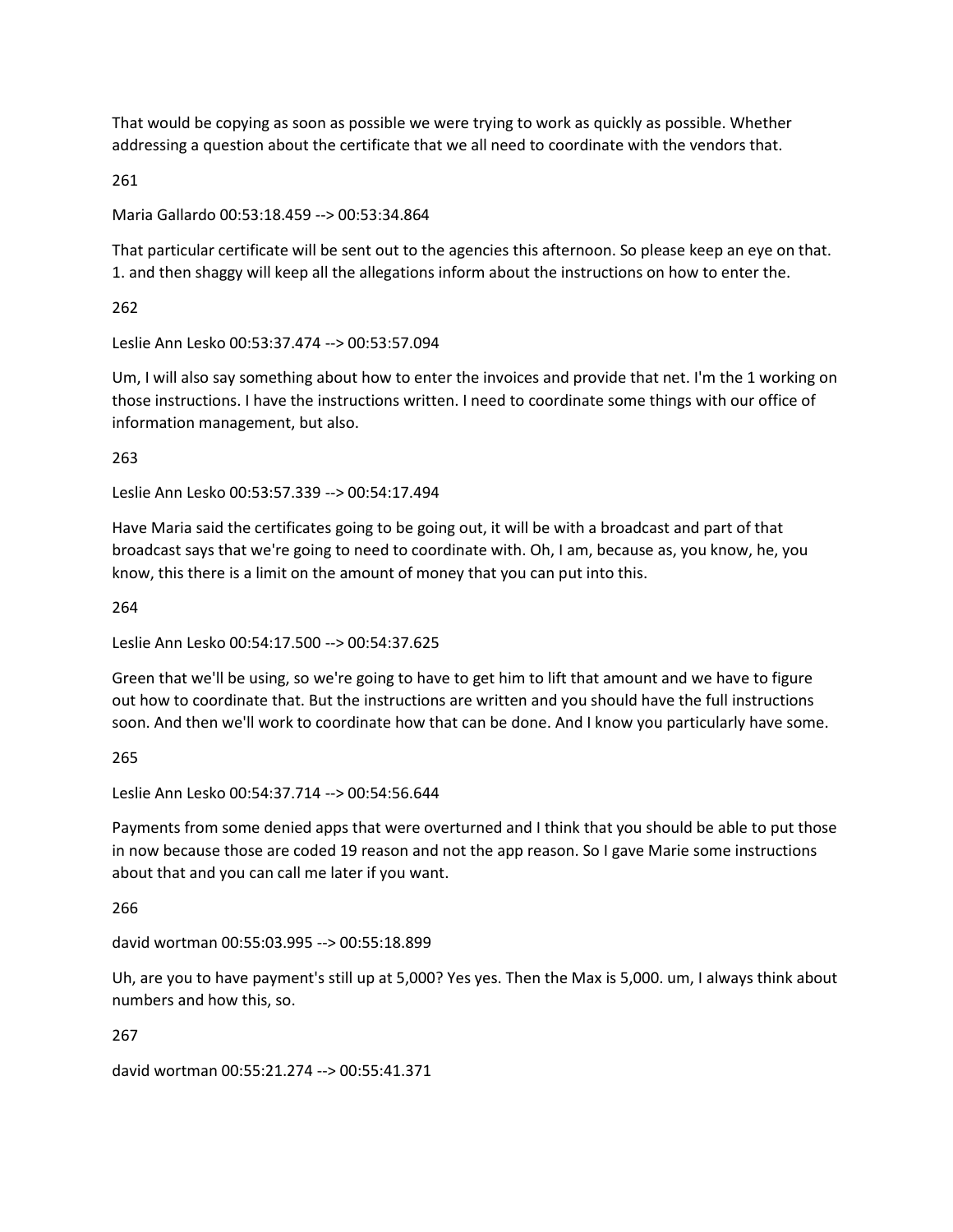That would be copying as soon as possible we were trying to work as quickly as possible. Whether addressing a question about the certificate that we all need to coordinate with the vendors that.

261

Maria Gallardo 00:53:18.459 --> 00:53:34.864

That particular certificate will be sent out to the agencies this afternoon. So please keep an eye on that. 1. and then shaggy will keep all the allegations inform about the instructions on how to enter the.

262

Leslie Ann Lesko 00:53:37.474 --> 00:53:57.094

Um, I will also say something about how to enter the invoices and provide that net. I'm the 1 working on those instructions. I have the instructions written. I need to coordinate some things with our office of information management, but also.

263

Leslie Ann Lesko 00:53:57.339 --> 00:54:17.494

Have Maria said the certificates going to be going out, it will be with a broadcast and part of that broadcast says that we're going to need to coordinate with. Oh, I am, because as, you know, he, you know, this there is a limit on the amount of money that you can put into this.

264

Leslie Ann Lesko 00:54:17.500 --> 00:54:37.625

Green that we'll be using, so we're going to have to get him to lift that amount and we have to figure out how to coordinate that. But the instructions are written and you should have the full instructions soon. And then we'll work to coordinate how that can be done. And I know you particularly have some.

265

Leslie Ann Lesko 00:54:37.714 --> 00:54:56.644

Payments from some denied apps that were overturned and I think that you should be able to put those in now because those are coded 19 reason and not the app reason. So I gave Marie some instructions about that and you can call me later if you want.

266

david wortman 00:55:03.995 --> 00:55:18.899

Uh, are you to have payment's still up at 5,000? Yes yes. Then the Max is 5,000. um, I always think about numbers and how this, so.

267

david wortman 00:55:21.274 --> 00:55:41.371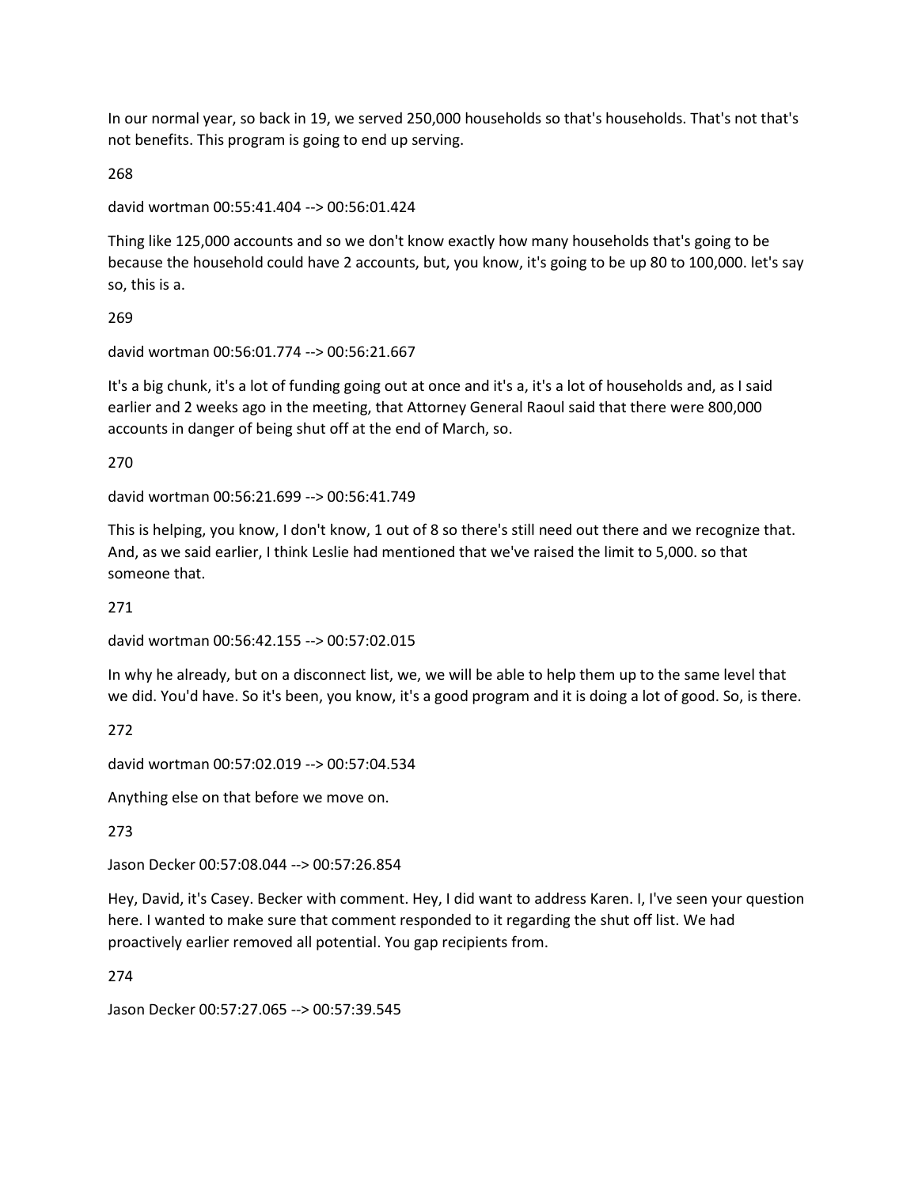In our normal year, so back in 19, we served 250,000 households so that's households. That's not that's not benefits. This program is going to end up serving.

268

david wortman 00:55:41.404 --> 00:56:01.424

Thing like 125,000 accounts and so we don't know exactly how many households that's going to be because the household could have 2 accounts, but, you know, it's going to be up 80 to 100,000. let's say so, this is a.

269

david wortman 00:56:01.774 --> 00:56:21.667

It's a big chunk, it's a lot of funding going out at once and it's a, it's a lot of households and, as I said earlier and 2 weeks ago in the meeting, that Attorney General Raoul said that there were 800,000 accounts in danger of being shut off at the end of March, so.

270

david wortman 00:56:21.699 --> 00:56:41.749

This is helping, you know, I don't know, 1 out of 8 so there's still need out there and we recognize that. And, as we said earlier, I think Leslie had mentioned that we've raised the limit to 5,000. so that someone that.

271

david wortman 00:56:42.155 --> 00:57:02.015

In why he already, but on a disconnect list, we, we will be able to help them up to the same level that we did. You'd have. So it's been, you know, it's a good program and it is doing a lot of good. So, is there.

272

david wortman 00:57:02.019 --> 00:57:04.534

Anything else on that before we move on.

273

Jason Decker 00:57:08.044 --> 00:57:26.854

Hey, David, it's Casey. Becker with comment. Hey, I did want to address Karen. I, I've seen your question here. I wanted to make sure that comment responded to it regarding the shut off list. We had proactively earlier removed all potential. You gap recipients from.

274

Jason Decker 00:57:27.065 --> 00:57:39.545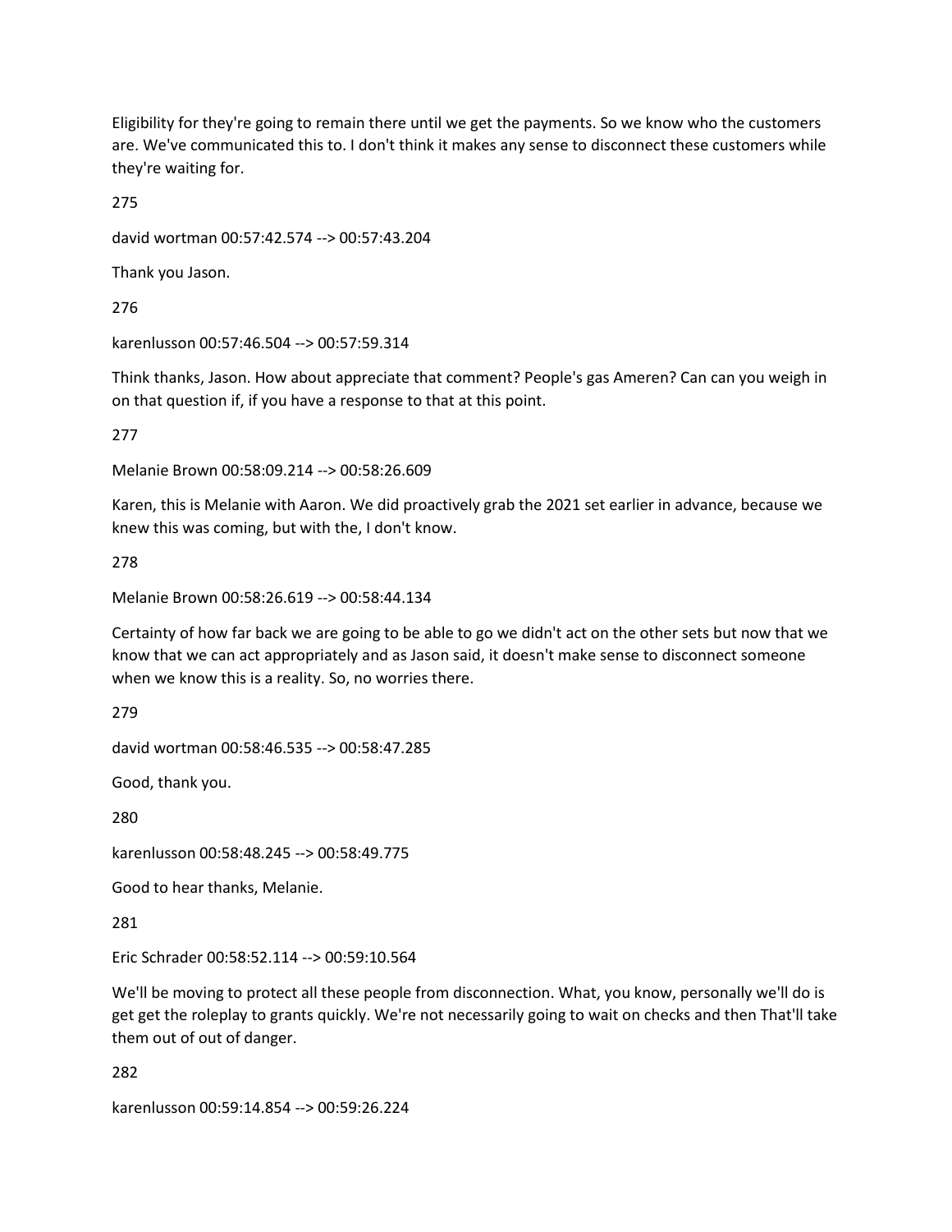Eligibility for they're going to remain there until we get the payments. So we know who the customers are. We've communicated this to. I don't think it makes any sense to disconnect these customers while they're waiting for.

275

david wortman 00:57:42.574 --> 00:57:43.204

Thank you Jason.

276

karenlusson 00:57:46.504 --> 00:57:59.314

Think thanks, Jason. How about appreciate that comment? People's gas Ameren? Can can you weigh in on that question if, if you have a response to that at this point.

277

Melanie Brown 00:58:09.214 --> 00:58:26.609

Karen, this is Melanie with Aaron. We did proactively grab the 2021 set earlier in advance, because we knew this was coming, but with the, I don't know.

278

Melanie Brown 00:58:26.619 --> 00:58:44.134

Certainty of how far back we are going to be able to go we didn't act on the other sets but now that we know that we can act appropriately and as Jason said, it doesn't make sense to disconnect someone when we know this is a reality. So, no worries there.

279

david wortman 00:58:46.535 --> 00:58:47.285

Good, thank you.

280

karenlusson 00:58:48.245 --> 00:58:49.775

Good to hear thanks, Melanie.

281

Eric Schrader 00:58:52.114 --> 00:59:10.564

We'll be moving to protect all these people from disconnection. What, you know, personally we'll do is get get the roleplay to grants quickly. We're not necessarily going to wait on checks and then That'll take them out of out of danger.

282

karenlusson 00:59:14.854 --> 00:59:26.224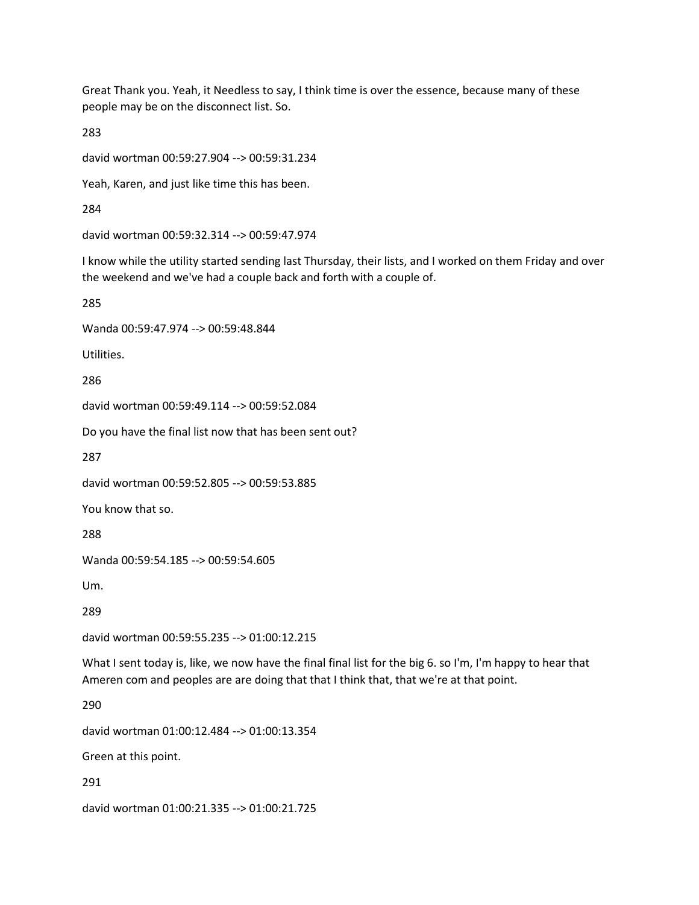Great Thank you. Yeah, it Needless to say, I think time is over the essence, because many of these people may be on the disconnect list. So.

283

david wortman 00:59:27.904 --> 00:59:31.234

Yeah, Karen, and just like time this has been.

284

david wortman 00:59:32.314 --> 00:59:47.974

I know while the utility started sending last Thursday, their lists, and I worked on them Friday and over the weekend and we've had a couple back and forth with a couple of.

285

Wanda 00:59:47.974 --> 00:59:48.844

Utilities.

286

david wortman 00:59:49.114 --> 00:59:52.084

Do you have the final list now that has been sent out?

287

david wortman 00:59:52.805 --> 00:59:53.885

You know that so.

288

Wanda 00:59:54.185 --> 00:59:54.605

Um.

289

david wortman 00:59:55.235 --> 01:00:12.215

What I sent today is, like, we now have the final final list for the big 6. so I'm, I'm happy to hear that Ameren com and peoples are are doing that that I think that, that we're at that point.

290

david wortman 01:00:12.484 --> 01:00:13.354

Green at this point.

291

david wortman 01:00:21.335 --> 01:00:21.725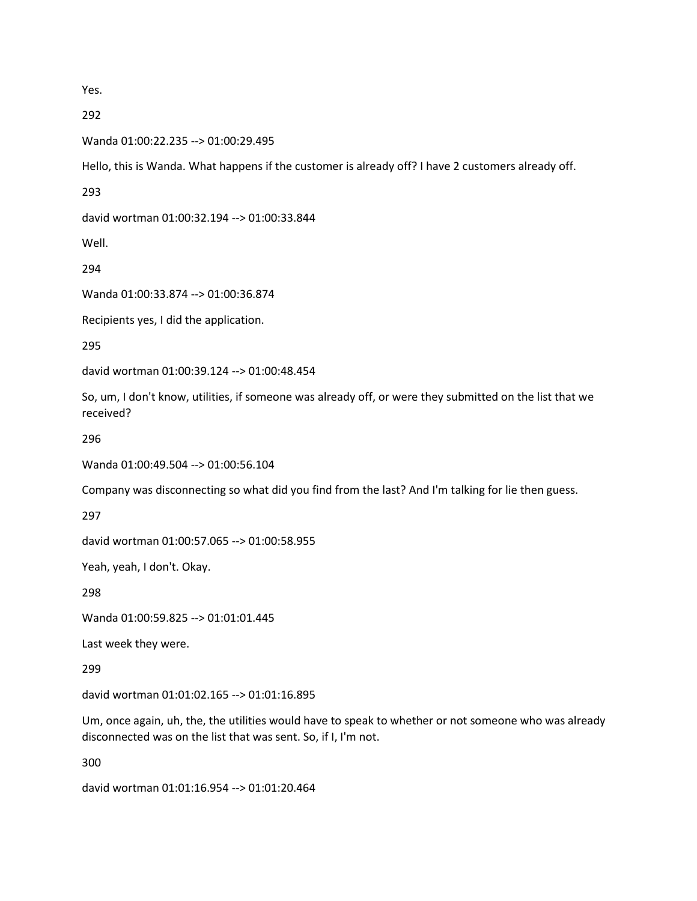Yes.

292

Wanda 01:00:22.235 --> 01:00:29.495

Hello, this is Wanda. What happens if the customer is already off? I have 2 customers already off.

293

david wortman 01:00:32.194 --> 01:00:33.844

Well.

294

Wanda 01:00:33.874 --> 01:00:36.874

Recipients yes, I did the application.

295

david wortman 01:00:39.124 --> 01:00:48.454

So, um, I don't know, utilities, if someone was already off, or were they submitted on the list that we received?

296

Wanda 01:00:49.504 --> 01:00:56.104

Company was disconnecting so what did you find from the last? And I'm talking for lie then guess.

297

david wortman 01:00:57.065 --> 01:00:58.955

Yeah, yeah, I don't. Okay.

298

Wanda 01:00:59.825 --> 01:01:01.445

Last week they were.

299

david wortman 01:01:02.165 --> 01:01:16.895

Um, once again, uh, the, the utilities would have to speak to whether or not someone who was already disconnected was on the list that was sent. So, if I, I'm not.

300

david wortman 01:01:16.954 --> 01:01:20.464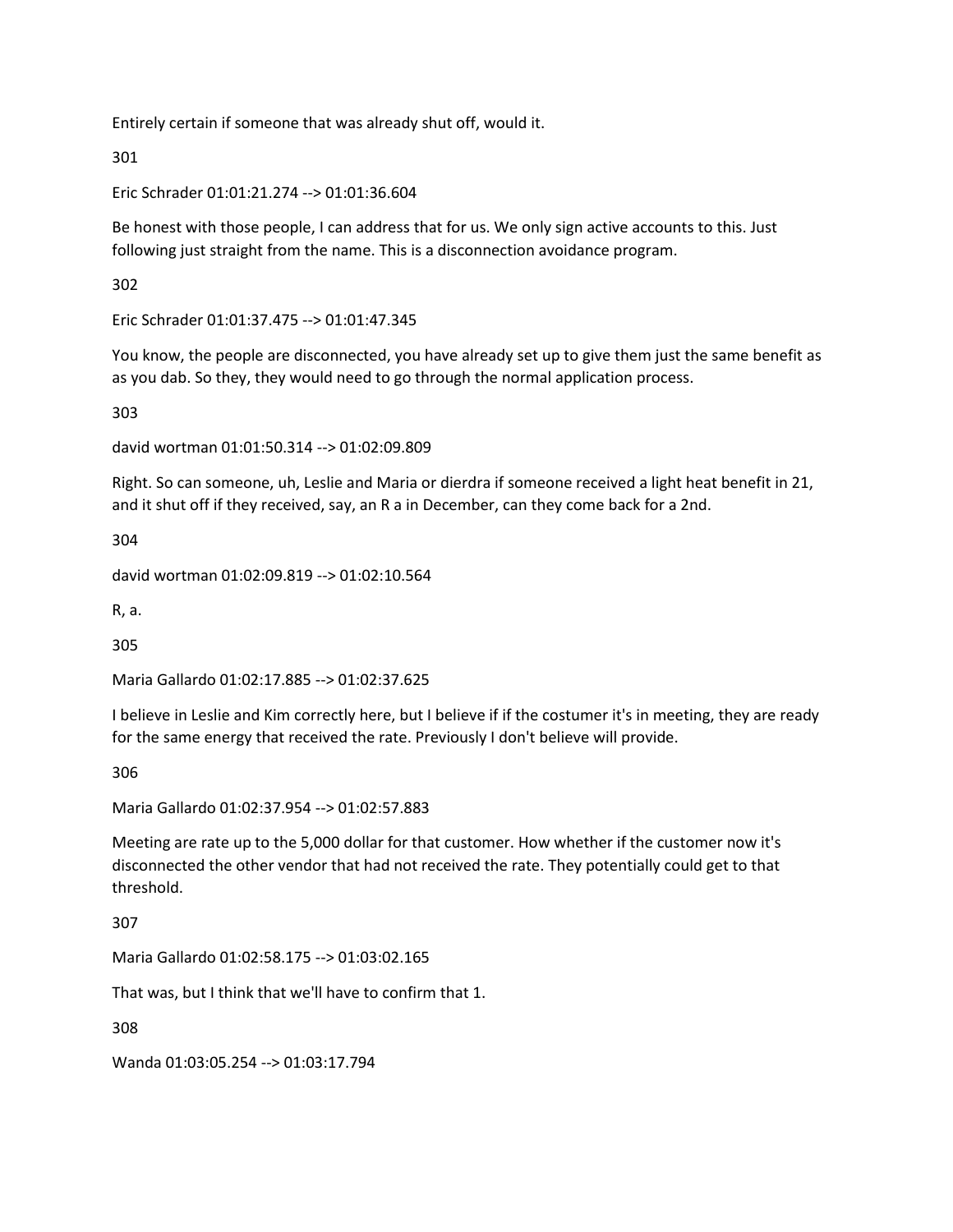Entirely certain if someone that was already shut off, would it.

301

Eric Schrader 01:01:21.274 --> 01:01:36.604

Be honest with those people, I can address that for us. We only sign active accounts to this. Just following just straight from the name. This is a disconnection avoidance program.

302

Eric Schrader 01:01:37.475 --> 01:01:47.345

You know, the people are disconnected, you have already set up to give them just the same benefit as as you dab. So they, they would need to go through the normal application process.

303

david wortman 01:01:50.314 --> 01:02:09.809

Right. So can someone, uh, Leslie and Maria or dierdra if someone received a light heat benefit in 21, and it shut off if they received, say, an R a in December, can they come back for a 2nd.

304

david wortman 01:02:09.819 --> 01:02:10.564

R, a.

305

Maria Gallardo 01:02:17.885 --> 01:02:37.625

I believe in Leslie and Kim correctly here, but I believe if if the costumer it's in meeting, they are ready for the same energy that received the rate. Previously I don't believe will provide.

306

Maria Gallardo 01:02:37.954 --> 01:02:57.883

Meeting are rate up to the 5,000 dollar for that customer. How whether if the customer now it's disconnected the other vendor that had not received the rate. They potentially could get to that threshold.

307

Maria Gallardo 01:02:58.175 --> 01:03:02.165

That was, but I think that we'll have to confirm that 1.

308

Wanda 01:03:05.254 --> 01:03:17.794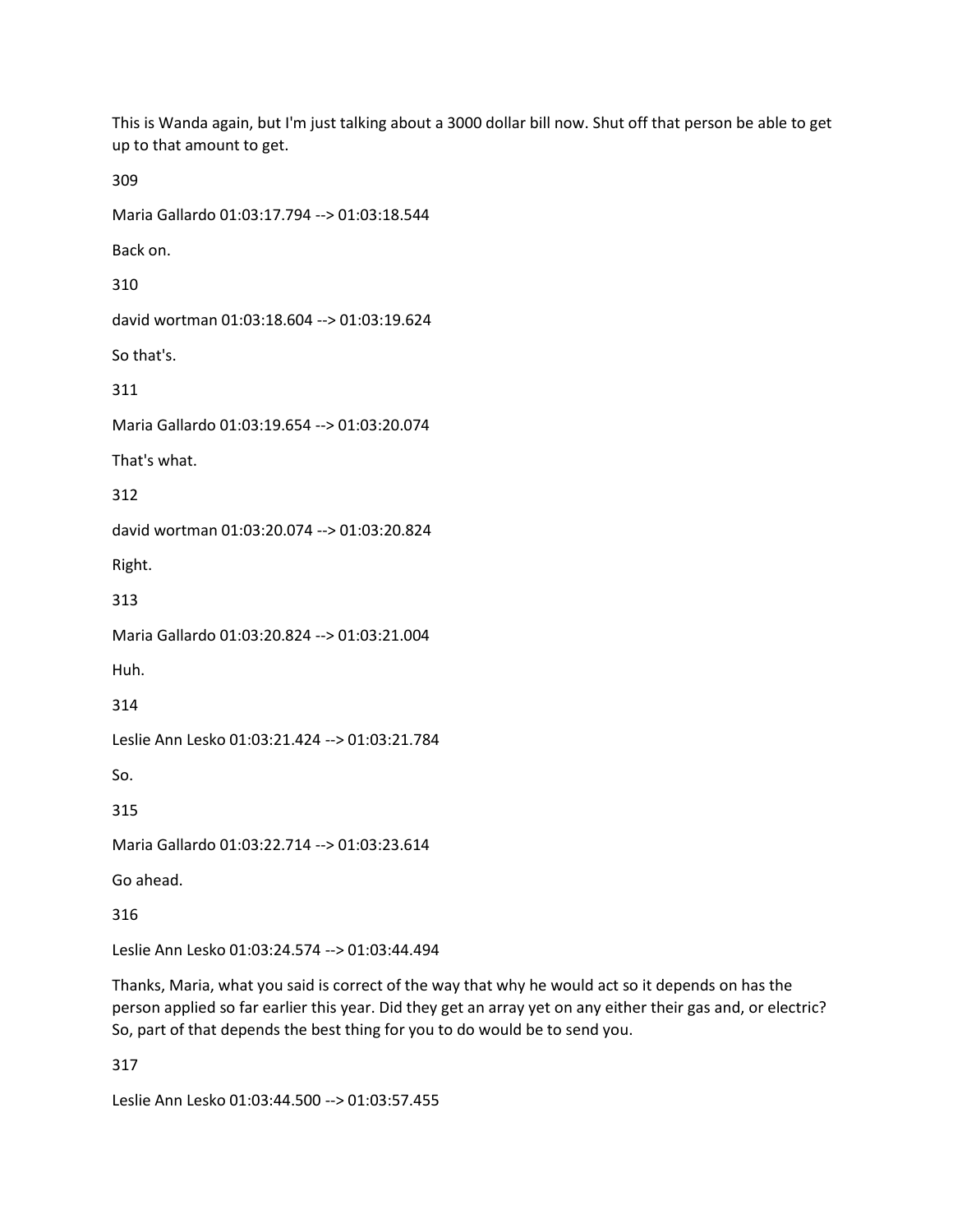This is Wanda again, but I'm just talking about a 3000 dollar bill now. Shut off that person be able to get up to that amount to get.

309

Maria Gallardo 01:03:17.794 --> 01:03:18.544

Back on.

310

david wortman 01:03:18.604 --> 01:03:19.624

So that's.

311

Maria Gallardo 01:03:19.654 --> 01:03:20.074

That's what.

312

david wortman 01:03:20.074 --> 01:03:20.824

Right.

313

Maria Gallardo 01:03:20.824 --> 01:03:21.004

Huh.

314

Leslie Ann Lesko 01:03:21.424 --> 01:03:21.784

So.

315

Maria Gallardo 01:03:22.714 --> 01:03:23.614

Go ahead.

316

Leslie Ann Lesko 01:03:24.574 --> 01:03:44.494

Thanks, Maria, what you said is correct of the way that why he would act so it depends on has the person applied so far earlier this year. Did they get an array yet on any either their gas and, or electric? So, part of that depends the best thing for you to do would be to send you.

317

Leslie Ann Lesko 01:03:44.500 --> 01:03:57.455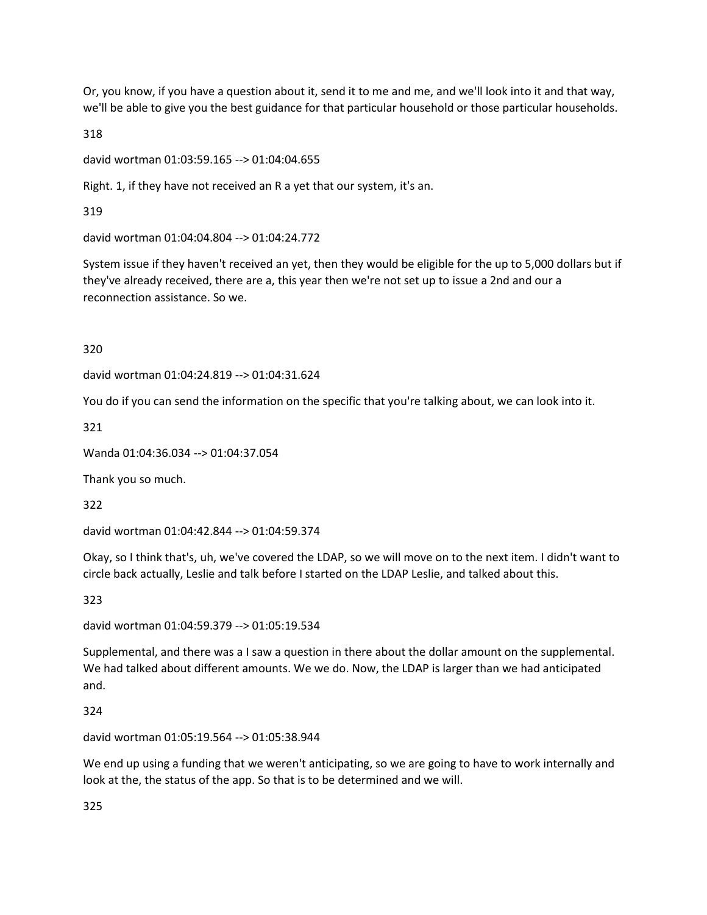Or, you know, if you have a question about it, send it to me and me, and we'll look into it and that way, we'll be able to give you the best guidance for that particular household or those particular households.

318

david wortman 01:03:59.165 --> 01:04:04.655

Right. 1, if they have not received an R a yet that our system, it's an.

319

david wortman 01:04:04.804 --> 01:04:24.772

System issue if they haven't received an yet, then they would be eligible for the up to 5,000 dollars but if they've already received, there are a, this year then we're not set up to issue a 2nd and our a reconnection assistance. So we.

320

david wortman 01:04:24.819 --> 01:04:31.624

You do if you can send the information on the specific that you're talking about, we can look into it.

321

Wanda 01:04:36.034 --> 01:04:37.054

Thank you so much.

322

david wortman 01:04:42.844 --> 01:04:59.374

Okay, so I think that's, uh, we've covered the LDAP, so we will move on to the next item. I didn't want to circle back actually, Leslie and talk before I started on the LDAP Leslie, and talked about this.

323

david wortman 01:04:59.379 --> 01:05:19.534

Supplemental, and there was a I saw a question in there about the dollar amount on the supplemental. We had talked about different amounts. We we do. Now, the LDAP is larger than we had anticipated and.

324

david wortman 01:05:19.564 --> 01:05:38.944

We end up using a funding that we weren't anticipating, so we are going to have to work internally and look at the, the status of the app. So that is to be determined and we will.

325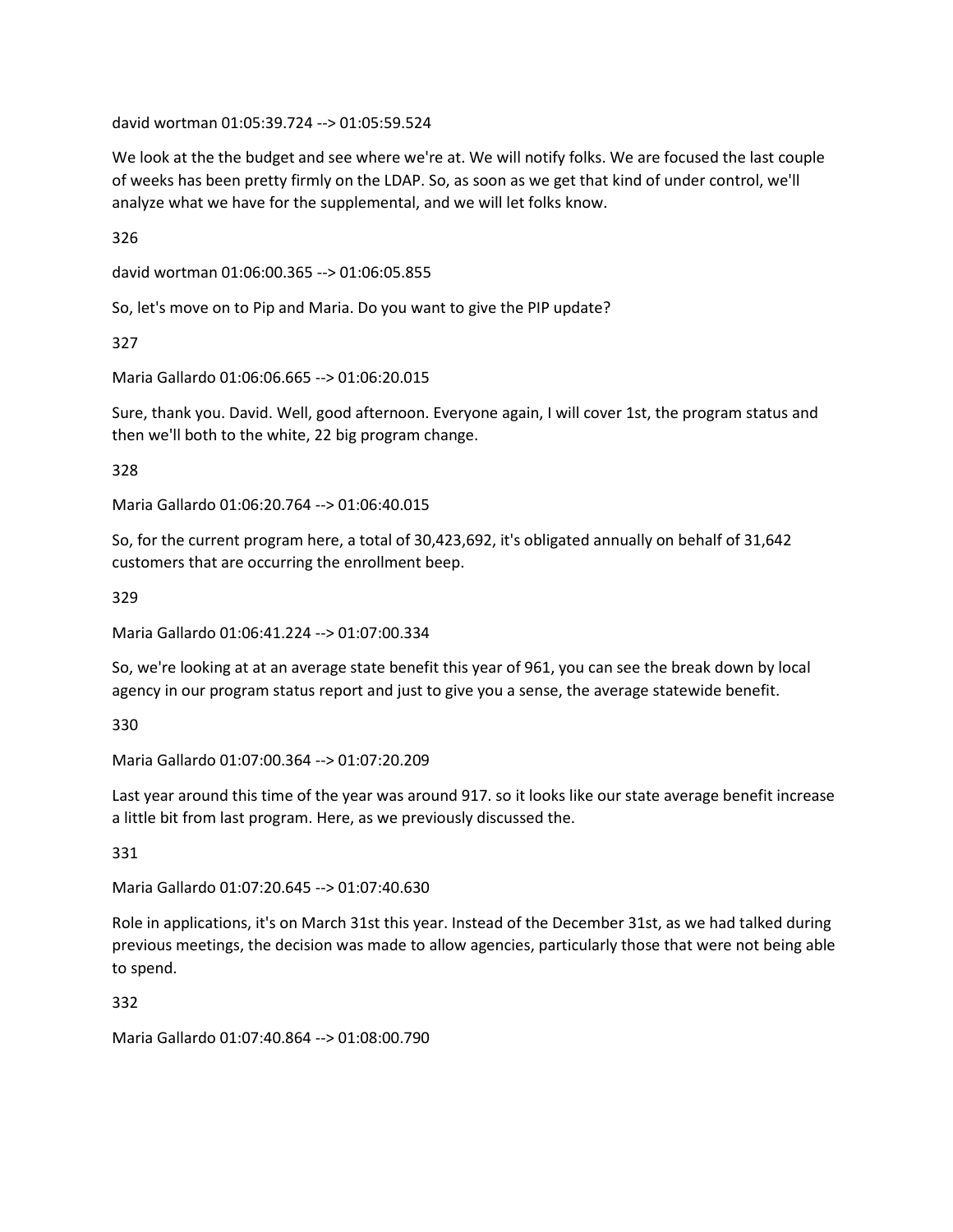david wortman 01:05:39.724 --> 01:05:59.524

We look at the the budget and see where we're at. We will notify folks. We are focused the last couple of weeks has been pretty firmly on the LDAP. So, as soon as we get that kind of under control, we'll analyze what we have for the supplemental, and we will let folks know.

326

david wortman 01:06:00.365 --> 01:06:05.855

So, let's move on to Pip and Maria. Do you want to give the PIP update?

327

Maria Gallardo 01:06:06.665 --> 01:06:20.015

Sure, thank you. David. Well, good afternoon. Everyone again, I will cover 1st, the program status and then we'll both to the white, 22 big program change.

328

Maria Gallardo 01:06:20.764 --> 01:06:40.015

So, for the current program here, a total of 30,423,692, it's obligated annually on behalf of 31,642 customers that are occurring the enrollment beep.

329

Maria Gallardo 01:06:41.224 --> 01:07:00.334

So, we're looking at at an average state benefit this year of 961, you can see the break down by local agency in our program status report and just to give you a sense, the average statewide benefit.

330

Maria Gallardo 01:07:00.364 --> 01:07:20.209

Last year around this time of the year was around 917. so it looks like our state average benefit increase a little bit from last program. Here, as we previously discussed the.

331

Maria Gallardo 01:07:20.645 --> 01:07:40.630

Role in applications, it's on March 31st this year. Instead of the December 31st, as we had talked during previous meetings, the decision was made to allow agencies, particularly those that were not being able to spend.

332

Maria Gallardo 01:07:40.864 --> 01:08:00.790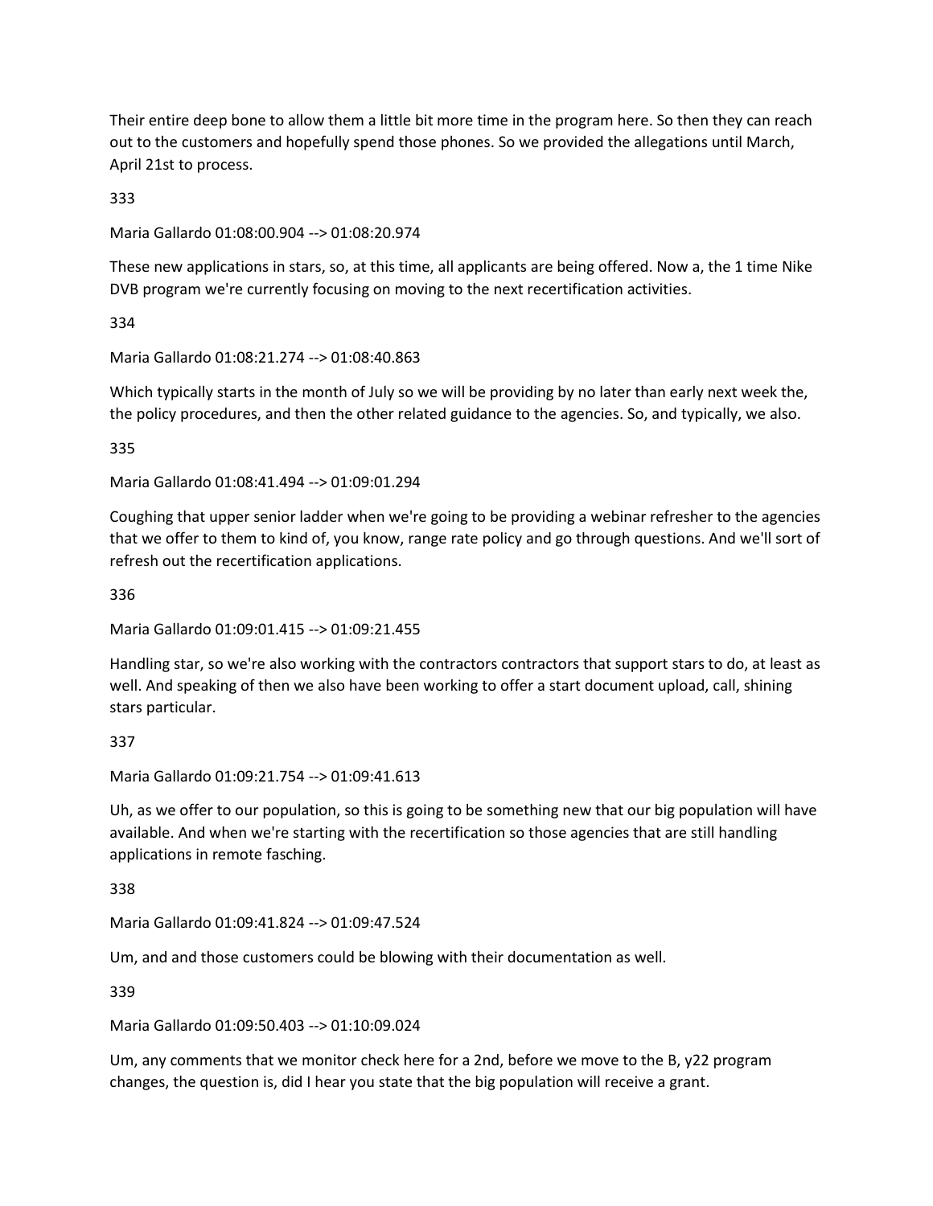Their entire deep bone to allow them a little bit more time in the program here. So then they can reach out to the customers and hopefully spend those phones. So we provided the allegations until March, April 21st to process.

333

Maria Gallardo 01:08:00.904 --> 01:08:20.974

These new applications in stars, so, at this time, all applicants are being offered. Now a, the 1 time Nike DVB program we're currently focusing on moving to the next recertification activities.

334

Maria Gallardo 01:08:21.274 --> 01:08:40.863

Which typically starts in the month of July so we will be providing by no later than early next week the, the policy procedures, and then the other related guidance to the agencies. So, and typically, we also.

335

Maria Gallardo 01:08:41.494 --> 01:09:01.294

Coughing that upper senior ladder when we're going to be providing a webinar refresher to the agencies that we offer to them to kind of, you know, range rate policy and go through questions. And we'll sort of refresh out the recertification applications.

336

Maria Gallardo 01:09:01.415 --> 01:09:21.455

Handling star, so we're also working with the contractors contractors that support stars to do, at least as well. And speaking of then we also have been working to offer a start document upload, call, shining stars particular.

337

Maria Gallardo 01:09:21.754 --> 01:09:41.613

Uh, as we offer to our population, so this is going to be something new that our big population will have available. And when we're starting with the recertification so those agencies that are still handling applications in remote fasching.

338

Maria Gallardo 01:09:41.824 --> 01:09:47.524

Um, and and those customers could be blowing with their documentation as well.

339

Maria Gallardo 01:09:50.403 --> 01:10:09.024

Um, any comments that we monitor check here for a 2nd, before we move to the B, y22 program changes, the question is, did I hear you state that the big population will receive a grant.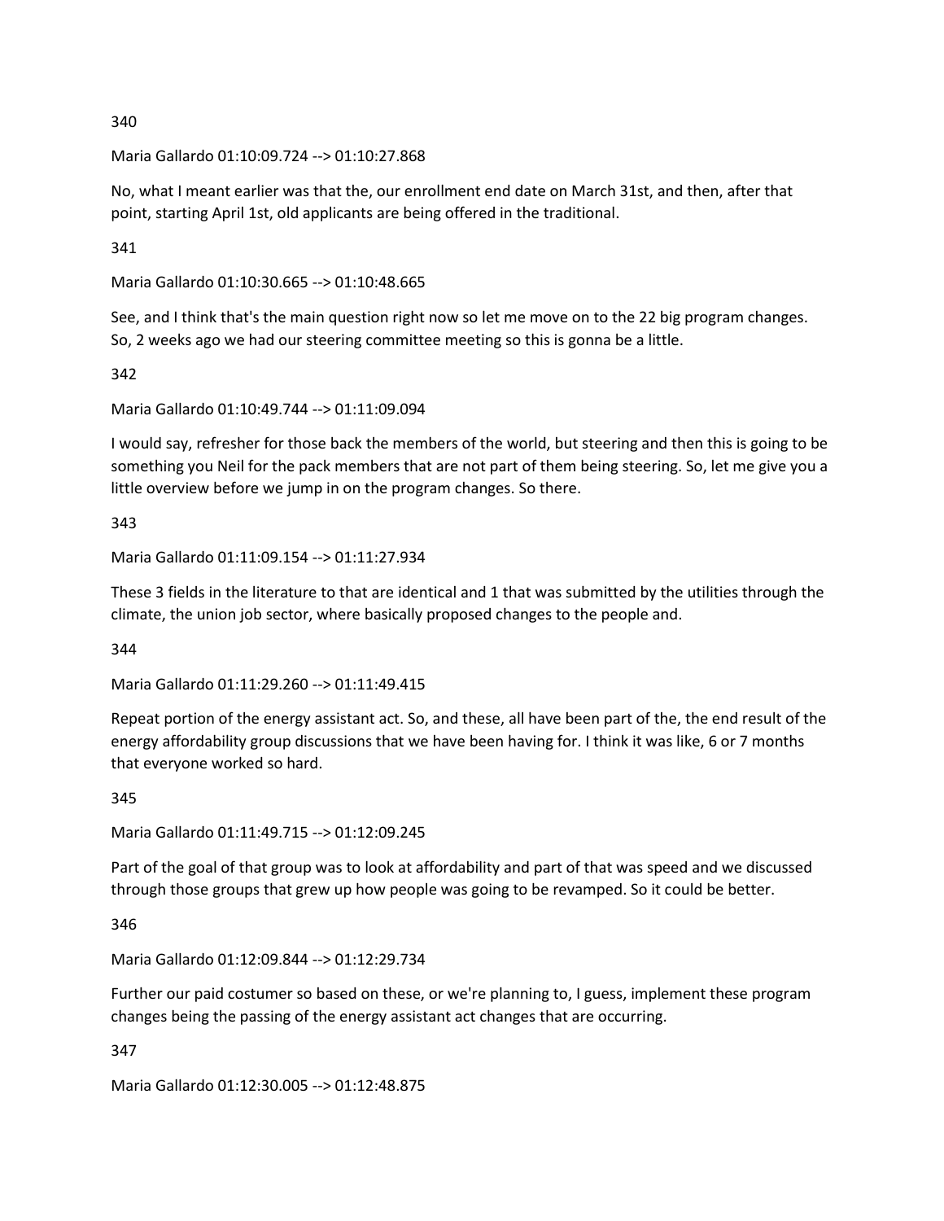340

Maria Gallardo 01:10:09.724 --> 01:10:27.868

No, what I meant earlier was that the, our enrollment end date on March 31st, and then, after that point, starting April 1st, old applicants are being offered in the traditional.

341

Maria Gallardo 01:10:30.665 --> 01:10:48.665

See, and I think that's the main question right now so let me move on to the 22 big program changes. So, 2 weeks ago we had our steering committee meeting so this is gonna be a little.

342

Maria Gallardo 01:10:49.744 --> 01:11:09.094

I would say, refresher for those back the members of the world, but steering and then this is going to be something you Neil for the pack members that are not part of them being steering. So, let me give you a little overview before we jump in on the program changes. So there.

343

Maria Gallardo 01:11:09.154 --> 01:11:27.934

These 3 fields in the literature to that are identical and 1 that was submitted by the utilities through the climate, the union job sector, where basically proposed changes to the people and.

344

Maria Gallardo 01:11:29.260 --> 01:11:49.415

Repeat portion of the energy assistant act. So, and these, all have been part of the, the end result of the energy affordability group discussions that we have been having for. I think it was like, 6 or 7 months that everyone worked so hard.

345

Maria Gallardo 01:11:49.715 --> 01:12:09.245

Part of the goal of that group was to look at affordability and part of that was speed and we discussed through those groups that grew up how people was going to be revamped. So it could be better.

346

Maria Gallardo 01:12:09.844 --> 01:12:29.734

Further our paid costumer so based on these, or we're planning to, I guess, implement these program changes being the passing of the energy assistant act changes that are occurring.

347

Maria Gallardo 01:12:30.005 --> 01:12:48.875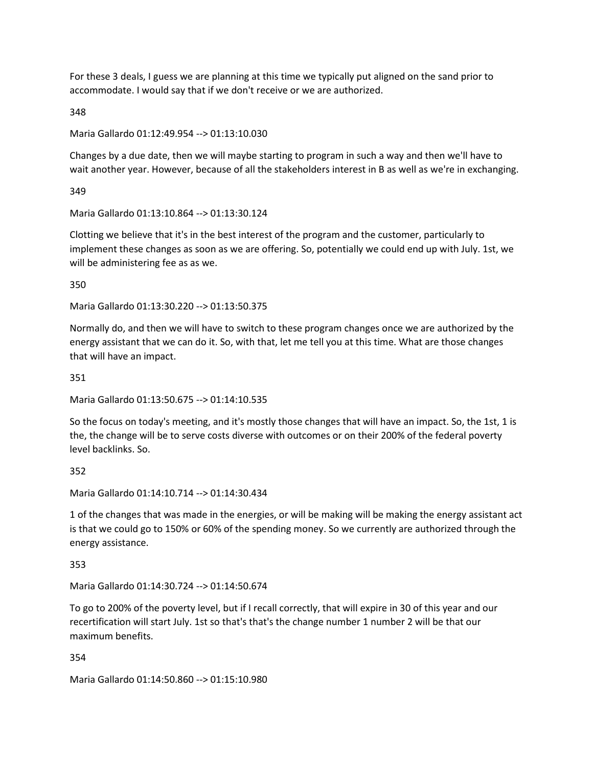For these 3 deals, I guess we are planning at this time we typically put aligned on the sand prior to accommodate. I would say that if we don't receive or we are authorized.

348

Maria Gallardo 01:12:49.954 --> 01:13:10.030

Changes by a due date, then we will maybe starting to program in such a way and then we'll have to wait another year. However, because of all the stakeholders interest in B as well as we're in exchanging.

349

Maria Gallardo 01:13:10.864 --> 01:13:30.124

Clotting we believe that it's in the best interest of the program and the customer, particularly to implement these changes as soon as we are offering. So, potentially we could end up with July. 1st, we will be administering fee as as we.

350

Maria Gallardo 01:13:30.220 --> 01:13:50.375

Normally do, and then we will have to switch to these program changes once we are authorized by the energy assistant that we can do it. So, with that, let me tell you at this time. What are those changes that will have an impact.

351

Maria Gallardo 01:13:50.675 --> 01:14:10.535

So the focus on today's meeting, and it's mostly those changes that will have an impact. So, the 1st, 1 is the, the change will be to serve costs diverse with outcomes or on their 200% of the federal poverty level backlinks. So.

352

Maria Gallardo 01:14:10.714 --> 01:14:30.434

1 of the changes that was made in the energies, or will be making will be making the energy assistant act is that we could go to 150% or 60% of the spending money. So we currently are authorized through the energy assistance.

353

Maria Gallardo 01:14:30.724 --> 01:14:50.674

To go to 200% of the poverty level, but if I recall correctly, that will expire in 30 of this year and our recertification will start July. 1st so that's that's the change number 1 number 2 will be that our maximum benefits.

354

Maria Gallardo 01:14:50.860 --> 01:15:10.980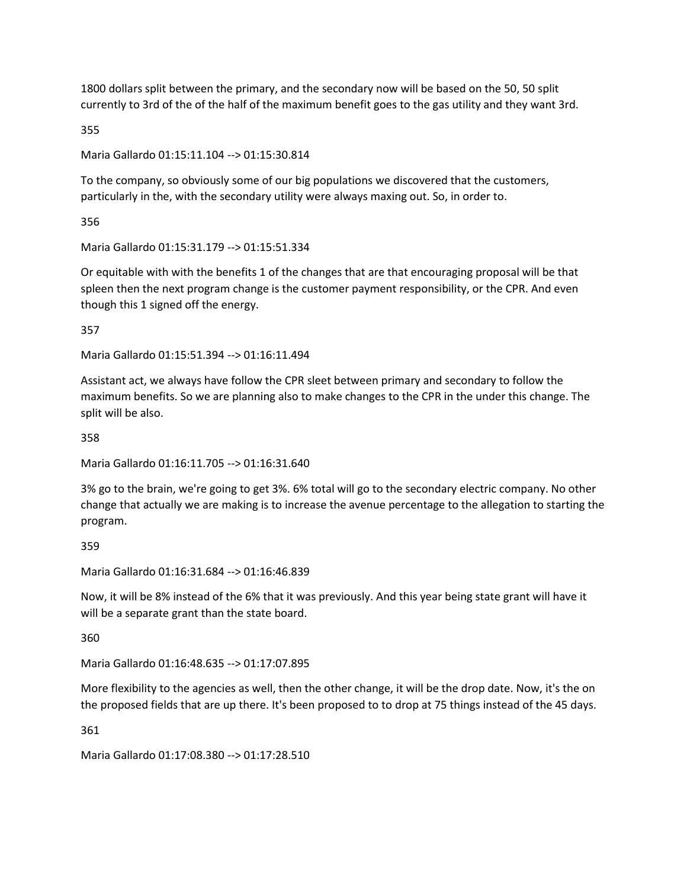1800 dollars split between the primary, and the secondary now will be based on the 50, 50 split currently to 3rd of the of the half of the maximum benefit goes to the gas utility and they want 3rd.

355

Maria Gallardo 01:15:11.104 --> 01:15:30.814

To the company, so obviously some of our big populations we discovered that the customers, particularly in the, with the secondary utility were always maxing out. So, in order to.

356

Maria Gallardo 01:15:31.179 --> 01:15:51.334

Or equitable with with the benefits 1 of the changes that are that encouraging proposal will be that spleen then the next program change is the customer payment responsibility, or the CPR. And even though this 1 signed off the energy.

357

Maria Gallardo 01:15:51.394 --> 01:16:11.494

Assistant act, we always have follow the CPR sleet between primary and secondary to follow the maximum benefits. So we are planning also to make changes to the CPR in the under this change. The split will be also.

358

Maria Gallardo 01:16:11.705 --> 01:16:31.640

3% go to the brain, we're going to get 3%. 6% total will go to the secondary electric company. No other change that actually we are making is to increase the avenue percentage to the allegation to starting the program.

359

Maria Gallardo 01:16:31.684 --> 01:16:46.839

Now, it will be 8% instead of the 6% that it was previously. And this year being state grant will have it will be a separate grant than the state board.

360

Maria Gallardo 01:16:48.635 --> 01:17:07.895

More flexibility to the agencies as well, then the other change, it will be the drop date. Now, it's the on the proposed fields that are up there. It's been proposed to to drop at 75 things instead of the 45 days.

361

Maria Gallardo 01:17:08.380 --> 01:17:28.510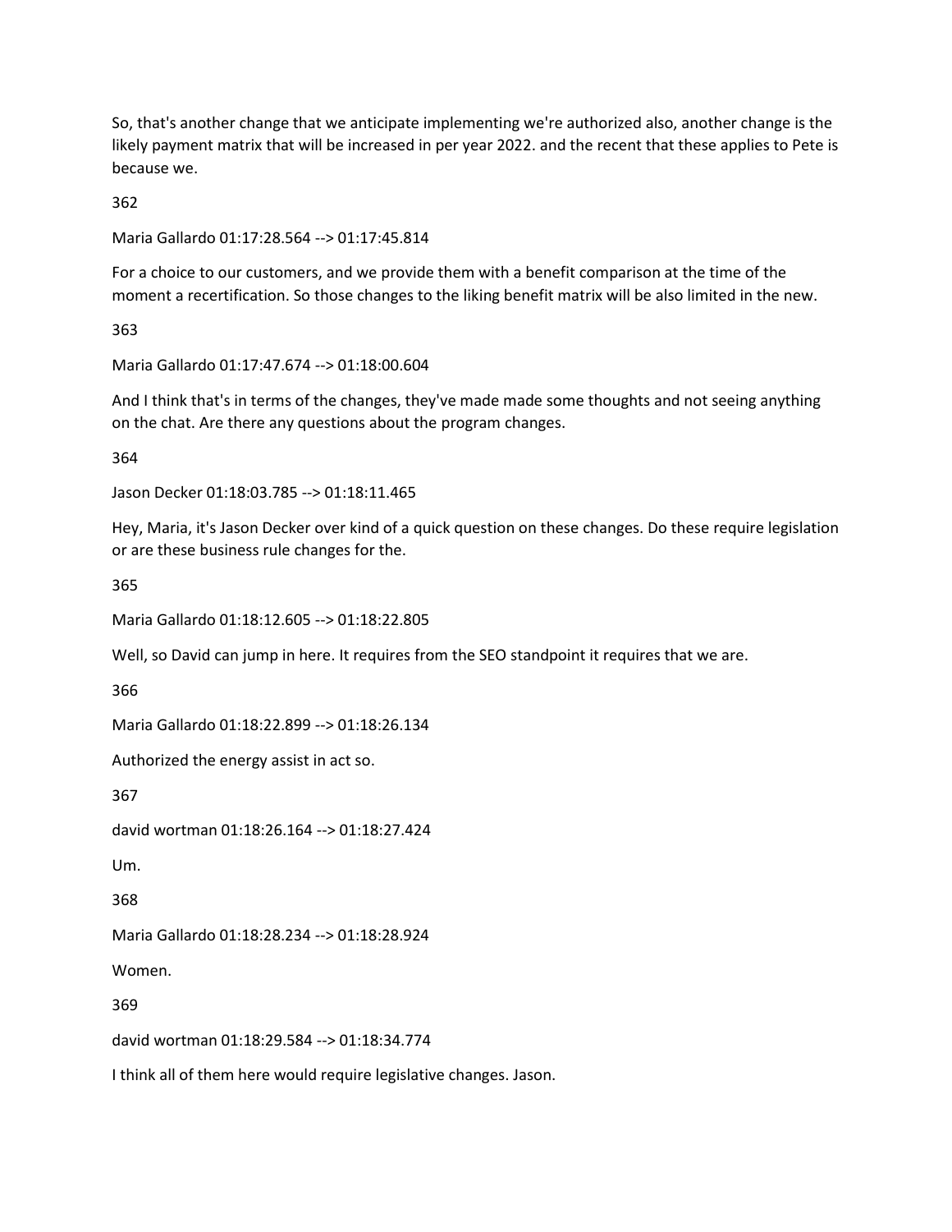So, that's another change that we anticipate implementing we're authorized also, another change is the likely payment matrix that will be increased in per year 2022. and the recent that these applies to Pete is because we.

362

Maria Gallardo 01:17:28.564 --> 01:17:45.814

For a choice to our customers, and we provide them with a benefit comparison at the time of the moment a recertification. So those changes to the liking benefit matrix will be also limited in the new.

363

Maria Gallardo 01:17:47.674 --> 01:18:00.604

And I think that's in terms of the changes, they've made made some thoughts and not seeing anything on the chat. Are there any questions about the program changes.

364

Jason Decker 01:18:03.785 --> 01:18:11.465

Hey, Maria, it's Jason Decker over kind of a quick question on these changes. Do these require legislation or are these business rule changes for the.

365

Maria Gallardo 01:18:12.605 --> 01:18:22.805

Well, so David can jump in here. It requires from the SEO standpoint it requires that we are.

366

Maria Gallardo 01:18:22.899 --> 01:18:26.134

Authorized the energy assist in act so.

367

david wortman 01:18:26.164 --> 01:18:27.424

Um.

368

Maria Gallardo 01:18:28.234 --> 01:18:28.924

Women.

369

david wortman 01:18:29.584 --> 01:18:34.774

I think all of them here would require legislative changes. Jason.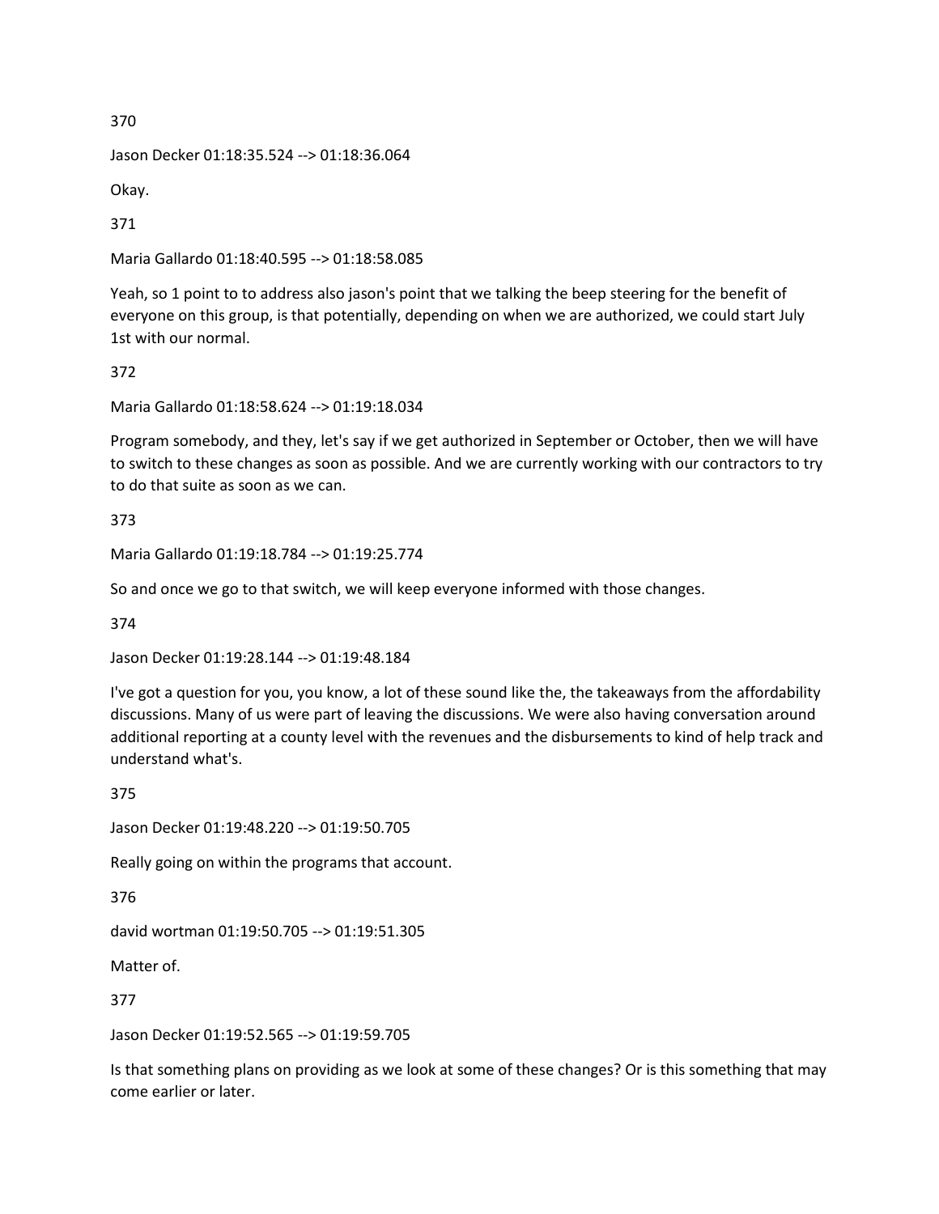370

Jason Decker 01:18:35.524 --> 01:18:36.064

Okay.

371

Maria Gallardo 01:18:40.595 --> 01:18:58.085

Yeah, so 1 point to to address also jason's point that we talking the beep steering for the benefit of everyone on this group, is that potentially, depending on when we are authorized, we could start July 1st with our normal.

372

Maria Gallardo 01:18:58.624 --> 01:19:18.034

Program somebody, and they, let's say if we get authorized in September or October, then we will have to switch to these changes as soon as possible. And we are currently working with our contractors to try to do that suite as soon as we can.

373

Maria Gallardo 01:19:18.784 --> 01:19:25.774

So and once we go to that switch, we will keep everyone informed with those changes.

374

Jason Decker 01:19:28.144 --> 01:19:48.184

I've got a question for you, you know, a lot of these sound like the, the takeaways from the affordability discussions. Many of us were part of leaving the discussions. We were also having conversation around additional reporting at a county level with the revenues and the disbursements to kind of help track and understand what's.

375

Jason Decker 01:19:48.220 --> 01:19:50.705

Really going on within the programs that account.

376

david wortman 01:19:50.705 --> 01:19:51.305

Matter of.

377

Jason Decker 01:19:52.565 --> 01:19:59.705

Is that something plans on providing as we look at some of these changes? Or is this something that may come earlier or later.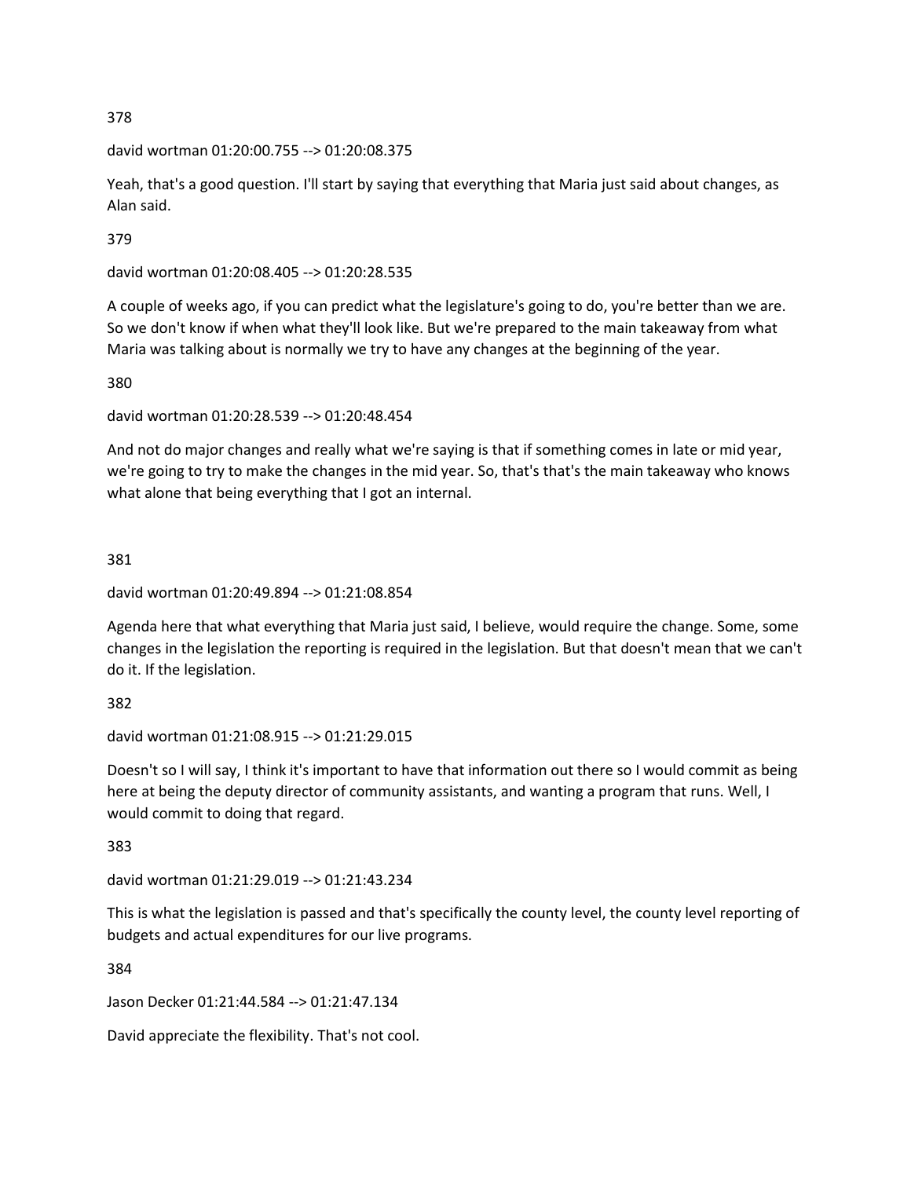378

david wortman 01:20:00.755 --> 01:20:08.375

Yeah, that's a good question. I'll start by saying that everything that Maria just said about changes, as Alan said.

379

david wortman 01:20:08.405 --> 01:20:28.535

A couple of weeks ago, if you can predict what the legislature's going to do, you're better than we are. So we don't know if when what they'll look like. But we're prepared to the main takeaway from what Maria was talking about is normally we try to have any changes at the beginning of the year.

380

david wortman 01:20:28.539 --> 01:20:48.454

And not do major changes and really what we're saying is that if something comes in late or mid year, we're going to try to make the changes in the mid year. So, that's that's the main takeaway who knows what alone that being everything that I got an internal.

381

david wortman 01:20:49.894 --> 01:21:08.854

Agenda here that what everything that Maria just said, I believe, would require the change. Some, some changes in the legislation the reporting is required in the legislation. But that doesn't mean that we can't do it. If the legislation.

382

david wortman 01:21:08.915 --> 01:21:29.015

Doesn't so I will say, I think it's important to have that information out there so I would commit as being here at being the deputy director of community assistants, and wanting a program that runs. Well, I would commit to doing that regard.

383

david wortman 01:21:29.019 --> 01:21:43.234

This is what the legislation is passed and that's specifically the county level, the county level reporting of budgets and actual expenditures for our live programs.

384

Jason Decker 01:21:44.584 --> 01:21:47.134

David appreciate the flexibility. That's not cool.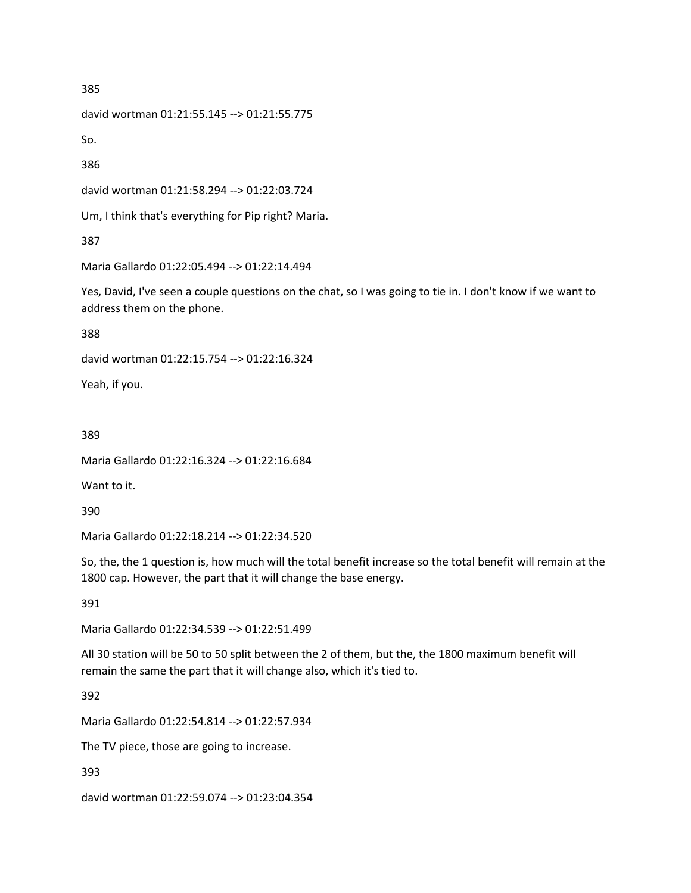385

david wortman 01:21:55.145 --> 01:21:55.775

So.

386

david wortman 01:21:58.294 --> 01:22:03.724

Um, I think that's everything for Pip right? Maria.

387

Maria Gallardo 01:22:05.494 --> 01:22:14.494

Yes, David, I've seen a couple questions on the chat, so I was going to tie in. I don't know if we want to address them on the phone.

388

david wortman 01:22:15.754 --> 01:22:16.324

Yeah, if you.

389

Maria Gallardo 01:22:16.324 --> 01:22:16.684

Want to it.

390

Maria Gallardo 01:22:18.214 --> 01:22:34.520

So, the, the 1 question is, how much will the total benefit increase so the total benefit will remain at the 1800 cap. However, the part that it will change the base energy.

391

Maria Gallardo 01:22:34.539 --> 01:22:51.499

All 30 station will be 50 to 50 split between the 2 of them, but the, the 1800 maximum benefit will remain the same the part that it will change also, which it's tied to.

392

Maria Gallardo 01:22:54.814 --> 01:22:57.934

The TV piece, those are going to increase.

393

david wortman 01:22:59.074 --> 01:23:04.354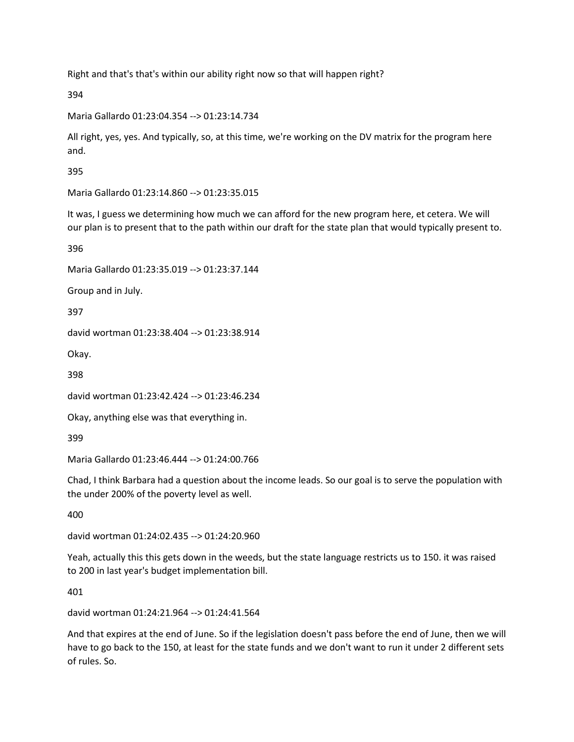Right and that's that's within our ability right now so that will happen right?

394

Maria Gallardo 01:23:04.354 --> 01:23:14.734

All right, yes, yes. And typically, so, at this time, we're working on the DV matrix for the program here and.

395

Maria Gallardo 01:23:14.860 --> 01:23:35.015

It was, I guess we determining how much we can afford for the new program here, et cetera. We will our plan is to present that to the path within our draft for the state plan that would typically present to.

396

Maria Gallardo 01:23:35.019 --> 01:23:37.144

Group and in July.

397

david wortman 01:23:38.404 --> 01:23:38.914

Okay.

398

david wortman 01:23:42.424 --> 01:23:46.234

Okay, anything else was that everything in.

399

Maria Gallardo 01:23:46.444 --> 01:24:00.766

Chad, I think Barbara had a question about the income leads. So our goal is to serve the population with the under 200% of the poverty level as well.

400

david wortman 01:24:02.435 --> 01:24:20.960

Yeah, actually this this gets down in the weeds, but the state language restricts us to 150. it was raised to 200 in last year's budget implementation bill.

401

david wortman 01:24:21.964 --> 01:24:41.564

And that expires at the end of June. So if the legislation doesn't pass before the end of June, then we will have to go back to the 150, at least for the state funds and we don't want to run it under 2 different sets of rules. So.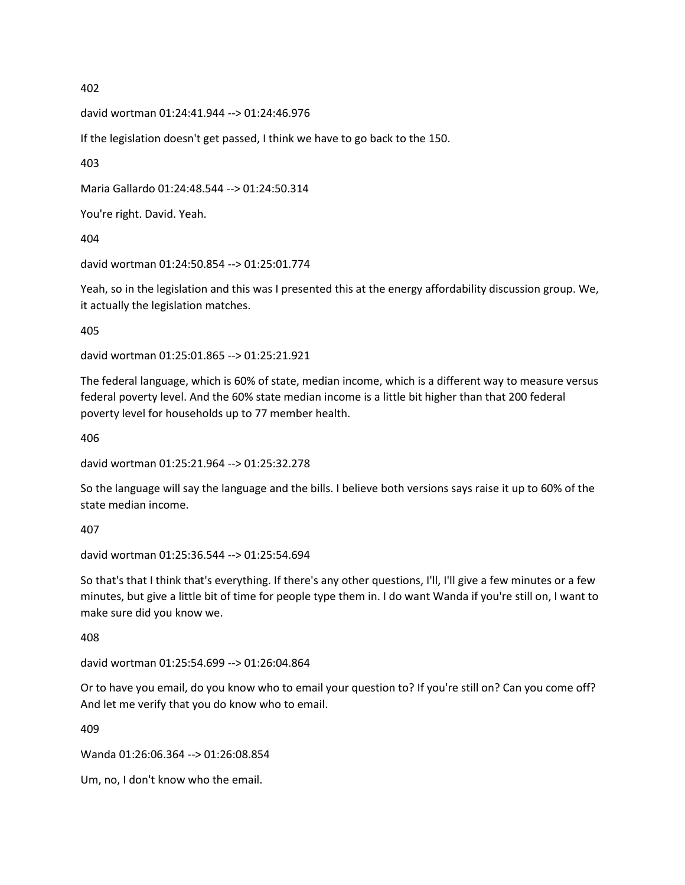402

david wortman 01:24:41.944 --> 01:24:46.976

If the legislation doesn't get passed, I think we have to go back to the 150.

403

Maria Gallardo 01:24:48.544 --> 01:24:50.314

You're right. David. Yeah.

404

david wortman 01:24:50.854 --> 01:25:01.774

Yeah, so in the legislation and this was I presented this at the energy affordability discussion group. We, it actually the legislation matches.

405

david wortman 01:25:01.865 --> 01:25:21.921

The federal language, which is 60% of state, median income, which is a different way to measure versus federal poverty level. And the 60% state median income is a little bit higher than that 200 federal poverty level for households up to 77 member health.

406

david wortman 01:25:21.964 --> 01:25:32.278

So the language will say the language and the bills. I believe both versions says raise it up to 60% of the state median income.

407

david wortman 01:25:36.544 --> 01:25:54.694

So that's that I think that's everything. If there's any other questions, I'll, I'll give a few minutes or a few minutes, but give a little bit of time for people type them in. I do want Wanda if you're still on, I want to make sure did you know we.

408

david wortman 01:25:54.699 --> 01:26:04.864

Or to have you email, do you know who to email your question to? If you're still on? Can you come off? And let me verify that you do know who to email.

409

Wanda 01:26:06.364 --> 01:26:08.854

Um, no, I don't know who the email.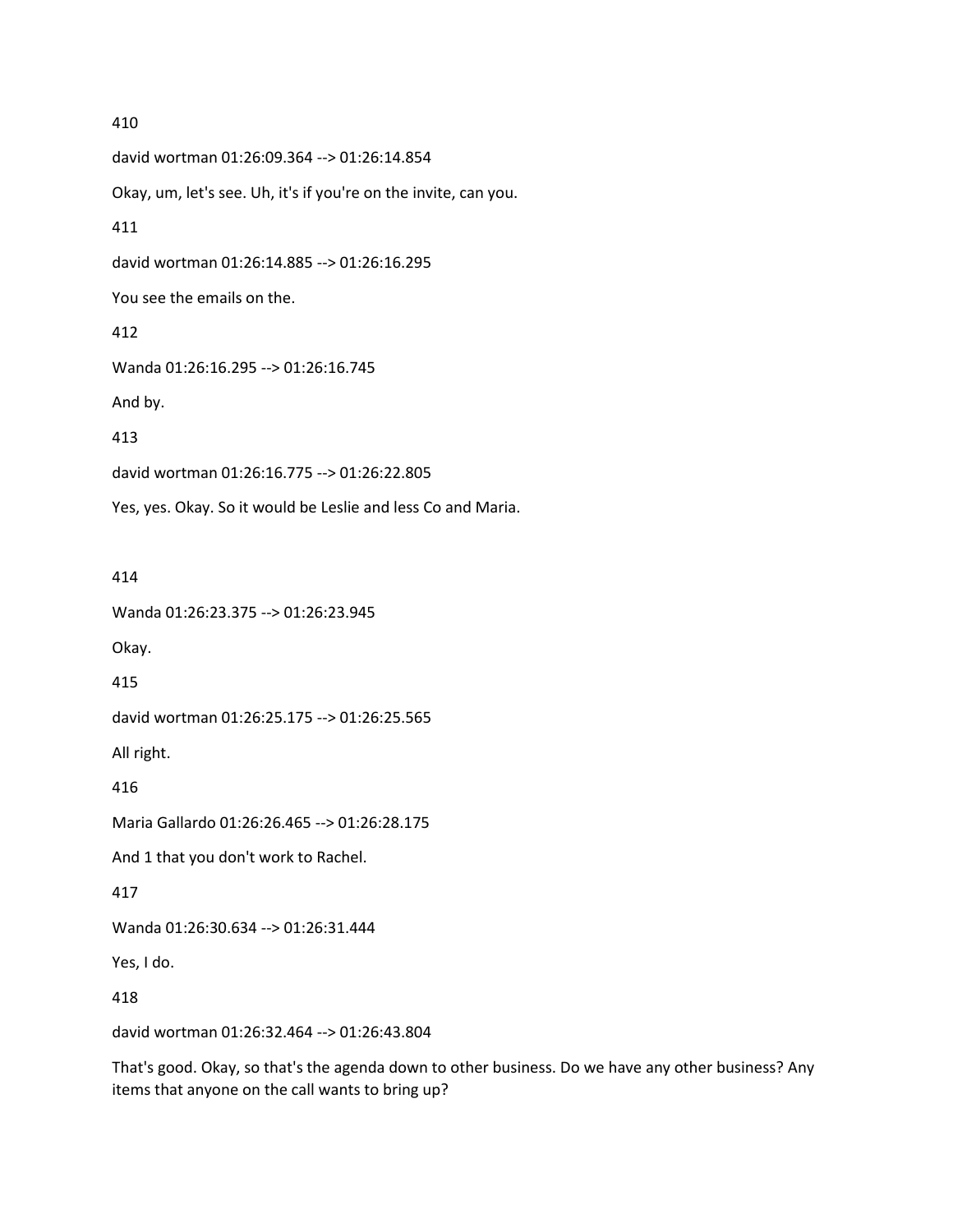410

david wortman 01:26:09.364 --> 01:26:14.854

Okay, um, let's see. Uh, it's if you're on the invite, can you.

411

david wortman 01:26:14.885 --> 01:26:16.295

You see the emails on the.

412

Wanda 01:26:16.295 --> 01:26:16.745

And by.

413

david wortman 01:26:16.775 --> 01:26:22.805

Yes, yes. Okay. So it would be Leslie and less Co and Maria.

414

Wanda 01:26:23.375 --> 01:26:23.945

Okay.

415

david wortman 01:26:25.175 --> 01:26:25.565

All right.

416

Maria Gallardo 01:26:26.465 --> 01:26:28.175

And 1 that you don't work to Rachel.

417

Wanda 01:26:30.634 --> 01:26:31.444

Yes, I do.

418

david wortman 01:26:32.464 --> 01:26:43.804

That's good. Okay, so that's the agenda down to other business. Do we have any other business? Any items that anyone on the call wants to bring up?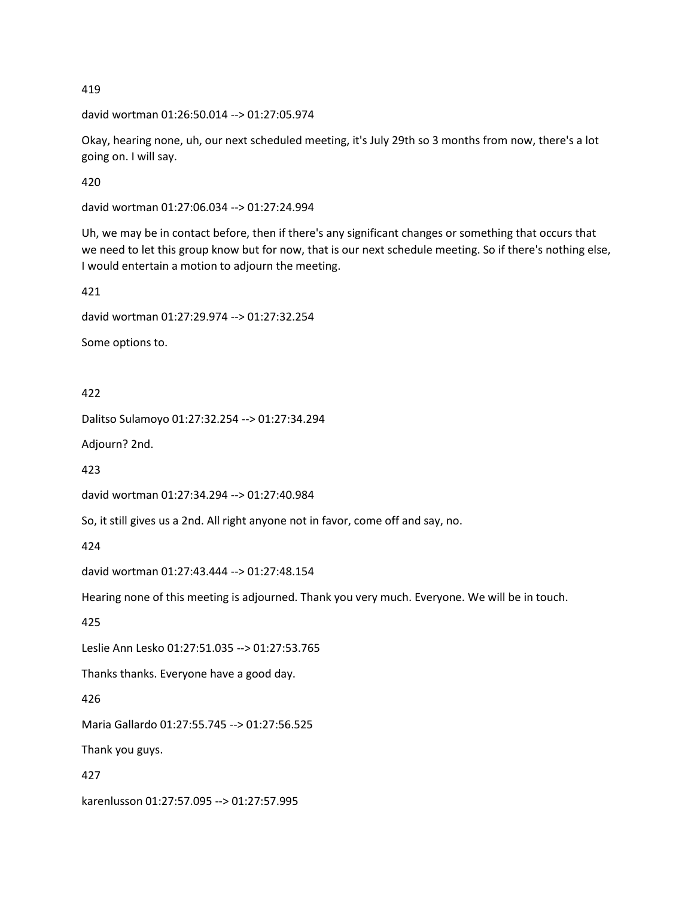419

david wortman 01:26:50.014 --> 01:27:05.974

Okay, hearing none, uh, our next scheduled meeting, it's July 29th so 3 months from now, there's a lot going on. I will say.

420

david wortman 01:27:06.034 --> 01:27:24.994

Uh, we may be in contact before, then if there's any significant changes or something that occurs that we need to let this group know but for now, that is our next schedule meeting. So if there's nothing else, I would entertain a motion to adjourn the meeting.

421

david wortman 01:27:29.974 --> 01:27:32.254

Some options to.

422

Dalitso Sulamoyo 01:27:32.254 --> 01:27:34.294

Adjourn? 2nd.

423

david wortman 01:27:34.294 --> 01:27:40.984

So, it still gives us a 2nd. All right anyone not in favor, come off and say, no.

424

david wortman 01:27:43.444 --> 01:27:48.154

Hearing none of this meeting is adjourned. Thank you very much. Everyone. We will be in touch.

425

Leslie Ann Lesko 01:27:51.035 --> 01:27:53.765

Thanks thanks. Everyone have a good day.

426

Maria Gallardo 01:27:55.745 --> 01:27:56.525

Thank you guys.

427

karenlusson 01:27:57.095 --> 01:27:57.995